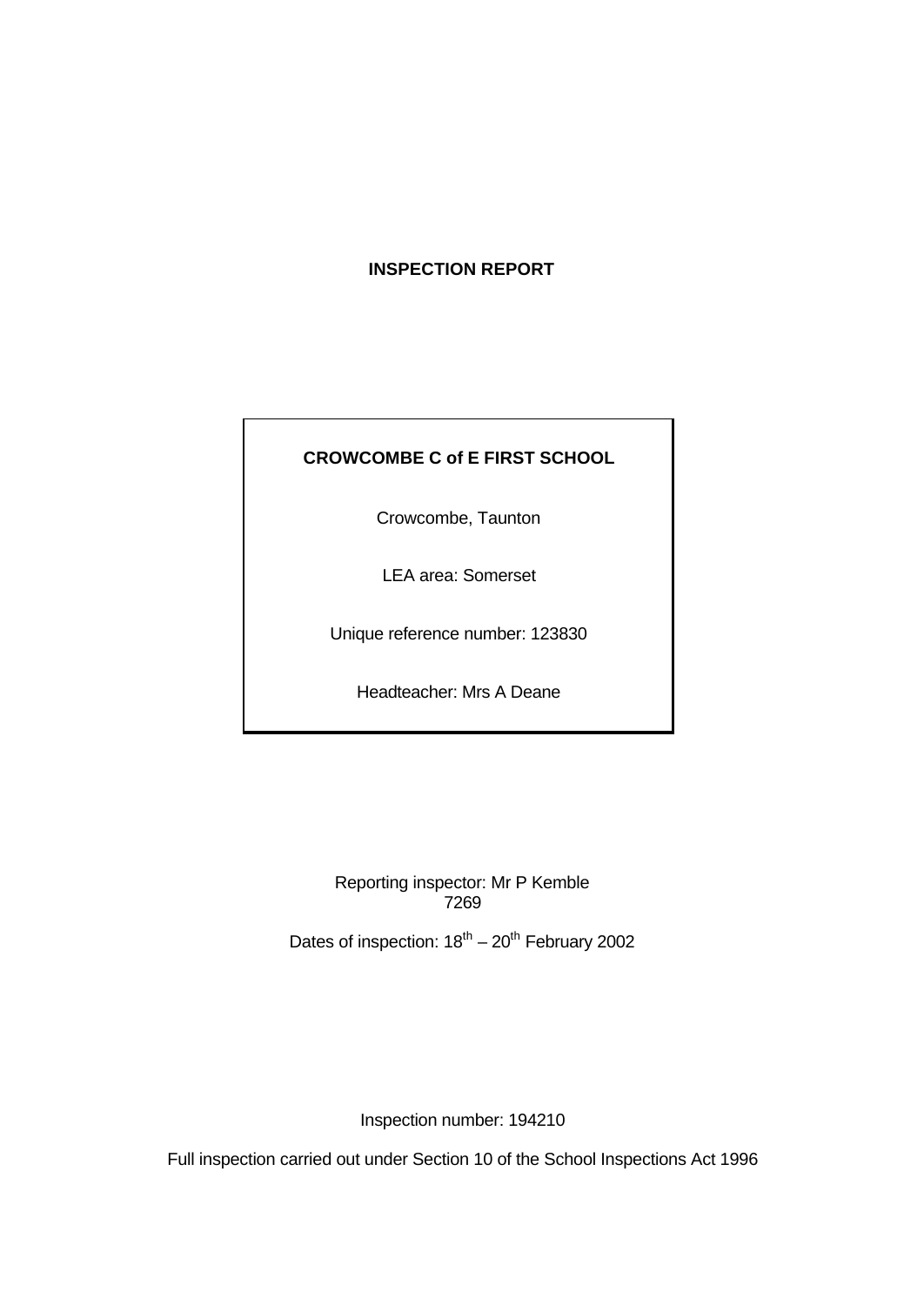# INSPECTION REPORT

**CROWCOMBE C of E FIRST SCHOOL**

Crowcombe, Taunton

LEA area: Somerset

Unique reference number: 123830

Headteacher: Mrs A Deane

Reporting inspector: Mr P Kemble
7269

Dates of inspection: 18th – 20th February 2002

Inspection number: 194210

Full inspection carried out under Section 10 of the School Inspections Act 1996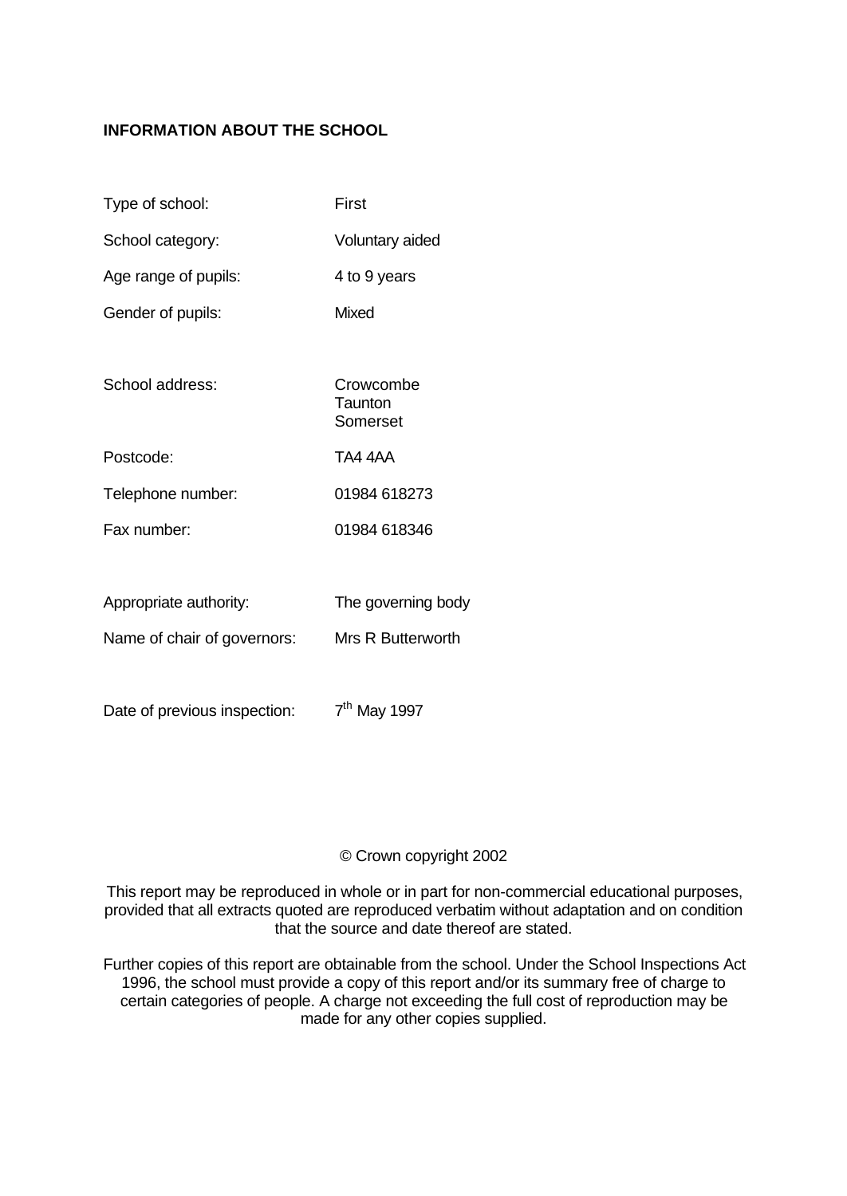**INFORMATION ABOUT THE SCHOOL**

| | |
|---|---|
| Type of school: | First |
| School category: | Voluntary aided |
| Age range of pupils: | 4 to 9 years |
| Gender of pupils: | Mixed |
| School address: | Crowcombe<br>Taunton<br>Somerset |
| Postcode: | TA4 4AA |
| Telephone number: | 01984 618273 |
| Fax number: | 01984 618346 |
| Appropriate authority: | The governing body |
| Name of chair of governors: | Mrs R Butterworth |
| Date of previous inspection: | 7th May 1997 |

© Crown copyright 2002

This report may be reproduced in whole or in part for non-commercial educational purposes, provided that all extracts quoted are reproduced verbatim without adaptation and on condition that the source and date thereof are stated.

Further copies of this report are obtainable from the school. Under the School Inspections Act 1996, the school must provide a copy of this report and/or its summary free of charge to certain categories of people. A charge not exceeding the full cost of reproduction may be made for any other copies supplied.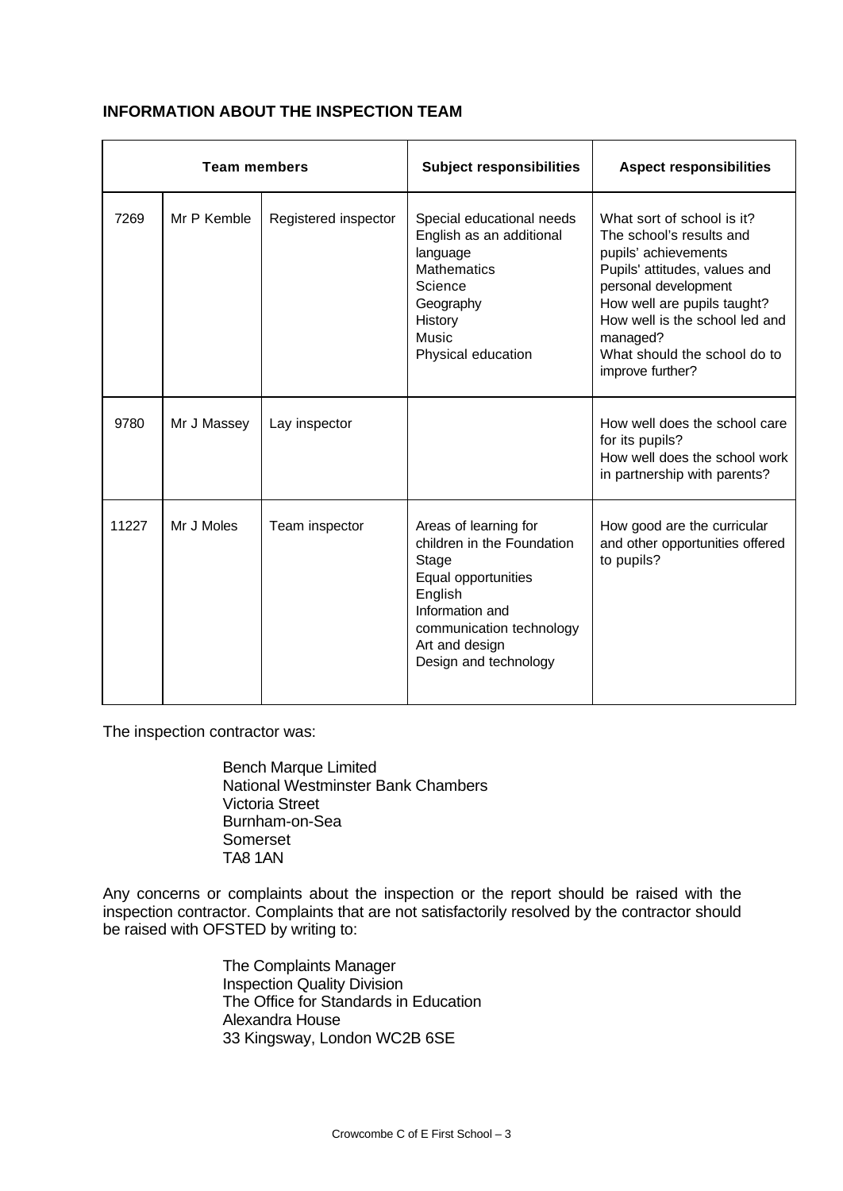### INFORMATION ABOUT THE INSPECTION TEAM

| Team members | | | Subject responsibilities | Aspect responsibilities |
|---|---|---|---|---|
| 7269 | Mr P Kemble | Registered inspector | Special educational needs<br>English as an additional language<br>Mathematics<br>Science<br>Geography<br>History<br>Music<br>Physical education | What sort of school is it?<br>The school's results and pupils' achievements<br>Pupils' attitudes, values and personal development<br>How well are pupils taught?<br>How well is the school led and managed?<br>What should the school do to improve further? |
| 9780 | Mr J Massey | Lay inspector | | How well does the school care for its pupils?<br>How well does the school work in partnership with parents? |
| 11227 | Mr J Moles | Team inspector | Areas of learning for children in the Foundation Stage<br>Equal opportunities<br>English<br>Information and communication technology<br>Art and design<br>Design and technology | How good are the curricular and other opportunities offered to pupils? |

The inspection contractor was:

Bench Marque Limited
National Westminster Bank Chambers
Victoria Street
Burnham-on-Sea
Somerset
TA8 1AN

Any concerns or complaints about the inspection or the report should be raised with the inspection contractor. Complaints that are not satisfactorily resolved by the contractor should be raised with OFSTED by writing to:

The Complaints Manager
Inspection Quality Division
The Office for Standards in Education
Alexandra House
33 Kingsway, London WC2B 6SE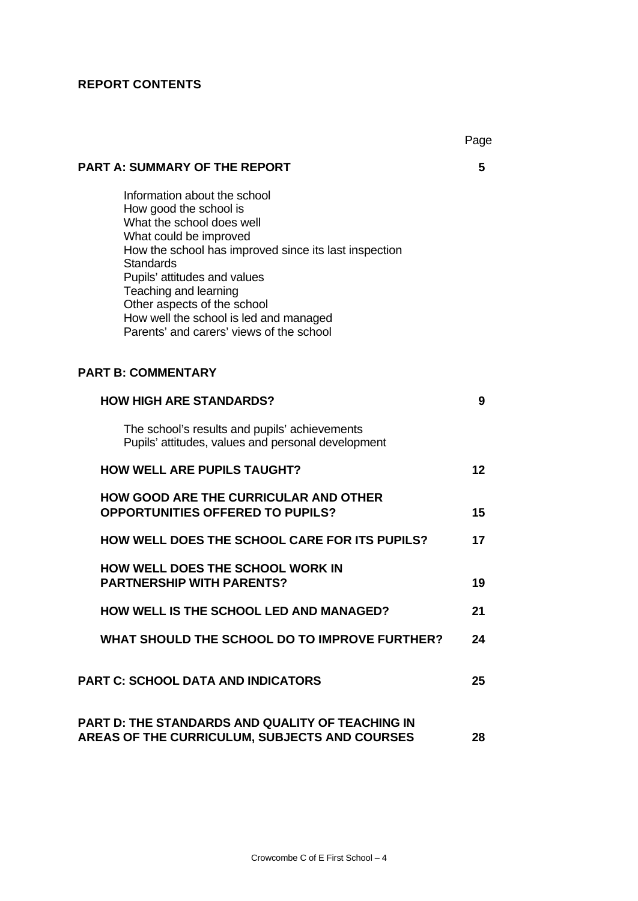## REPORT CONTENTS

| | Page |
|---|---|
| **PART A: SUMMARY OF THE REPORT** | **5** |
| Information about the school<br>How good the school is<br>What the school does well<br>What could be improved<br>How the school has improved since its last inspection<br>Standards<br>Pupils' attitudes and values<br>Teaching and learning<br>Other aspects of the school<br>How well the school is led and managed<br>Parents' and carers' views of the school | |
| **PART B: COMMENTARY** | |
| **HOW HIGH ARE STANDARDS?** | **9** |
| The school's results and pupils' achievements<br>Pupils' attitudes, values and personal development | |
| **HOW WELL ARE PUPILS TAUGHT?** | **12** |
| **HOW GOOD ARE THE CURRICULAR AND OTHER OPPORTUNITIES OFFERED TO PUPILS?** | **15** |
| **HOW WELL DOES THE SCHOOL CARE FOR ITS PUPILS?** | **17** |
| **HOW WELL DOES THE SCHOOL WORK IN PARTNERSHIP WITH PARENTS?** | **19** |
| **HOW WELL IS THE SCHOOL LED AND MANAGED?** | **21** |
| **WHAT SHOULD THE SCHOOL DO TO IMPROVE FURTHER?** | **24** |
| **PART C: SCHOOL DATA AND INDICATORS** | **25** |
| **PART D: THE STANDARDS AND QUALITY OF TEACHING IN AREAS OF THE CURRICULUM, SUBJECTS AND COURSES** | **28** |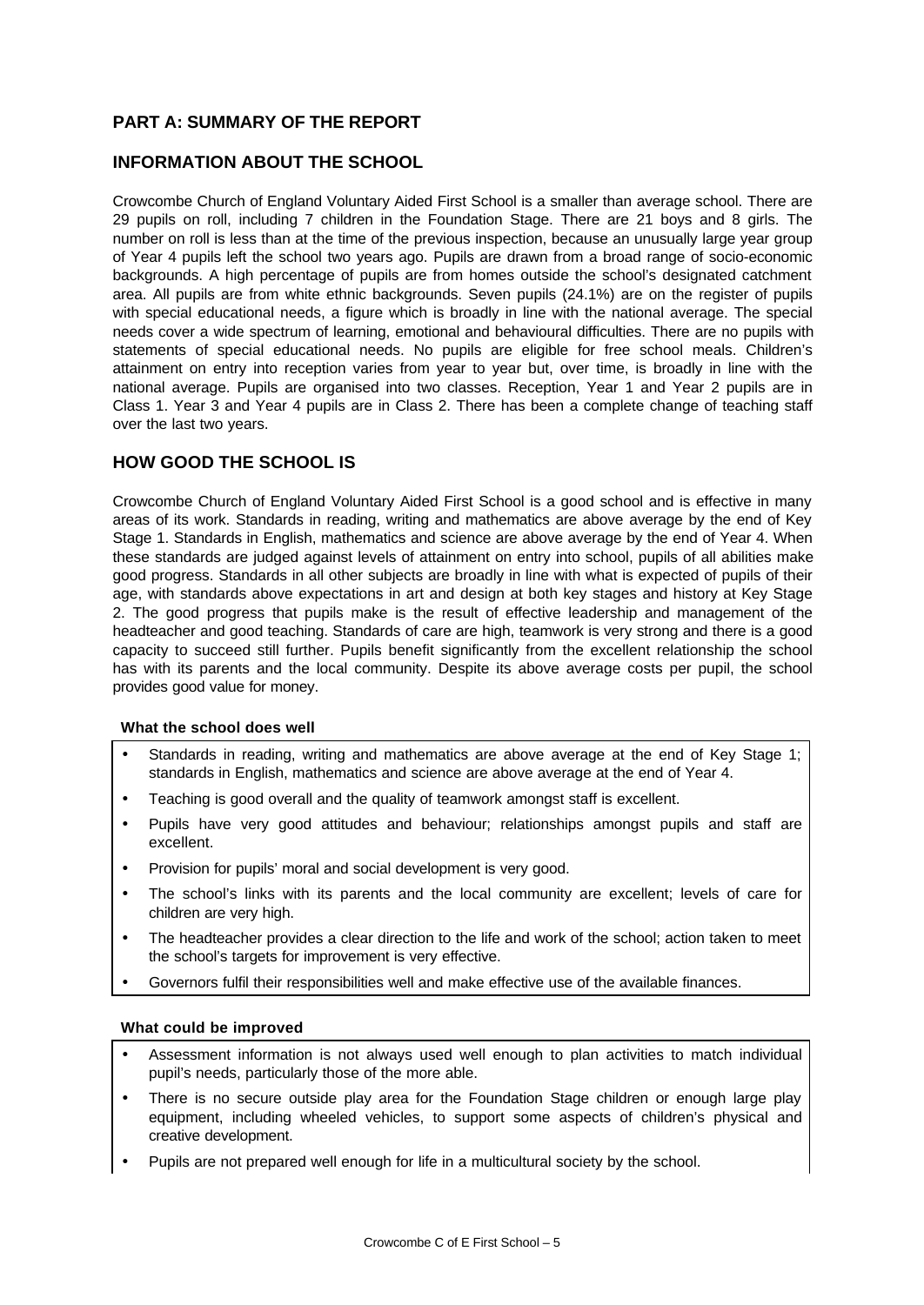## PART A: SUMMARY OF THE REPORT

## INFORMATION ABOUT THE SCHOOL

Crowcombe Church of England Voluntary Aided First School is a smaller than average school. There are 29 pupils on roll, including 7 children in the Foundation Stage. There are 21 boys and 8 girls. The number on roll is less than at the time of the previous inspection, because an unusually large year group of Year 4 pupils left the school two years ago. Pupils are drawn from a broad range of socio-economic backgrounds. A high percentage of pupils are from homes outside the school's designated catchment area. All pupils are from white ethnic backgrounds. Seven pupils (24.1%) are on the register of pupils with special educational needs, a figure which is broadly in line with the national average. The special needs cover a wide spectrum of learning, emotional and behavioural difficulties. There are no pupils with statements of special educational needs. No pupils are eligible for free school meals. Children's attainment on entry into reception varies from year to year but, over time, is broadly in line with the national average. Pupils are organised into two classes. Reception, Year 1 and Year 2 pupils are in Class 1. Year 3 and Year 4 pupils are in Class 2. There has been a complete change of teaching staff over the last two years.

## HOW GOOD THE SCHOOL IS

Crowcombe Church of England Voluntary Aided First School is a good school and is effective in many areas of its work. Standards in reading, writing and mathematics are above average by the end of Key Stage 1. Standards in English, mathematics and science are above average by the end of Year 4. When these standards are judged against levels of attainment on entry into school, pupils of all abilities make good progress. Standards in all other subjects are broadly in line with what is expected of pupils of their age, with standards above expectations in art and design at both key stages and history at Key Stage 2. The good progress that pupils make is the result of effective leadership and management of the headteacher and good teaching. Standards of care are high, teamwork is very strong and there is a good capacity to succeed still further. Pupils benefit significantly from the excellent relationship the school has with its parents and the local community. Despite its above average costs per pupil, the school provides good value for money.

**What the school does well**

- Standards in reading, writing and mathematics are above average at the end of Key Stage 1; standards in English, mathematics and science are above average at the end of Year 4.
- Teaching is good overall and the quality of teamwork amongst staff is excellent.
- Pupils have very good attitudes and behaviour; relationships amongst pupils and staff are excellent.
- Provision for pupils' moral and social development is very good.
- The school's links with its parents and the local community are excellent; levels of care for children are very high.
- The headteacher provides a clear direction to the life and work of the school; action taken to meet the school's targets for improvement is very effective.
- Governors fulfil their responsibilities well and make effective use of the available finances.

**What could be improved**

- Assessment information is not always used well enough to plan activities to match individual pupil's needs, particularly those of the more able.
- There is no secure outside play area for the Foundation Stage children or enough large play equipment, including wheeled vehicles, to support some aspects of children's physical and creative development.
- Pupils are not prepared well enough for life in a multicultural society by the school.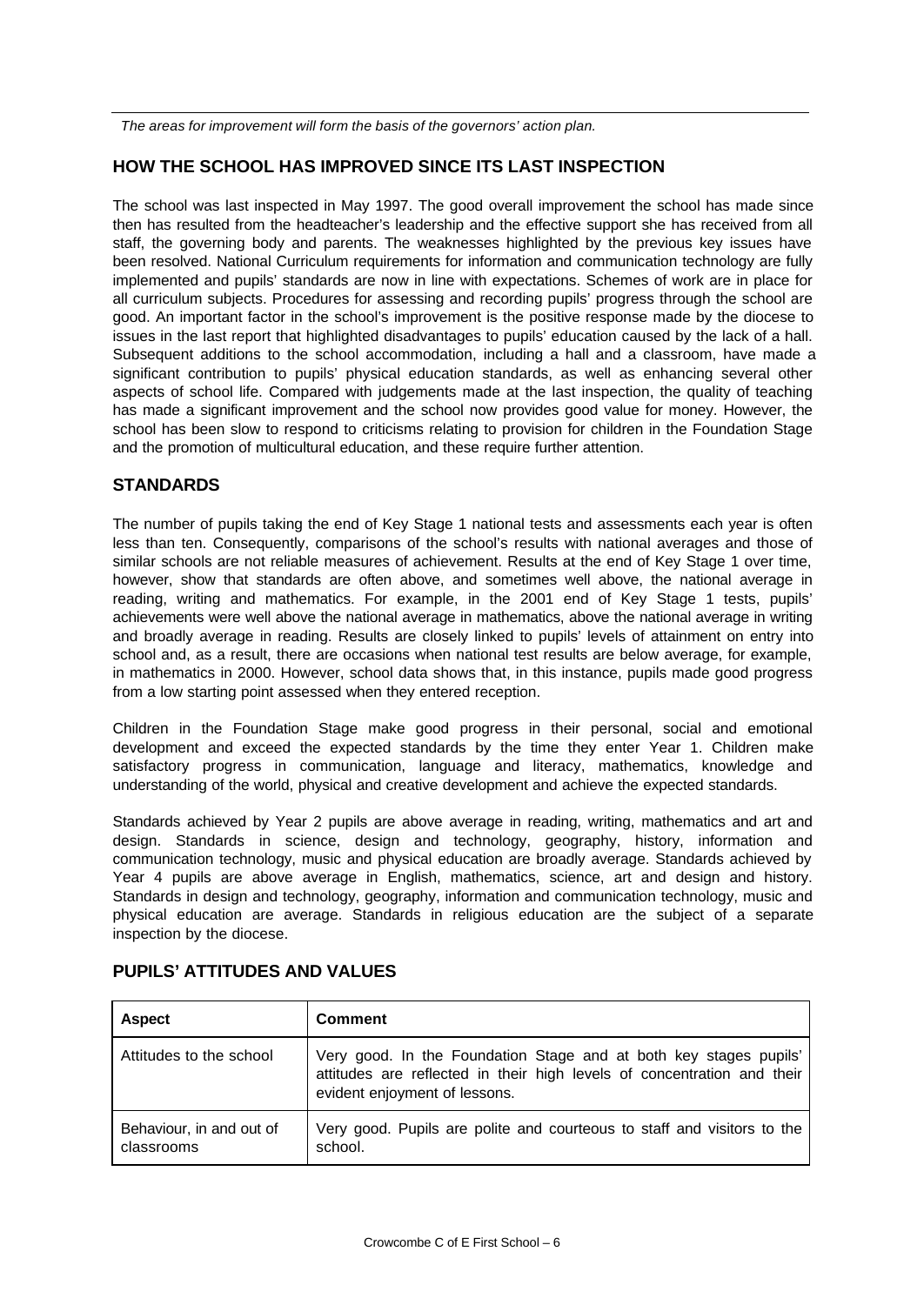*The areas for improvement will form the basis of the governors' action plan.*

## HOW THE SCHOOL HAS IMPROVED SINCE ITS LAST INSPECTION

The school was last inspected in May 1997. The good overall improvement the school has made since then has resulted from the headteacher's leadership and the effective support she has received from all staff, the governing body and parents. The weaknesses highlighted by the previous key issues have been resolved. National Curriculum requirements for information and communication technology are fully implemented and pupils' standards are now in line with expectations. Schemes of work are in place for all curriculum subjects. Procedures for assessing and recording pupils' progress through the school are good. An important factor in the school's improvement is the positive response made by the diocese to issues in the last report that highlighted disadvantages to pupils' education caused by the lack of a hall. Subsequent additions to the school accommodation, including a hall and a classroom, have made a significant contribution to pupils' physical education standards, as well as enhancing several other aspects of school life. Compared with judgements made at the last inspection, the quality of teaching has made a significant improvement and the school now provides good value for money. However, the school has been slow to respond to criticisms relating to provision for children in the Foundation Stage and the promotion of multicultural education, and these require further attention.

## STANDARDS

The number of pupils taking the end of Key Stage 1 national tests and assessments each year is often less than ten. Consequently, comparisons of the school's results with national averages and those of similar schools are not reliable measures of achievement. Results at the end of Key Stage 1 over time, however, show that standards are often above, and sometimes well above, the national average in reading, writing and mathematics. For example, in the 2001 end of Key Stage 1 tests, pupils' achievements were well above the national average in mathematics, above the national average in writing and broadly average in reading. Results are closely linked to pupils' levels of attainment on entry into school and, as a result, there are occasions when national test results are below average, for example, in mathematics in 2000. However, school data shows that, in this instance, pupils made good progress from a low starting point assessed when they entered reception.

Children in the Foundation Stage make good progress in their personal, social and emotional development and exceed the expected standards by the time they enter Year 1. Children make satisfactory progress in communication, language and literacy, mathematics, knowledge and understanding of the world, physical and creative development and achieve the expected standards.

Standards achieved by Year 2 pupils are above average in reading, writing, mathematics and art and design. Standards in science, design and technology, geography, history, information and communication technology, music and physical education are broadly average. Standards achieved by Year 4 pupils are above average in English, mathematics, science, art and design and history. Standards in design and technology, geography, information and communication technology, music and physical education are average. Standards in religious education are the subject of a separate inspection by the diocese.

## PUPILS' ATTITUDES AND VALUES

| Aspect | Comment |
|---|---|
| Attitudes to the school | Very good. In the Foundation Stage and at both key stages pupils' attitudes are reflected in their high levels of concentration and their evident enjoyment of lessons. |
| Behaviour, in and out of classrooms | Very good. Pupils are polite and courteous to staff and visitors to the school. |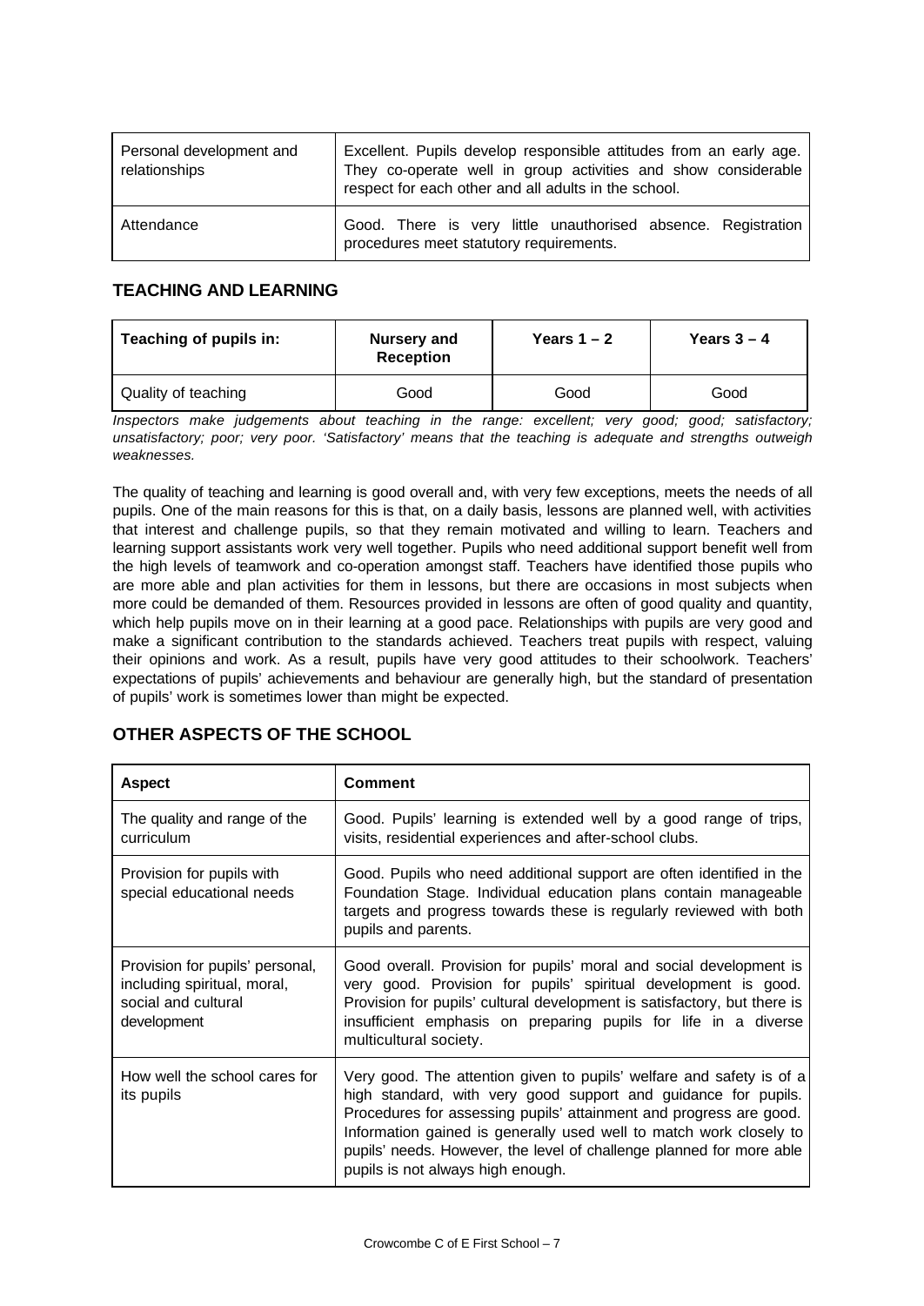| Personal development and relationships | Excellent. Pupils develop responsible attitudes from an early age. They co-operate well in group activities and show considerable respect for each other and all adults in the school. |
|---|---|
| Attendance | Good. There is very little unauthorised absence. Registration procedures meet statutory requirements. |

## TEACHING AND LEARNING

| Teaching of pupils in: | Nursery and Reception | Years 1 – 2 | Years 3 – 4 |
|---|---|---|---|
| Quality of teaching | Good | Good | Good |

*Inspectors make judgements about teaching in the range: excellent; very good; good; satisfactory; unsatisfactory; poor; very poor. 'Satisfactory' means that the teaching is adequate and strengths outweigh weaknesses.*

The quality of teaching and learning is good overall and, with very few exceptions, meets the needs of all pupils. One of the main reasons for this is that, on a daily basis, lessons are planned well, with activities that interest and challenge pupils, so that they remain motivated and willing to learn. Teachers and learning support assistants work very well together. Pupils who need additional support benefit well from the high levels of teamwork and co-operation amongst staff. Teachers have identified those pupils who are more able and plan activities for them in lessons, but there are occasions in most subjects when more could be demanded of them. Resources provided in lessons are often of good quality and quantity, which help pupils move on in their learning at a good pace. Relationships with pupils are very good and make a significant contribution to the standards achieved. Teachers treat pupils with respect, valuing their opinions and work. As a result, pupils have very good attitudes to their schoolwork. Teachers' expectations of pupils' achievements and behaviour are generally high, but the standard of presentation of pupils' work is sometimes lower than might be expected.

## OTHER ASPECTS OF THE SCHOOL

| Aspect | Comment |
|---|---|
| The quality and range of the curriculum | Good. Pupils' learning is extended well by a good range of trips, visits, residential experiences and after-school clubs. |
| Provision for pupils with special educational needs | Good. Pupils who need additional support are often identified in the Foundation Stage. Individual education plans contain manageable targets and progress towards these is regularly reviewed with both pupils and parents. |
| Provision for pupils' personal, including spiritual, moral, social and cultural development | Good overall. Provision for pupils' moral and social development is very good. Provision for pupils' spiritual development is good. Provision for pupils' cultural development is satisfactory, but there is insufficient emphasis on preparing pupils for life in a diverse multicultural society. |
| How well the school cares for its pupils | Very good. The attention given to pupils' welfare and safety is of a high standard, with very good support and guidance for pupils. Procedures for assessing pupils' attainment and progress are good. Information gained is generally used well to match work closely to pupils' needs. However, the level of challenge planned for more able pupils is not always high enough. |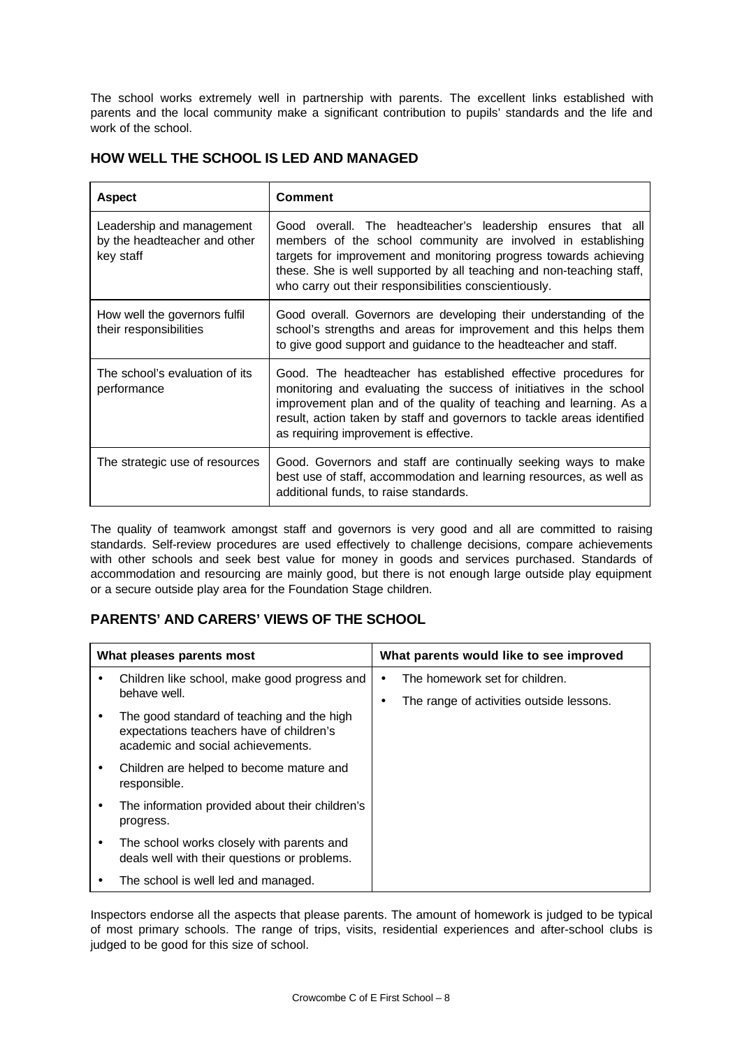The school works extremely well in partnership with parents. The excellent links established with parents and the local community make a significant contribution to pupils' standards and the life and work of the school.

## HOW WELL THE SCHOOL IS LED AND MANAGED

| Aspect | Comment |
| --- | --- |
| Leadership and management by the headteacher and other key staff | Good overall. The headteacher's leadership ensures that all members of the school community are involved in establishing targets for improvement and monitoring progress towards achieving these. She is well supported by all teaching and non-teaching staff, who carry out their responsibilities conscientiously. |
| How well the governors fulfil their responsibilities | Good overall. Governors are developing their understanding of the school's strengths and areas for improvement and this helps them to give good support and guidance to the headteacher and staff. |
| The school's evaluation of its performance | Good. The headteacher has established effective procedures for monitoring and evaluating the success of initiatives in the school improvement plan and of the quality of teaching and learning. As a result, action taken by staff and governors to tackle areas identified as requiring improvement is effective. |
| The strategic use of resources | Good. Governors and staff are continually seeking ways to make best use of staff, accommodation and learning resources, as well as additional funds, to raise standards. |

The quality of teamwork amongst staff and governors is very good and all are committed to raising standards. Self-review procedures are used effectively to challenge decisions, compare achievements with other schools and seek best value for money in goods and services purchased. Standards of accommodation and resourcing are mainly good, but there is not enough large outside play equipment or a secure outside play area for the Foundation Stage children.

## PARENTS' AND CARERS' VIEWS OF THE SCHOOL

| What pleases parents most | What parents would like to see improved |
| --- | --- |
| • Children like school, make good progress and behave well.<br>• The good standard of teaching and the high expectations teachers have of children's academic and social achievements.<br>• Children are helped to become mature and responsible.<br>• The information provided about their children's progress.<br>• The school works closely with parents and deals well with their questions or problems.<br>• The school is well led and managed. | • The homework set for children.<br>• The range of activities outside lessons. |

Inspectors endorse all the aspects that please parents. The amount of homework is judged to be typical of most primary schools. The range of trips, visits, residential experiences and after-school clubs is judged to be good for this size of school.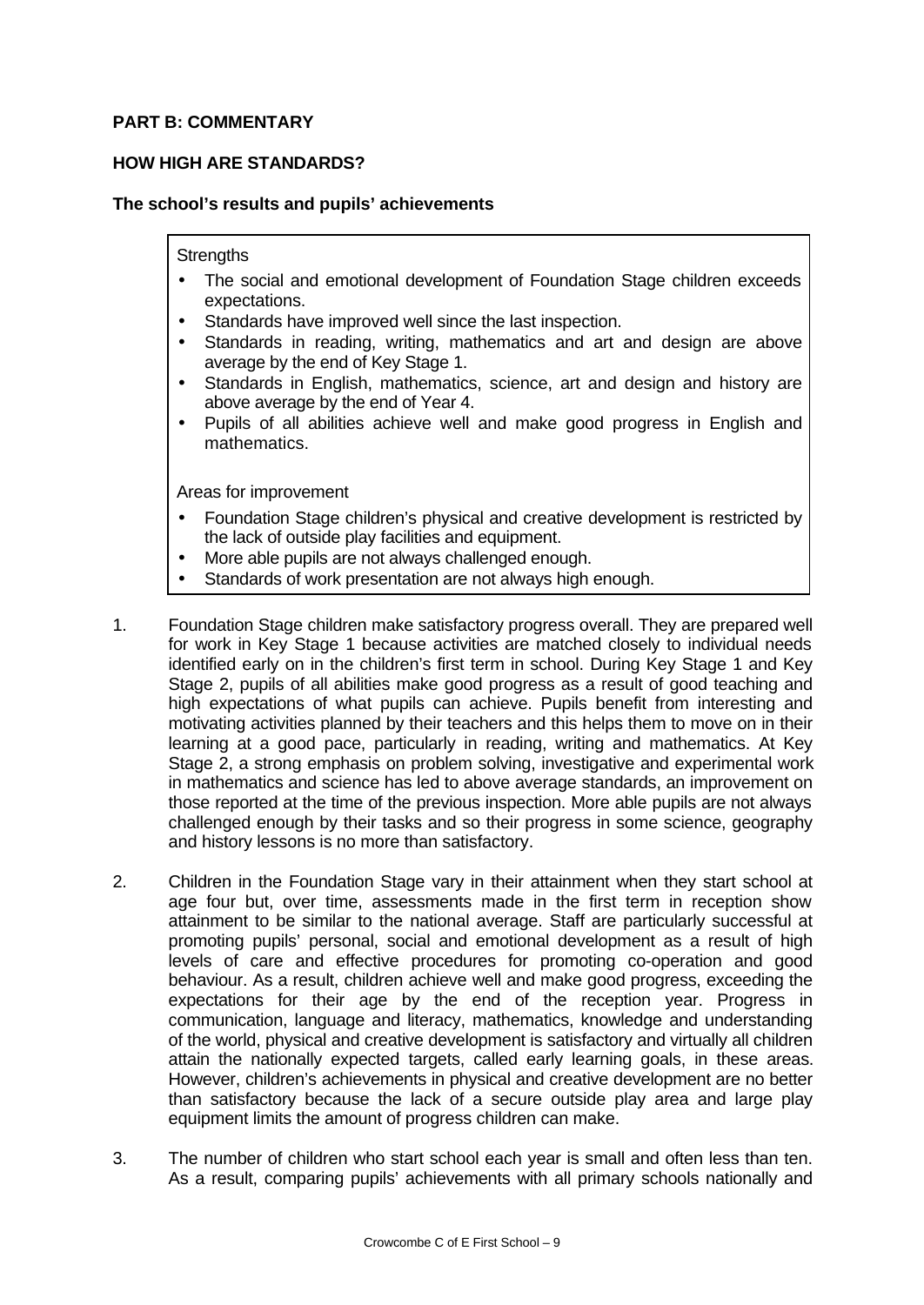## PART B: COMMENTARY

### HOW HIGH ARE STANDARDS?

#### The school's results and pupils' achievements

Strengths

- The social and emotional development of Foundation Stage children exceeds expectations.
- Standards have improved well since the last inspection.
- Standards in reading, writing, mathematics and art and design are above average by the end of Key Stage 1.
- Standards in English, mathematics, science, art and design and history are above average by the end of Year 4.
- Pupils of all abilities achieve well and make good progress in English and mathematics.

Areas for improvement

- Foundation Stage children's physical and creative development is restricted by the lack of outside play facilities and equipment.
- More able pupils are not always challenged enough.
- Standards of work presentation are not always high enough.

1. Foundation Stage children make satisfactory progress overall. They are prepared well for work in Key Stage 1 because activities are matched closely to individual needs identified early on in the children's first term in school. During Key Stage 1 and Key Stage 2, pupils of all abilities make good progress as a result of good teaching and high expectations of what pupils can achieve. Pupils benefit from interesting and motivating activities planned by their teachers and this helps them to move on in their learning at a good pace, particularly in reading, writing and mathematics. At Key Stage 2, a strong emphasis on problem solving, investigative and experimental work in mathematics and science has led to above average standards, an improvement on those reported at the time of the previous inspection. More able pupils are not always challenged enough by their tasks and so their progress in some science, geography and history lessons is no more than satisfactory.

2. Children in the Foundation Stage vary in their attainment when they start school at age four but, over time, assessments made in the first term in reception show attainment to be similar to the national average. Staff are particularly successful at promoting pupils' personal, social and emotional development as a result of high levels of care and effective procedures for promoting co-operation and good behaviour. As a result, children achieve well and make good progress, exceeding the expectations for their age by the end of the reception year. Progress in communication, language and literacy, mathematics, knowledge and understanding of the world, physical and creative development is satisfactory and virtually all children attain the nationally expected targets, called early learning goals, in these areas. However, children's achievements in physical and creative development are no better than satisfactory because the lack of a secure outside play area and large play equipment limits the amount of progress children can make.

3. The number of children who start school each year is small and often less than ten. As a result, comparing pupils' achievements with all primary schools nationally and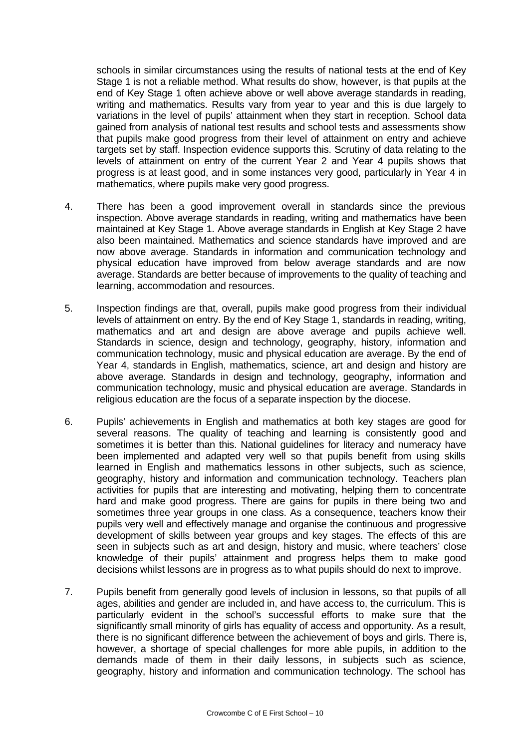schools in similar circumstances using the results of national tests at the end of Key Stage 1 is not a reliable method. What results do show, however, is that pupils at the end of Key Stage 1 often achieve above or well above average standards in reading, writing and mathematics. Results vary from year to year and this is due largely to variations in the level of pupils' attainment when they start in reception. School data gained from analysis of national test results and school tests and assessments show that pupils make good progress from their level of attainment on entry and achieve targets set by staff. Inspection evidence supports this. Scrutiny of data relating to the levels of attainment on entry of the current Year 2 and Year 4 pupils shows that progress is at least good, and in some instances very good, particularly in Year 4 in mathematics, where pupils make very good progress.

4. There has been a good improvement overall in standards since the previous inspection. Above average standards in reading, writing and mathematics have been maintained at Key Stage 1. Above average standards in English at Key Stage 2 have also been maintained. Mathematics and science standards have improved and are now above average. Standards in information and communication technology and physical education have improved from below average standards and are now average. Standards are better because of improvements to the quality of teaching and learning, accommodation and resources.

5. Inspection findings are that, overall, pupils make good progress from their individual levels of attainment on entry. By the end of Key Stage 1, standards in reading, writing, mathematics and art and design are above average and pupils achieve well. Standards in science, design and technology, geography, history, information and communication technology, music and physical education are average. By the end of Year 4, standards in English, mathematics, science, art and design and history are above average. Standards in design and technology, geography, information and communication technology, music and physical education are average. Standards in religious education are the focus of a separate inspection by the diocese.

6. Pupils' achievements in English and mathematics at both key stages are good for several reasons. The quality of teaching and learning is consistently good and sometimes it is better than this. National guidelines for literacy and numeracy have been implemented and adapted very well so that pupils benefit from using skills learned in English and mathematics lessons in other subjects, such as science, geography, history and information and communication technology. Teachers plan activities for pupils that are interesting and motivating, helping them to concentrate hard and make good progress. There are gains for pupils in there being two and sometimes three year groups in one class. As a consequence, teachers know their pupils very well and effectively manage and organise the continuous and progressive development of skills between year groups and key stages. The effects of this are seen in subjects such as art and design, history and music, where teachers' close knowledge of their pupils' attainment and progress helps them to make good decisions whilst lessons are in progress as to what pupils should do next to improve.

7. Pupils benefit from generally good levels of inclusion in lessons, so that pupils of all ages, abilities and gender are included in, and have access to, the curriculum. This is particularly evident in the school's successful efforts to make sure that the significantly small minority of girls has equality of access and opportunity. As a result, there is no significant difference between the achievement of boys and girls. There is, however, a shortage of special challenges for more able pupils, in addition to the demands made of them in their daily lessons, in subjects such as science, geography, history and information and communication technology. The school has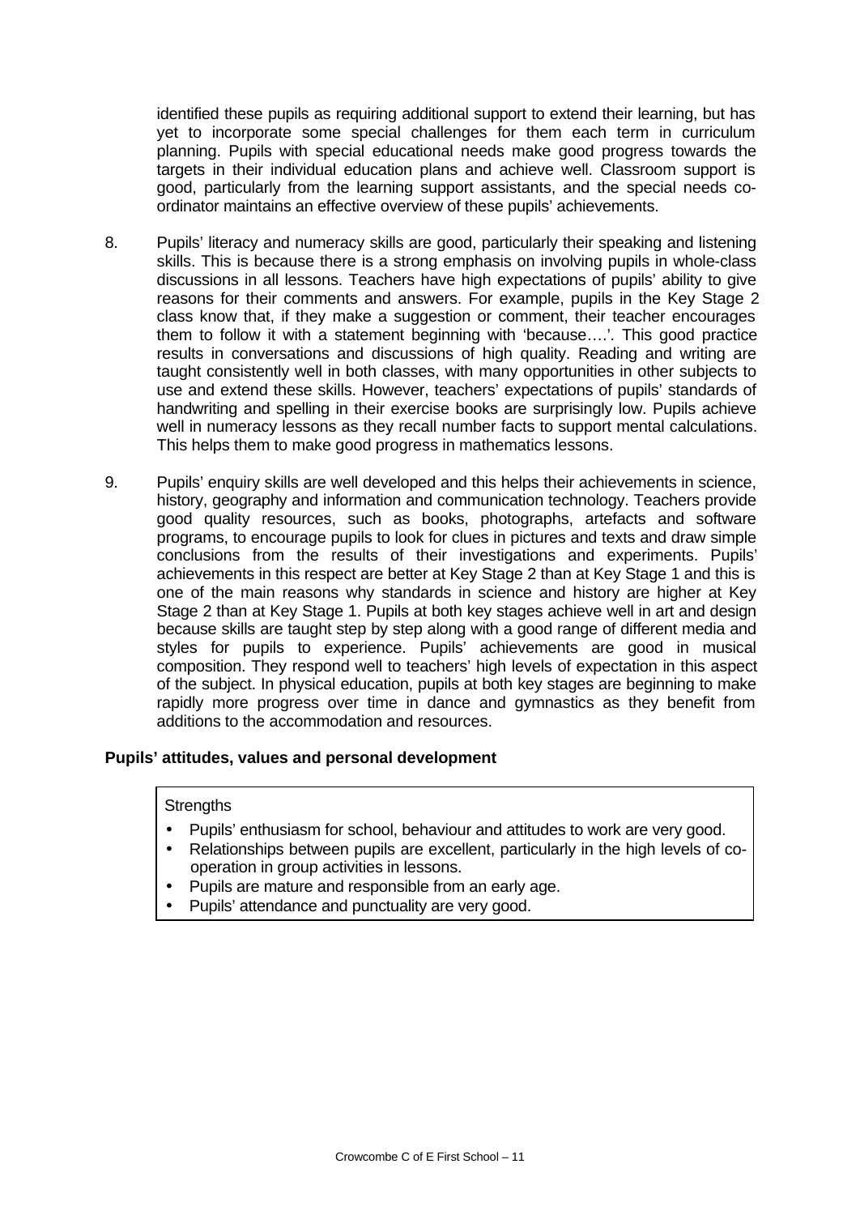identified these pupils as requiring additional support to extend their learning, but has yet to incorporate some special challenges for them each term in curriculum planning. Pupils with special educational needs make good progress towards the targets in their individual education plans and achieve well. Classroom support is good, particularly from the learning support assistants, and the special needs co-ordinator maintains an effective overview of these pupils' achievements.

8. Pupils' literacy and numeracy skills are good, particularly their speaking and listening skills. This is because there is a strong emphasis on involving pupils in whole-class discussions in all lessons. Teachers have high expectations of pupils' ability to give reasons for their comments and answers. For example, pupils in the Key Stage 2 class know that, if they make a suggestion or comment, their teacher encourages them to follow it with a statement beginning with 'because….'. This good practice results in conversations and discussions of high quality. Reading and writing are taught consistently well in both classes, with many opportunities in other subjects to use and extend these skills. However, teachers' expectations of pupils' standards of handwriting and spelling in their exercise books are surprisingly low. Pupils achieve well in numeracy lessons as they recall number facts to support mental calculations. This helps them to make good progress in mathematics lessons.

9. Pupils' enquiry skills are well developed and this helps their achievements in science, history, geography and information and communication technology. Teachers provide good quality resources, such as books, photographs, artefacts and software programs, to encourage pupils to look for clues in pictures and texts and draw simple conclusions from the results of their investigations and experiments. Pupils' achievements in this respect are better at Key Stage 2 than at Key Stage 1 and this is one of the main reasons why standards in science and history are higher at Key Stage 2 than at Key Stage 1. Pupils at both key stages achieve well in art and design because skills are taught step by step along with a good range of different media and styles for pupils to experience. Pupils' achievements are good in musical composition. They respond well to teachers' high levels of expectation in this aspect of the subject. In physical education, pupils at both key stages are beginning to make rapidly more progress over time in dance and gymnastics as they benefit from additions to the accommodation and resources.

**Pupils' attitudes, values and personal development**

Strengths

- Pupils' enthusiasm for school, behaviour and attitudes to work are very good.
- Relationships between pupils are excellent, particularly in the high levels of co-operation in group activities in lessons.
- Pupils are mature and responsible from an early age.
- Pupils' attendance and punctuality are very good.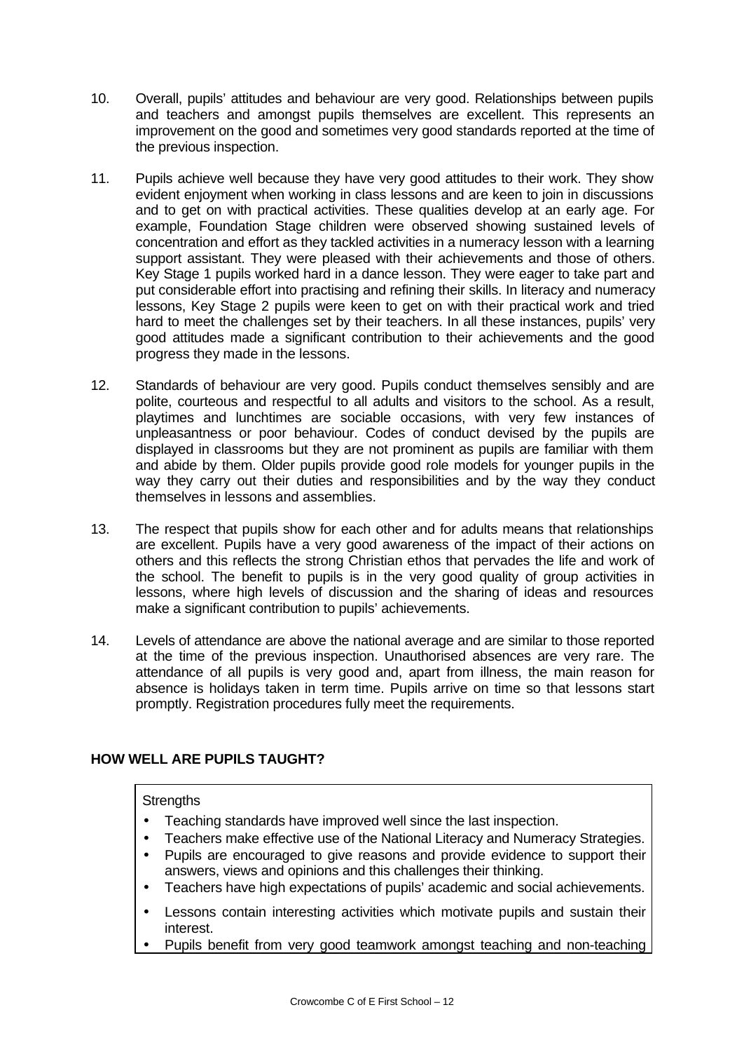10. Overall, pupils' attitudes and behaviour are very good. Relationships between pupils and teachers and amongst pupils themselves are excellent. This represents an improvement on the good and sometimes very good standards reported at the time of the previous inspection.

11. Pupils achieve well because they have very good attitudes to their work. They show evident enjoyment when working in class lessons and are keen to join in discussions and to get on with practical activities. These qualities develop at an early age. For example, Foundation Stage children were observed showing sustained levels of concentration and effort as they tackled activities in a numeracy lesson with a learning support assistant. They were pleased with their achievements and those of others. Key Stage 1 pupils worked hard in a dance lesson. They were eager to take part and put considerable effort into practising and refining their skills. In literacy and numeracy lessons, Key Stage 2 pupils were keen to get on with their practical work and tried hard to meet the challenges set by their teachers. In all these instances, pupils' very good attitudes made a significant contribution to their achievements and the good progress they made in the lessons.

12. Standards of behaviour are very good. Pupils conduct themselves sensibly and are polite, courteous and respectful to all adults and visitors to the school. As a result, playtimes and lunchtimes are sociable occasions, with very few instances of unpleasantness or poor behaviour. Codes of conduct devised by the pupils are displayed in classrooms but they are not prominent as pupils are familiar with them and abide by them. Older pupils provide good role models for younger pupils in the way they carry out their duties and responsibilities and by the way they conduct themselves in lessons and assemblies.

13. The respect that pupils show for each other and for adults means that relationships are excellent. Pupils have a very good awareness of the impact of their actions on others and this reflects the strong Christian ethos that pervades the life and work of the school. The benefit to pupils is in the very good quality of group activities in lessons, where high levels of discussion and the sharing of ideas and resources make a significant contribution to pupils' achievements.

14. Levels of attendance are above the national average and are similar to those reported at the time of the previous inspection. Unauthorised absences are very rare. The attendance of all pupils is very good and, apart from illness, the main reason for absence is holidays taken in term time. Pupils arrive on time so that lessons start promptly. Registration procedures fully meet the requirements.

**HOW WELL ARE PUPILS TAUGHT?**

Strengths

- Teaching standards have improved well since the last inspection.
- Teachers make effective use of the National Literacy and Numeracy Strategies.
- Pupils are encouraged to give reasons and provide evidence to support their answers, views and opinions and this challenges their thinking.
- Teachers have high expectations of pupils' academic and social achievements.
- Lessons contain interesting activities which motivate pupils and sustain their interest.
- Pupils benefit from very good teamwork amongst teaching and non-teaching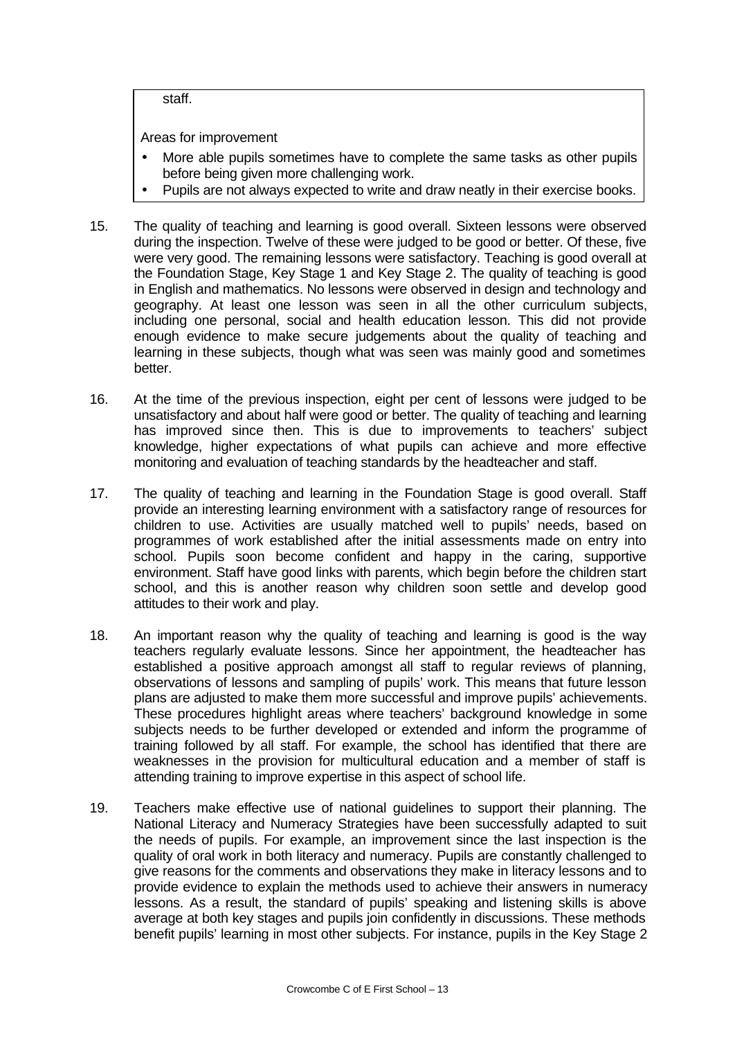staff.

Areas for improvement

- More able pupils sometimes have to complete the same tasks as other pupils before being given more challenging work.
- Pupils are not always expected to write and draw neatly in their exercise books.

15. The quality of teaching and learning is good overall. Sixteen lessons were observed during the inspection. Twelve of these were judged to be good or better. Of these, five were very good. The remaining lessons were satisfactory. Teaching is good overall at the Foundation Stage, Key Stage 1 and Key Stage 2. The quality of teaching is good in English and mathematics. No lessons were observed in design and technology and geography. At least one lesson was seen in all the other curriculum subjects, including one personal, social and health education lesson. This did not provide enough evidence to make secure judgements about the quality of teaching and learning in these subjects, though what was seen was mainly good and sometimes better.

16. At the time of the previous inspection, eight per cent of lessons were judged to be unsatisfactory and about half were good or better. The quality of teaching and learning has improved since then. This is due to improvements to teachers' subject knowledge, higher expectations of what pupils can achieve and more effective monitoring and evaluation of teaching standards by the headteacher and staff.

17. The quality of teaching and learning in the Foundation Stage is good overall. Staff provide an interesting learning environment with a satisfactory range of resources for children to use. Activities are usually matched well to pupils' needs, based on programmes of work established after the initial assessments made on entry into school. Pupils soon become confident and happy in the caring, supportive environment. Staff have good links with parents, which begin before the children start school, and this is another reason why children soon settle and develop good attitudes to their work and play.

18. An important reason why the quality of teaching and learning is good is the way teachers regularly evaluate lessons. Since her appointment, the headteacher has established a positive approach amongst all staff to regular reviews of planning, observations of lessons and sampling of pupils' work. This means that future lesson plans are adjusted to make them more successful and improve pupils' achievements. These procedures highlight areas where teachers' background knowledge in some subjects needs to be further developed or extended and inform the programme of training followed by all staff. For example, the school has identified that there are weaknesses in the provision for multicultural education and a member of staff is attending training to improve expertise in this aspect of school life.

19. Teachers make effective use of national guidelines to support their planning. The National Literacy and Numeracy Strategies have been successfully adapted to suit the needs of pupils. For example, an improvement since the last inspection is the quality of oral work in both literacy and numeracy. Pupils are constantly challenged to give reasons for the comments and observations they make in literacy lessons and to provide evidence to explain the methods used to achieve their answers in numeracy lessons. As a result, the standard of pupils' speaking and listening skills is above average at both key stages and pupils join confidently in discussions. These methods benefit pupils' learning in most other subjects. For instance, pupils in the Key Stage 2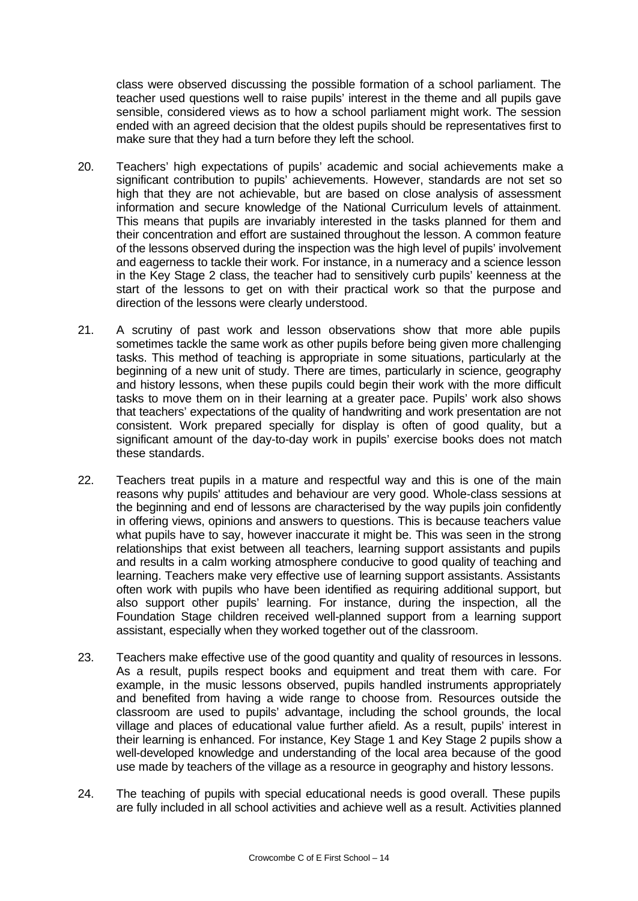class were observed discussing the possible formation of a school parliament. The teacher used questions well to raise pupils' interest in the theme and all pupils gave sensible, considered views as to how a school parliament might work. The session ended with an agreed decision that the oldest pupils should be representatives first to make sure that they had a turn before they left the school.

20. Teachers' high expectations of pupils' academic and social achievements make a significant contribution to pupils' achievements. However, standards are not set so high that they are not achievable, but are based on close analysis of assessment information and secure knowledge of the National Curriculum levels of attainment. This means that pupils are invariably interested in the tasks planned for them and their concentration and effort are sustained throughout the lesson. A common feature of the lessons observed during the inspection was the high level of pupils' involvement and eagerness to tackle their work. For instance, in a numeracy and a science lesson in the Key Stage 2 class, the teacher had to sensitively curb pupils' keenness at the start of the lessons to get on with their practical work so that the purpose and direction of the lessons were clearly understood.

21. A scrutiny of past work and lesson observations show that more able pupils sometimes tackle the same work as other pupils before being given more challenging tasks. This method of teaching is appropriate in some situations, particularly at the beginning of a new unit of study. There are times, particularly in science, geography and history lessons, when these pupils could begin their work with the more difficult tasks to move them on in their learning at a greater pace. Pupils' work also shows that teachers' expectations of the quality of handwriting and work presentation are not consistent. Work prepared specially for display is often of good quality, but a significant amount of the day-to-day work in pupils' exercise books does not match these standards.

22. Teachers treat pupils in a mature and respectful way and this is one of the main reasons why pupils' attitudes and behaviour are very good. Whole-class sessions at the beginning and end of lessons are characterised by the way pupils join confidently in offering views, opinions and answers to questions. This is because teachers value what pupils have to say, however inaccurate it might be. This was seen in the strong relationships that exist between all teachers, learning support assistants and pupils and results in a calm working atmosphere conducive to good quality of teaching and learning. Teachers make very effective use of learning support assistants. Assistants often work with pupils who have been identified as requiring additional support, but also support other pupils' learning. For instance, during the inspection, all the Foundation Stage children received well-planned support from a learning support assistant, especially when they worked together out of the classroom.

23. Teachers make effective use of the good quantity and quality of resources in lessons. As a result, pupils respect books and equipment and treat them with care. For example, in the music lessons observed, pupils handled instruments appropriately and benefited from having a wide range to choose from. Resources outside the classroom are used to pupils' advantage, including the school grounds, the local village and places of educational value further afield. As a result, pupils' interest in their learning is enhanced. For instance, Key Stage 1 and Key Stage 2 pupils show a well-developed knowledge and understanding of the local area because of the good use made by teachers of the village as a resource in geography and history lessons.

24. The teaching of pupils with special educational needs is good overall. These pupils are fully included in all school activities and achieve well as a result. Activities planned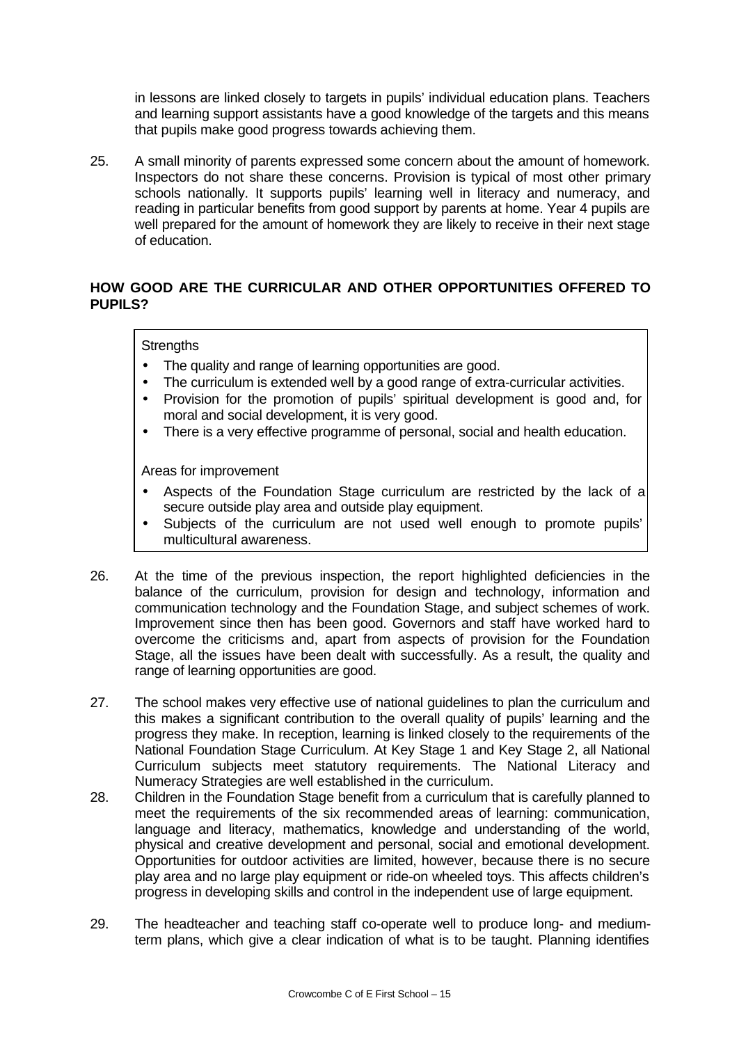in lessons are linked closely to targets in pupils' individual education plans. Teachers and learning support assistants have a good knowledge of the targets and this means that pupils make good progress towards achieving them.

25. A small minority of parents expressed some concern about the amount of homework. Inspectors do not share these concerns. Provision is typical of most other primary schools nationally. It supports pupils' learning well in literacy and numeracy, and reading in particular benefits from good support by parents at home. Year 4 pupils are well prepared for the amount of homework they are likely to receive in their next stage of education.

## HOW GOOD ARE THE CURRICULAR AND OTHER OPPORTUNITIES OFFERED TO PUPILS?

Strengths

- The quality and range of learning opportunities are good.
- The curriculum is extended well by a good range of extra-curricular activities.
- Provision for the promotion of pupils' spiritual development is good and, for moral and social development, it is very good.
- There is a very effective programme of personal, social and health education.

Areas for improvement

- Aspects of the Foundation Stage curriculum are restricted by the lack of a secure outside play area and outside play equipment.
- Subjects of the curriculum are not used well enough to promote pupils' multicultural awareness.

26. At the time of the previous inspection, the report highlighted deficiencies in the balance of the curriculum, provision for design and technology, information and communication technology and the Foundation Stage, and subject schemes of work. Improvement since then has been good. Governors and staff have worked hard to overcome the criticisms and, apart from aspects of provision for the Foundation Stage, all the issues have been dealt with successfully. As a result, the quality and range of learning opportunities are good.

27. The school makes very effective use of national guidelines to plan the curriculum and this makes a significant contribution to the overall quality of pupils' learning and the progress they make. In reception, learning is linked closely to the requirements of the National Foundation Stage Curriculum. At Key Stage 1 and Key Stage 2, all National Curriculum subjects meet statutory requirements. The National Literacy and Numeracy Strategies are well established in the curriculum.

28. Children in the Foundation Stage benefit from a curriculum that is carefully planned to meet the requirements of the six recommended areas of learning: communication, language and literacy, mathematics, knowledge and understanding of the world, physical and creative development and personal, social and emotional development. Opportunities for outdoor activities are limited, however, because there is no secure play area and no large play equipment or ride-on wheeled toys. This affects children's progress in developing skills and control in the independent use of large equipment.

29. The headteacher and teaching staff co-operate well to produce long- and medium-term plans, which give a clear indication of what is to be taught. Planning identifies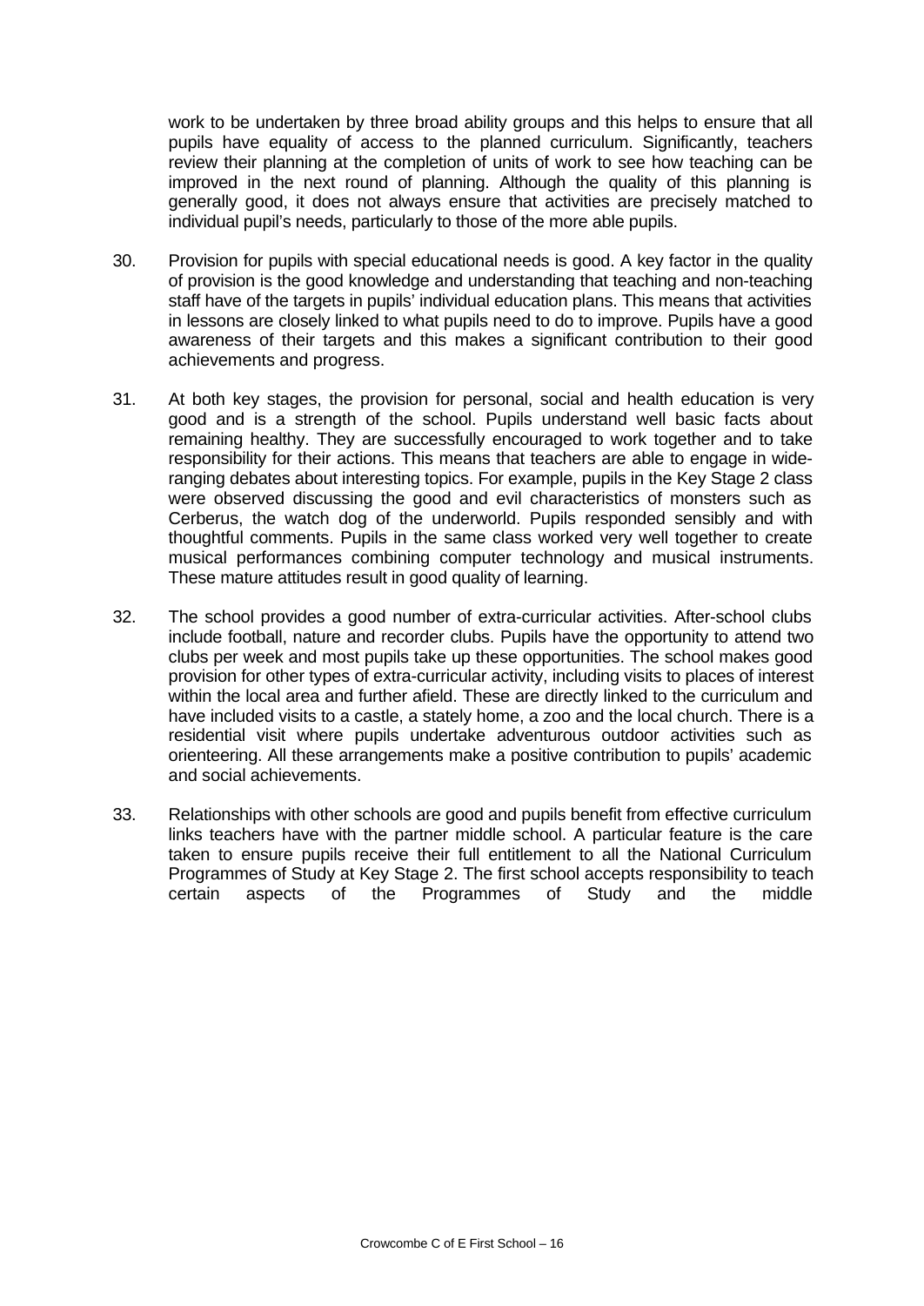work to be undertaken by three broad ability groups and this helps to ensure that all pupils have equality of access to the planned curriculum. Significantly, teachers review their planning at the completion of units of work to see how teaching can be improved in the next round of planning. Although the quality of this planning is generally good, it does not always ensure that activities are precisely matched to individual pupil's needs, particularly to those of the more able pupils.

30. Provision for pupils with special educational needs is good. A key factor in the quality of provision is the good knowledge and understanding that teaching and non-teaching staff have of the targets in pupils' individual education plans. This means that activities in lessons are closely linked to what pupils need to do to improve. Pupils have a good awareness of their targets and this makes a significant contribution to their good achievements and progress.

31. At both key stages, the provision for personal, social and health education is very good and is a strength of the school. Pupils understand well basic facts about remaining healthy. They are successfully encouraged to work together and to take responsibility for their actions. This means that teachers are able to engage in wide-ranging debates about interesting topics. For example, pupils in the Key Stage 2 class were observed discussing the good and evil characteristics of monsters such as Cerberus, the watch dog of the underworld. Pupils responded sensibly and with thoughtful comments. Pupils in the same class worked very well together to create musical performances combining computer technology and musical instruments. These mature attitudes result in good quality of learning.

32. The school provides a good number of extra-curricular activities. After-school clubs include football, nature and recorder clubs. Pupils have the opportunity to attend two clubs per week and most pupils take up these opportunities. The school makes good provision for other types of extra-curricular activity, including visits to places of interest within the local area and further afield. These are directly linked to the curriculum and have included visits to a castle, a stately home, a zoo and the local church. There is a residential visit where pupils undertake adventurous outdoor activities such as orienteering. All these arrangements make a positive contribution to pupils' academic and social achievements.

33. Relationships with other schools are good and pupils benefit from effective curriculum links teachers have with the partner middle school. A particular feature is the care taken to ensure pupils receive their full entitlement to all the National Curriculum Programmes of Study at Key Stage 2. The first school accepts responsibility to teach certain aspects of the Programmes of Study and the middle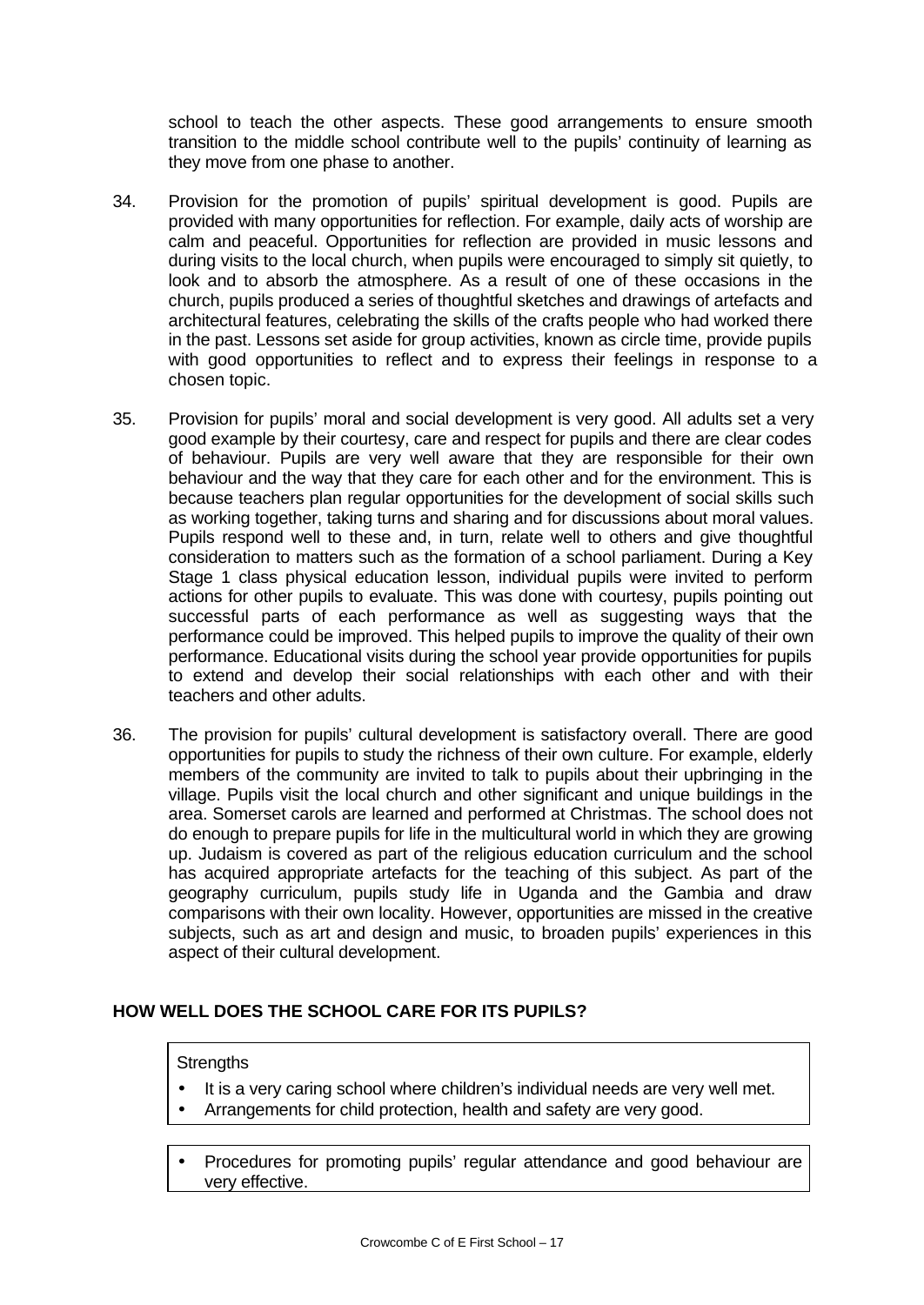school to teach the other aspects. These good arrangements to ensure smooth transition to the middle school contribute well to the pupils' continuity of learning as they move from one phase to another.

34. Provision for the promotion of pupils' spiritual development is good. Pupils are provided with many opportunities for reflection. For example, daily acts of worship are calm and peaceful. Opportunities for reflection are provided in music lessons and during visits to the local church, when pupils were encouraged to simply sit quietly, to look and to absorb the atmosphere. As a result of one of these occasions in the church, pupils produced a series of thoughtful sketches and drawings of artefacts and architectural features, celebrating the skills of the crafts people who had worked there in the past. Lessons set aside for group activities, known as circle time, provide pupils with good opportunities to reflect and to express their feelings in response to a chosen topic.

35. Provision for pupils' moral and social development is very good. All adults set a very good example by their courtesy, care and respect for pupils and there are clear codes of behaviour. Pupils are very well aware that they are responsible for their own behaviour and the way that they care for each other and for the environment. This is because teachers plan regular opportunities for the development of social skills such as working together, taking turns and sharing and for discussions about moral values. Pupils respond well to these and, in turn, relate well to others and give thoughtful consideration to matters such as the formation of a school parliament. During a Key Stage 1 class physical education lesson, individual pupils were invited to perform actions for other pupils to evaluate. This was done with courtesy, pupils pointing out successful parts of each performance as well as suggesting ways that the performance could be improved. This helped pupils to improve the quality of their own performance. Educational visits during the school year provide opportunities for pupils to extend and develop their social relationships with each other and with their teachers and other adults.

36. The provision for pupils' cultural development is satisfactory overall. There are good opportunities for pupils to study the richness of their own culture. For example, elderly members of the community are invited to talk to pupils about their upbringing in the village. Pupils visit the local church and other significant and unique buildings in the area. Somerset carols are learned and performed at Christmas. The school does not do enough to prepare pupils for life in the multicultural world in which they are growing up. Judaism is covered as part of the religious education curriculum and the school has acquired appropriate artefacts for the teaching of this subject. As part of the geography curriculum, pupils study life in Uganda and the Gambia and draw comparisons with their own locality. However, opportunities are missed in the creative subjects, such as art and design and music, to broaden pupils' experiences in this aspect of their cultural development.

## HOW WELL DOES THE SCHOOL CARE FOR ITS PUPILS?

Strengths

- It is a very caring school where children's individual needs are very well met.
- Arrangements for child protection, health and safety are very good.

- Procedures for promoting pupils' regular attendance and good behaviour are very effective.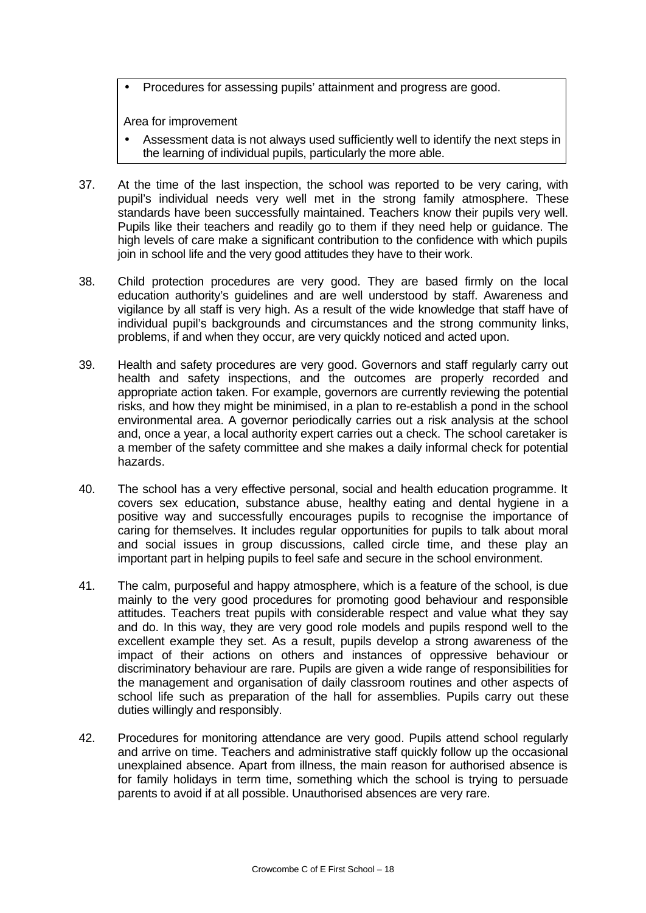- Procedures for assessing pupils' attainment and progress are good.

Area for improvement

- Assessment data is not always used sufficiently well to identify the next steps in the learning of individual pupils, particularly the more able.

37. At the time of the last inspection, the school was reported to be very caring, with pupil's individual needs very well met in the strong family atmosphere. These standards have been successfully maintained. Teachers know their pupils very well. Pupils like their teachers and readily go to them if they need help or guidance. The high levels of care make a significant contribution to the confidence with which pupils join in school life and the very good attitudes they have to their work.

38. Child protection procedures are very good. They are based firmly on the local education authority's guidelines and are well understood by staff. Awareness and vigilance by all staff is very high. As a result of the wide knowledge that staff have of individual pupil's backgrounds and circumstances and the strong community links, problems, if and when they occur, are very quickly noticed and acted upon.

39. Health and safety procedures are very good. Governors and staff regularly carry out health and safety inspections, and the outcomes are properly recorded and appropriate action taken. For example, governors are currently reviewing the potential risks, and how they might be minimised, in a plan to re-establish a pond in the school environmental area. A governor periodically carries out a risk analysis at the school and, once a year, a local authority expert carries out a check. The school caretaker is a member of the safety committee and she makes a daily informal check for potential hazards.

40. The school has a very effective personal, social and health education programme. It covers sex education, substance abuse, healthy eating and dental hygiene in a positive way and successfully encourages pupils to recognise the importance of caring for themselves. It includes regular opportunities for pupils to talk about moral and social issues in group discussions, called circle time, and these play an important part in helping pupils to feel safe and secure in the school environment.

41. The calm, purposeful and happy atmosphere, which is a feature of the school, is due mainly to the very good procedures for promoting good behaviour and responsible attitudes. Teachers treat pupils with considerable respect and value what they say and do. In this way, they are very good role models and pupils respond well to the excellent example they set. As a result, pupils develop a strong awareness of the impact of their actions on others and instances of oppressive behaviour or discriminatory behaviour are rare. Pupils are given a wide range of responsibilities for the management and organisation of daily classroom routines and other aspects of school life such as preparation of the hall for assemblies. Pupils carry out these duties willingly and responsibly.

42. Procedures for monitoring attendance are very good. Pupils attend school regularly and arrive on time. Teachers and administrative staff quickly follow up the occasional unexplained absence. Apart from illness, the main reason for authorised absence is for family holidays in term time, something which the school is trying to persuade parents to avoid if at all possible. Unauthorised absences are very rare.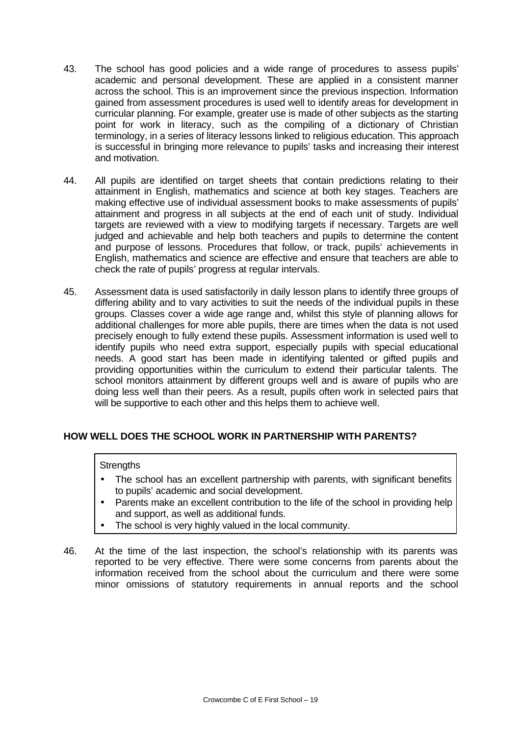43. The school has good policies and a wide range of procedures to assess pupils' academic and personal development. These are applied in a consistent manner across the school. This is an improvement since the previous inspection. Information gained from assessment procedures is used well to identify areas for development in curricular planning. For example, greater use is made of other subjects as the starting point for work in literacy, such as the compiling of a dictionary of Christian terminology, in a series of literacy lessons linked to religious education. This approach is successful in bringing more relevance to pupils' tasks and increasing their interest and motivation.

44. All pupils are identified on target sheets that contain predictions relating to their attainment in English, mathematics and science at both key stages. Teachers are making effective use of individual assessment books to make assessments of pupils' attainment and progress in all subjects at the end of each unit of study. Individual targets are reviewed with a view to modifying targets if necessary. Targets are well judged and achievable and help both teachers and pupils to determine the content and purpose of lessons. Procedures that follow, or track, pupils' achievements in English, mathematics and science are effective and ensure that teachers are able to check the rate of pupils' progress at regular intervals.

45. Assessment data is used satisfactorily in daily lesson plans to identify three groups of differing ability and to vary activities to suit the needs of the individual pupils in these groups. Classes cover a wide age range and, whilst this style of planning allows for additional challenges for more able pupils, there are times when the data is not used precisely enough to fully extend these pupils. Assessment information is used well to identify pupils who need extra support, especially pupils with special educational needs. A good start has been made in identifying talented or gifted pupils and providing opportunities within the curriculum to extend their particular talents. The school monitors attainment by different groups well and is aware of pupils who are doing less well than their peers. As a result, pupils often work in selected pairs that will be supportive to each other and this helps them to achieve well.

## HOW WELL DOES THE SCHOOL WORK IN PARTNERSHIP WITH PARENTS?

Strengths

- The school has an excellent partnership with parents, with significant benefits to pupils' academic and social development.
- Parents make an excellent contribution to the life of the school in providing help and support, as well as additional funds.
- The school is very highly valued in the local community.

46. At the time of the last inspection, the school's relationship with its parents was reported to be very effective. There were some concerns from parents about the information received from the school about the curriculum and there were some minor omissions of statutory requirements in annual reports and the school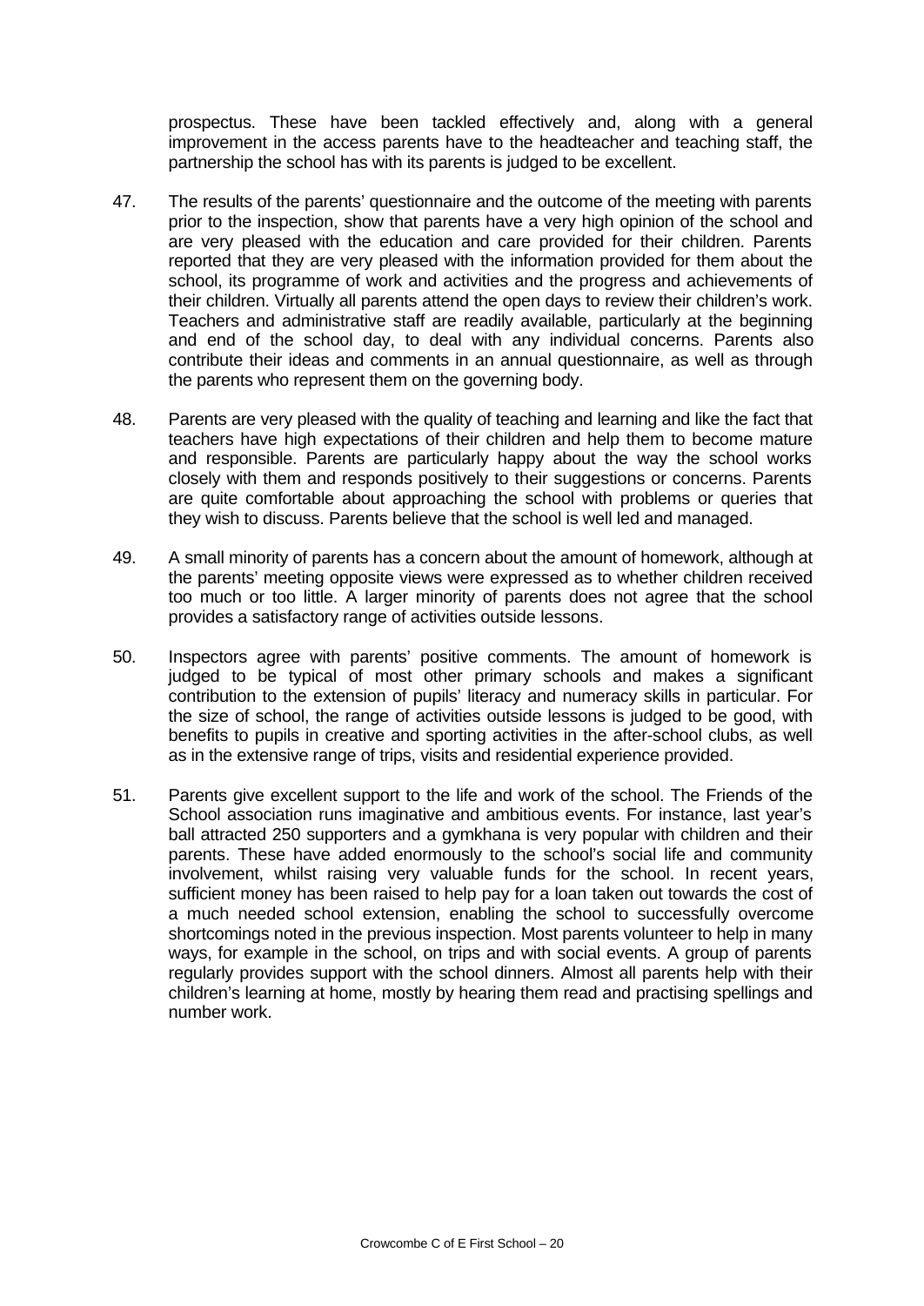prospectus. These have been tackled effectively and, along with a general improvement in the access parents have to the headteacher and teaching staff, the partnership the school has with its parents is judged to be excellent.

47. The results of the parents' questionnaire and the outcome of the meeting with parents prior to the inspection, show that parents have a very high opinion of the school and are very pleased with the education and care provided for their children. Parents reported that they are very pleased with the information provided for them about the school, its programme of work and activities and the progress and achievements of their children. Virtually all parents attend the open days to review their children's work. Teachers and administrative staff are readily available, particularly at the beginning and end of the school day, to deal with any individual concerns. Parents also contribute their ideas and comments in an annual questionnaire, as well as through the parents who represent them on the governing body.

48. Parents are very pleased with the quality of teaching and learning and like the fact that teachers have high expectations of their children and help them to become mature and responsible. Parents are particularly happy about the way the school works closely with them and responds positively to their suggestions or concerns. Parents are quite comfortable about approaching the school with problems or queries that they wish to discuss. Parents believe that the school is well led and managed.

49. A small minority of parents has a concern about the amount of homework, although at the parents' meeting opposite views were expressed as to whether children received too much or too little. A larger minority of parents does not agree that the school provides a satisfactory range of activities outside lessons.

50. Inspectors agree with parents' positive comments. The amount of homework is judged to be typical of most other primary schools and makes a significant contribution to the extension of pupils' literacy and numeracy skills in particular. For the size of school, the range of activities outside lessons is judged to be good, with benefits to pupils in creative and sporting activities in the after-school clubs, as well as in the extensive range of trips, visits and residential experience provided.

51. Parents give excellent support to the life and work of the school. The Friends of the School association runs imaginative and ambitious events. For instance, last year's ball attracted 250 supporters and a gymkhana is very popular with children and their parents. These have added enormously to the school's social life and community involvement, whilst raising very valuable funds for the school. In recent years, sufficient money has been raised to help pay for a loan taken out towards the cost of a much needed school extension, enabling the school to successfully overcome shortcomings noted in the previous inspection. Most parents volunteer to help in many ways, for example in the school, on trips and with social events. A group of parents regularly provides support with the school dinners. Almost all parents help with their children's learning at home, mostly by hearing them read and practising spellings and number work.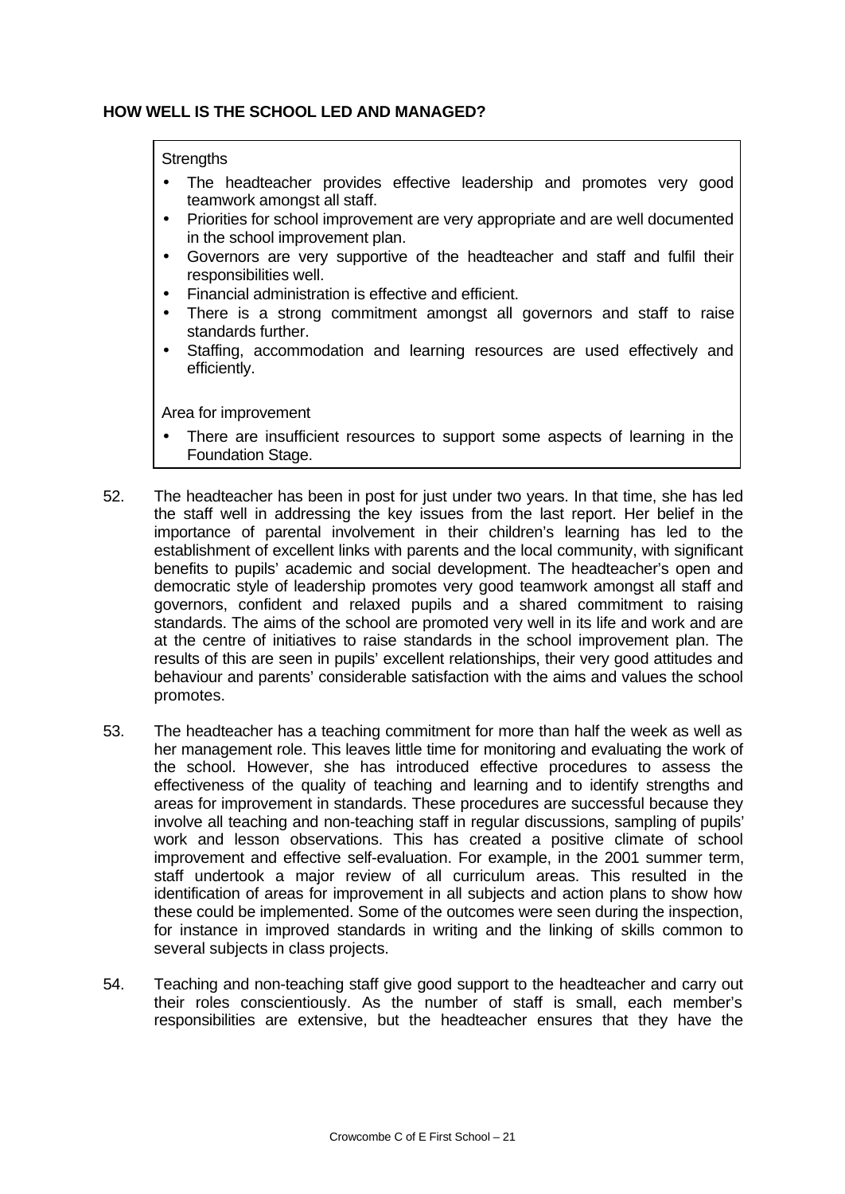### HOW WELL IS THE SCHOOL LED AND MANAGED?

Strengths

- The headteacher provides effective leadership and promotes very good teamwork amongst all staff.
- Priorities for school improvement are very appropriate and are well documented in the school improvement plan.
- Governors are very supportive of the headteacher and staff and fulfil their responsibilities well.
- Financial administration is effective and efficient.
- There is a strong commitment amongst all governors and staff to raise standards further.
- Staffing, accommodation and learning resources are used effectively and efficiently.

Area for improvement

- There are insufficient resources to support some aspects of learning in the Foundation Stage.

52. The headteacher has been in post for just under two years. In that time, she has led the staff well in addressing the key issues from the last report. Her belief in the importance of parental involvement in their children's learning has led to the establishment of excellent links with parents and the local community, with significant benefits to pupils' academic and social development. The headteacher's open and democratic style of leadership promotes very good teamwork amongst all staff and governors, confident and relaxed pupils and a shared commitment to raising standards. The aims of the school are promoted very well in its life and work and are at the centre of initiatives to raise standards in the school improvement plan. The results of this are seen in pupils' excellent relationships, their very good attitudes and behaviour and parents' considerable satisfaction with the aims and values the school promotes.

53. The headteacher has a teaching commitment for more than half the week as well as her management role. This leaves little time for monitoring and evaluating the work of the school. However, she has introduced effective procedures to assess the effectiveness of the quality of teaching and learning and to identify strengths and areas for improvement in standards. These procedures are successful because they involve all teaching and non-teaching staff in regular discussions, sampling of pupils' work and lesson observations. This has created a positive climate of school improvement and effective self-evaluation. For example, in the 2001 summer term, staff undertook a major review of all curriculum areas. This resulted in the identification of areas for improvement in all subjects and action plans to show how these could be implemented. Some of the outcomes were seen during the inspection, for instance in improved standards in writing and the linking of skills common to several subjects in class projects.

54. Teaching and non-teaching staff give good support to the headteacher and carry out their roles conscientiously. As the number of staff is small, each member's responsibilities are extensive, but the headteacher ensures that they have the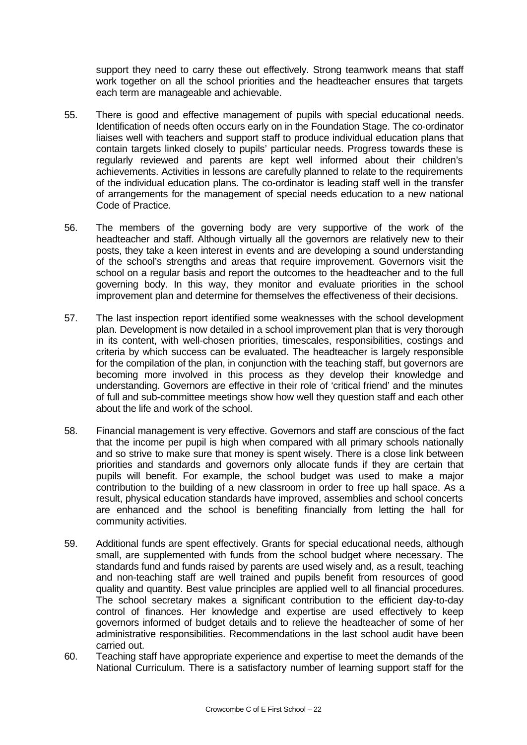support they need to carry these out effectively. Strong teamwork means that staff work together on all the school priorities and the headteacher ensures that targets each term are manageable and achievable.

55. There is good and effective management of pupils with special educational needs. Identification of needs often occurs early on in the Foundation Stage. The co-ordinator liaises well with teachers and support staff to produce individual education plans that contain targets linked closely to pupils' particular needs. Progress towards these is regularly reviewed and parents are kept well informed about their children's achievements. Activities in lessons are carefully planned to relate to the requirements of the individual education plans. The co-ordinator is leading staff well in the transfer of arrangements for the management of special needs education to a new national Code of Practice.

56. The members of the governing body are very supportive of the work of the headteacher and staff. Although virtually all the governors are relatively new to their posts, they take a keen interest in events and are developing a sound understanding of the school's strengths and areas that require improvement. Governors visit the school on a regular basis and report the outcomes to the headteacher and to the full governing body. In this way, they monitor and evaluate priorities in the school improvement plan and determine for themselves the effectiveness of their decisions.

57. The last inspection report identified some weaknesses with the school development plan. Development is now detailed in a school improvement plan that is very thorough in its content, with well-chosen priorities, timescales, responsibilities, costings and criteria by which success can be evaluated. The headteacher is largely responsible for the compilation of the plan, in conjunction with the teaching staff, but governors are becoming more involved in this process as they develop their knowledge and understanding. Governors are effective in their role of 'critical friend' and the minutes of full and sub-committee meetings show how well they question staff and each other about the life and work of the school.

58. Financial management is very effective. Governors and staff are conscious of the fact that the income per pupil is high when compared with all primary schools nationally and so strive to make sure that money is spent wisely. There is a close link between priorities and standards and governors only allocate funds if they are certain that pupils will benefit. For example, the school budget was used to make a major contribution to the building of a new classroom in order to free up hall space. As a result, physical education standards have improved, assemblies and school concerts are enhanced and the school is benefiting financially from letting the hall for community activities.

59. Additional funds are spent effectively. Grants for special educational needs, although small, are supplemented with funds from the school budget where necessary. The standards fund and funds raised by parents are used wisely and, as a result, teaching and non-teaching staff are well trained and pupils benefit from resources of good quality and quantity. Best value principles are applied well to all financial procedures. The school secretary makes a significant contribution to the efficient day-to-day control of finances. Her knowledge and expertise are used effectively to keep governors informed of budget details and to relieve the headteacher of some of her administrative responsibilities. Recommendations in the last school audit have been carried out.

60. Teaching staff have appropriate experience and expertise to meet the demands of the National Curriculum. There is a satisfactory number of learning support staff for the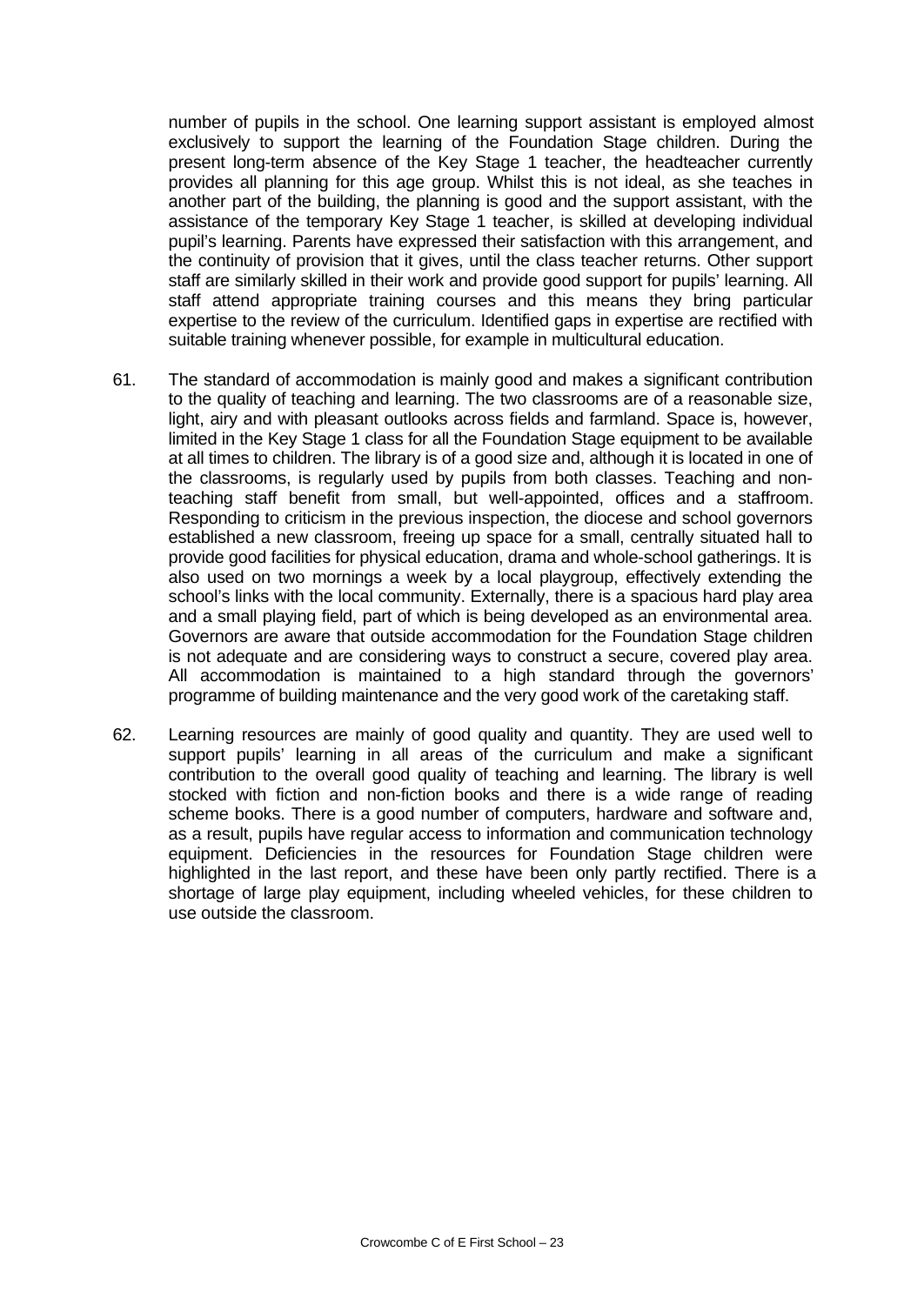number of pupils in the school. One learning support assistant is employed almost exclusively to support the learning of the Foundation Stage children. During the present long-term absence of the Key Stage 1 teacher, the headteacher currently provides all planning for this age group. Whilst this is not ideal, as she teaches in another part of the building, the planning is good and the support assistant, with the assistance of the temporary Key Stage 1 teacher, is skilled at developing individual pupil's learning. Parents have expressed their satisfaction with this arrangement, and the continuity of provision that it gives, until the class teacher returns. Other support staff are similarly skilled in their work and provide good support for pupils' learning. All staff attend appropriate training courses and this means they bring particular expertise to the review of the curriculum. Identified gaps in expertise are rectified with suitable training whenever possible, for example in multicultural education.

61. The standard of accommodation is mainly good and makes a significant contribution to the quality of teaching and learning. The two classrooms are of a reasonable size, light, airy and with pleasant outlooks across fields and farmland. Space is, however, limited in the Key Stage 1 class for all the Foundation Stage equipment to be available at all times to children. The library is of a good size and, although it is located in one of the classrooms, is regularly used by pupils from both classes. Teaching and non-teaching staff benefit from small, but well-appointed, offices and a staffroom. Responding to criticism in the previous inspection, the diocese and school governors established a new classroom, freeing up space for a small, centrally situated hall to provide good facilities for physical education, drama and whole-school gatherings. It is also used on two mornings a week by a local playgroup, effectively extending the school's links with the local community. Externally, there is a spacious hard play area and a small playing field, part of which is being developed as an environmental area. Governors are aware that outside accommodation for the Foundation Stage children is not adequate and are considering ways to construct a secure, covered play area. All accommodation is maintained to a high standard through the governors' programme of building maintenance and the very good work of the caretaking staff.

62. Learning resources are mainly of good quality and quantity. They are used well to support pupils' learning in all areas of the curriculum and make a significant contribution to the overall good quality of teaching and learning. The library is well stocked with fiction and non-fiction books and there is a wide range of reading scheme books. There is a good number of computers, hardware and software and, as a result, pupils have regular access to information and communication technology equipment. Deficiencies in the resources for Foundation Stage children were highlighted in the last report, and these have been only partly rectified. There is a shortage of large play equipment, including wheeled vehicles, for these children to use outside the classroom.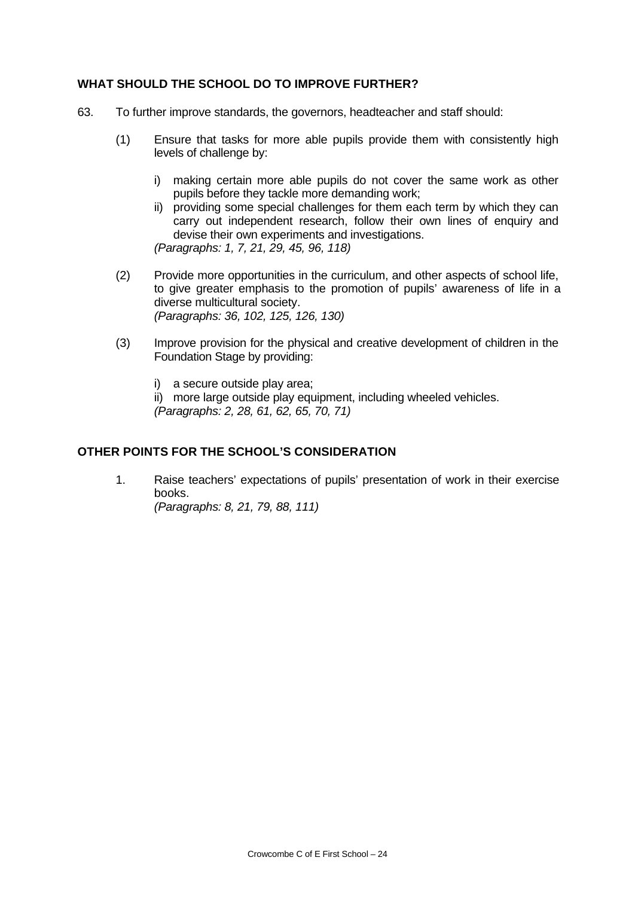## WHAT SHOULD THE SCHOOL DO TO IMPROVE FURTHER?

63. To further improve standards, the governors, headteacher and staff should:

(1) Ensure that tasks for more able pupils provide them with consistently high levels of challenge by:

i) making certain more able pupils do not cover the same work as other pupils before they tackle more demanding work;
ii) providing some special challenges for them each term by which they can carry out independent research, follow their own lines of enquiry and devise their own experiments and investigations.
*(Paragraphs: 1, 7, 21, 29, 45, 96, 118)*

(2) Provide more opportunities in the curriculum, and other aspects of school life, to give greater emphasis to the promotion of pupils' awareness of life in a diverse multicultural society.
*(Paragraphs: 36, 102, 125, 126, 130)*

(3) Improve provision for the physical and creative development of children in the Foundation Stage by providing:

i) a secure outside play area;
ii) more large outside play equipment, including wheeled vehicles.
*(Paragraphs: 2, 28, 61, 62, 65, 70, 71)*

## OTHER POINTS FOR THE SCHOOL'S CONSIDERATION

1. Raise teachers' expectations of pupils' presentation of work in their exercise books.
*(Paragraphs: 8, 21, 79, 88, 111)*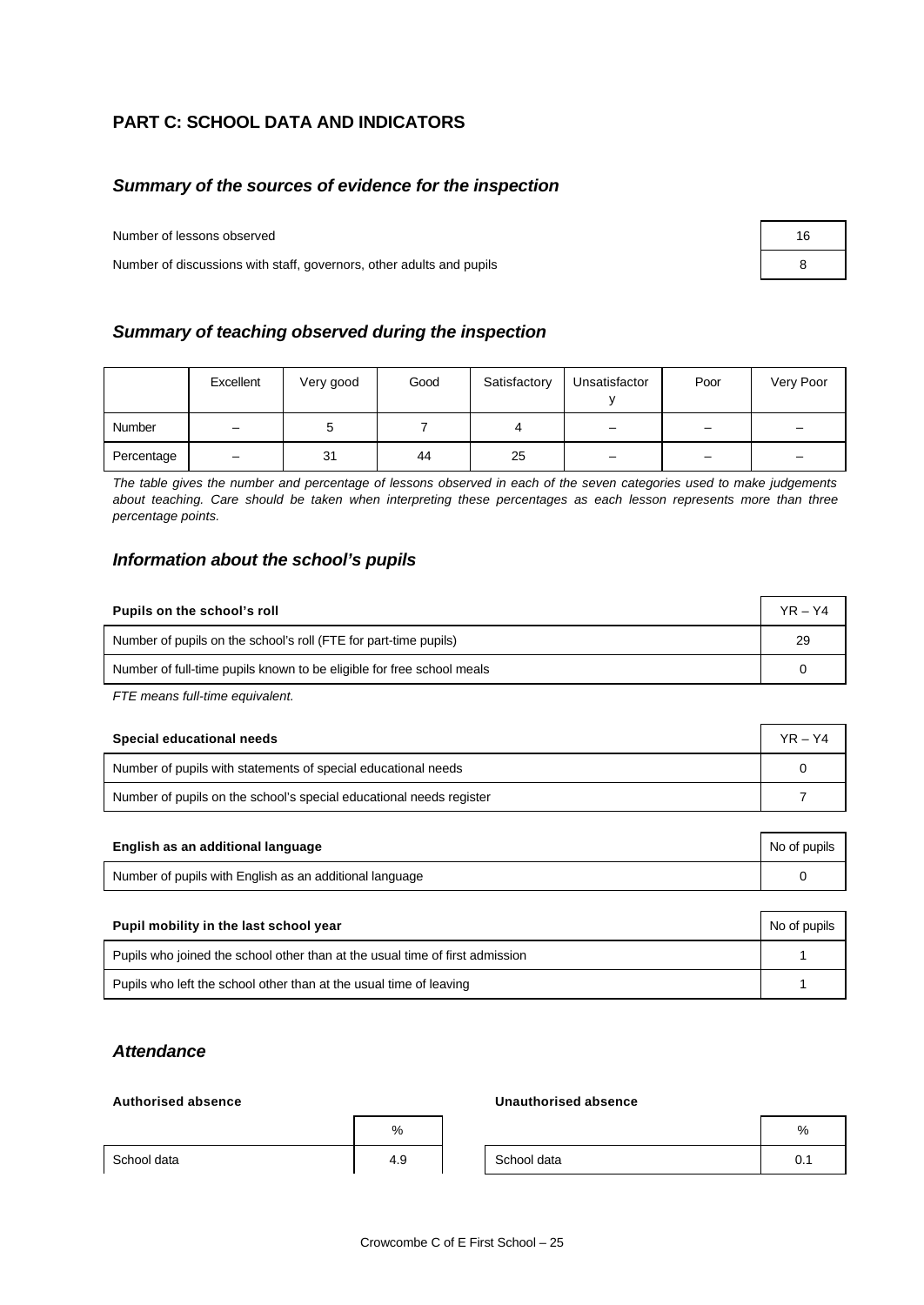## PART C: SCHOOL DATA AND INDICATORS

### *Summary of the sources of evidence for the inspection*

| | |
|---|---|
| Number of lessons observed | 16 |
| Number of discussions with staff, governors, other adults and pupils | 8 |

### *Summary of teaching observed during the inspection*

| | Excellent | Very good | Good | Satisfactory | Unsatisfactory | Poor | Very Poor |
|---|---|---|---|---|---|---|---|
| Number | – | 5 | 7 | 4 | – | – | – |
| Percentage | – | 31 | 44 | 25 | – | – | – |

*The table gives the number and percentage of lessons observed in each of the seven categories used to make judgements about teaching. Care should be taken when interpreting these percentages as each lesson represents more than three percentage points.*

### *Information about the school's pupils*

| **Pupils on the school's roll** | YR – Y4 |
|---|---|
| Number of pupils on the school's roll (FTE for part-time pupils) | 29 |
| Number of full-time pupils known to be eligible for free school meals | 0 |

*FTE means full-time equivalent.*

| **Special educational needs** | YR – Y4 |
|---|---|
| Number of pupils with statements of special educational needs | 0 |
| Number of pupils on the school's special educational needs register | 7 |

| **English as an additional language** | No of pupils |
|---|---|
| Number of pupils with English as an additional language | 0 |

| **Pupil mobility in the last school year** | No of pupils |
|---|---|
| Pupils who joined the school other than at the usual time of first admission | 1 |
| Pupils who left the school other than at the usual time of leaving | 1 |

### *Attendance*

**Authorised absence**

| | % |
|---|---|
| School data | 4.9 |

**Unauthorised absence**

| | % |
|---|---|
| School data | 0.1 |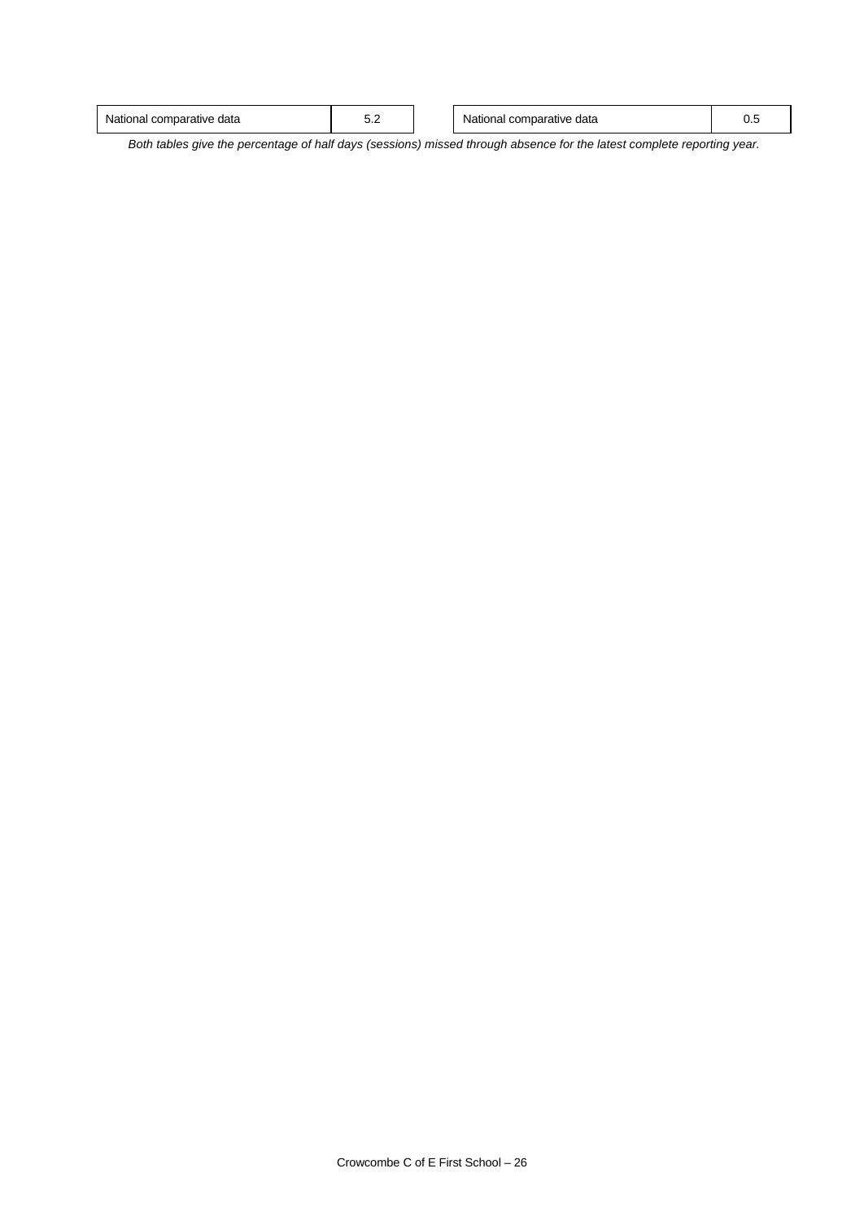| National comparative data | 5.2 |
| --- | --- |

| National comparative data | 0.5 |
| --- | --- |

*Both tables give the percentage of half days (sessions) missed through absence for the latest complete reporting year.*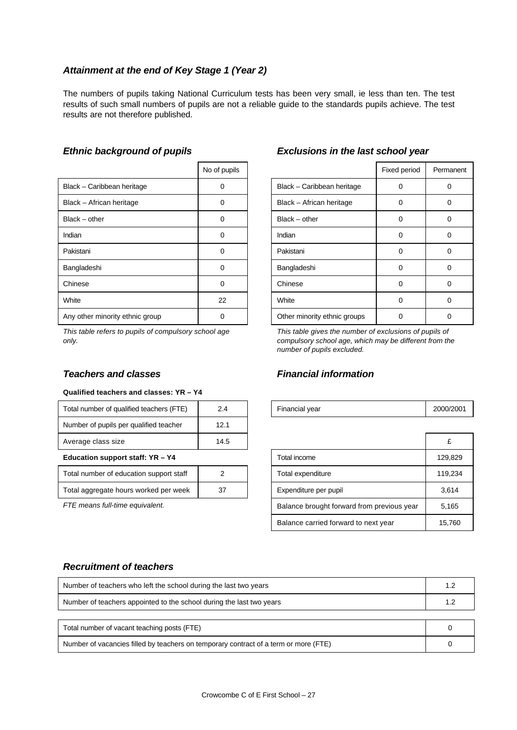### *Attainment at the end of Key Stage 1 (Year 2)*

The numbers of pupils taking National Curriculum tests has been very small, ie less than ten. The test results of such small numbers of pupils are not a reliable guide to the standards pupils achieve. The test results are not therefore published.

### *Ethnic background of pupils*

| | No of pupils |
|---|---|
| Black – Caribbean heritage | 0 |
| Black – African heritage | 0 |
| Black – other | 0 |
| Indian | 0 |
| Pakistani | 0 |
| Bangladeshi | 0 |
| Chinese | 0 |
| White | 22 |
| Any other minority ethnic group | 0 |

*This table refers to pupils of compulsory school age only.*

### *Exclusions in the last school year*

| | Fixed period | Permanent |
|---|---|---|
| Black – Caribbean heritage | 0 | 0 |
| Black – African heritage | 0 | 0 |
| Black – other | 0 | 0 |
| Indian | 0 | 0 |
| Pakistani | 0 | 0 |
| Bangladeshi | 0 | 0 |
| Chinese | 0 | 0 |
| White | 0 | 0 |
| Other minority ethnic groups | 0 | 0 |

*This table gives the number of exclusions of pupils of compulsory school age, which may be different from the number of pupils excluded.*

### *Teachers and classes*

**Qualified teachers and classes: YR – Y4**

| | |
|---|---|
| Total number of qualified teachers (FTE) | 2.4 |
| Number of pupils per qualified teacher | 12.1 |
| Average class size | 14.5 |

**Education support staff: YR – Y4**

| | |
|---|---|
| Total number of education support staff | 2 |
| Total aggregate hours worked per week | 37 |

*FTE means full-time equivalent.*

### *Financial information*

| | |
|---|---|
| Financial year | 2000/2001 |

| | £ |
|---|---|
| Total income | 129,829 |
| Total expenditure | 119,234 |
| Expenditure per pupil | 3,614 |
| Balance brought forward from previous year | 5,165 |
| Balance carried forward to next year | 15,760 |

### *Recruitment of teachers*

| | |
|---|---|
| Number of teachers who left the school during the last two years | 1.2 |
| Number of teachers appointed to the school during the last two years | 1.2 |

| | |
|---|---|
| Total number of vacant teaching posts (FTE) | 0 |
| Number of vacancies filled by teachers on temporary contract of a term or more (FTE) | 0 |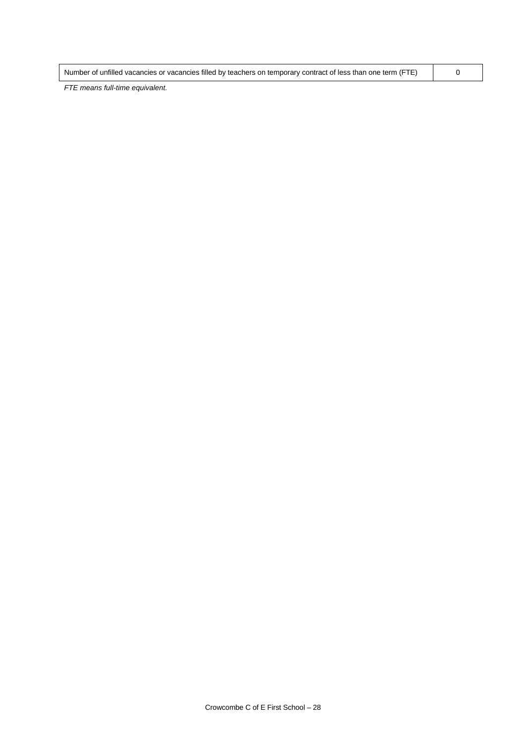| Number of unfilled vacancies or vacancies filled by teachers on temporary contract of less than one term (FTE) | 0 |
|---|---|

*FTE means full-time equivalent.*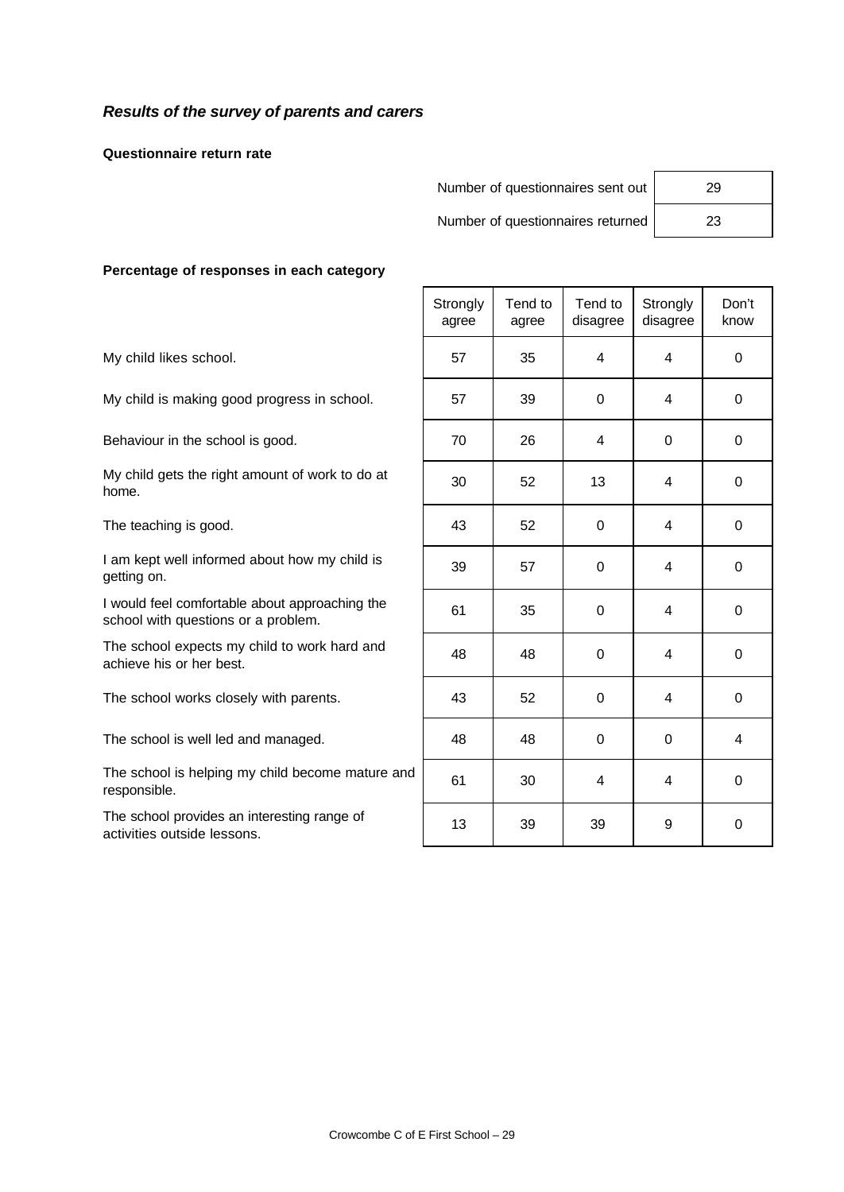## *Results of the survey of parents and carers*

**Questionnaire return rate**

| | |
|---|---|
| Number of questionnaires sent out | 29 |
| Number of questionnaires returned | 23 |

**Percentage of responses in each category**

| | Strongly agree | Tend to agree | Tend to disagree | Strongly disagree | Don't know |
|---|---|---|---|---|---|
| My child likes school. | 57 | 35 | 4 | 4 | 0 |
| My child is making good progress in school. | 57 | 39 | 0 | 4 | 0 |
| Behaviour in the school is good. | 70 | 26 | 4 | 0 | 0 |
| My child gets the right amount of work to do at home. | 30 | 52 | 13 | 4 | 0 |
| The teaching is good. | 43 | 52 | 0 | 4 | 0 |
| I am kept well informed about how my child is getting on. | 39 | 57 | 0 | 4 | 0 |
| I would feel comfortable about approaching the school with questions or a problem. | 61 | 35 | 0 | 4 | 0 |
| The school expects my child to work hard and achieve his or her best. | 48 | 48 | 0 | 4 | 0 |
| The school works closely with parents. | 43 | 52 | 0 | 4 | 0 |
| The school is well led and managed. | 48 | 48 | 0 | 0 | 4 |
| The school is helping my child become mature and responsible. | 61 | 30 | 4 | 4 | 0 |
| The school provides an interesting range of activities outside lessons. | 13 | 39 | 39 | 9 | 0 |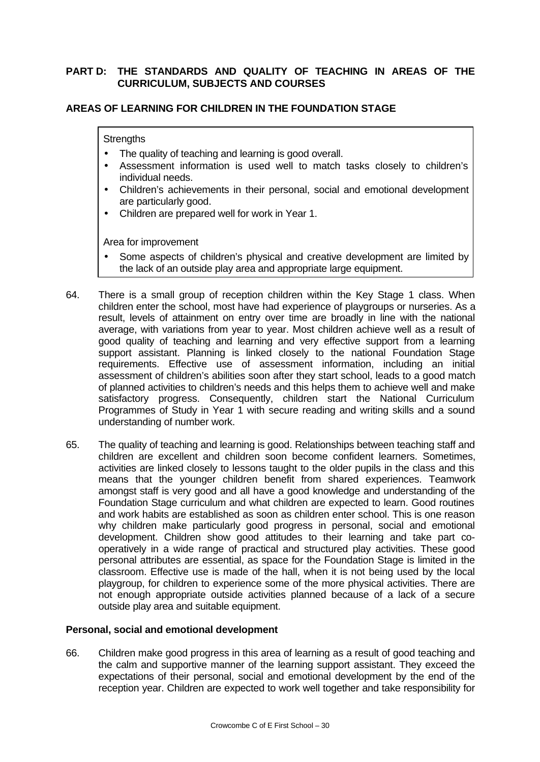## PART D: THE STANDARDS AND QUALITY OF TEACHING IN AREAS OF THE CURRICULUM, SUBJECTS AND COURSES

### AREAS OF LEARNING FOR CHILDREN IN THE FOUNDATION STAGE

Strengths

- The quality of teaching and learning is good overall.
- Assessment information is used well to match tasks closely to children's individual needs.
- Children's achievements in their personal, social and emotional development are particularly good.
- Children are prepared well for work in Year 1.

Area for improvement

- Some aspects of children's physical and creative development are limited by the lack of an outside play area and appropriate large equipment.

64. There is a small group of reception children within the Key Stage 1 class. When children enter the school, most have had experience of playgroups or nurseries. As a result, levels of attainment on entry over time are broadly in line with the national average, with variations from year to year. Most children achieve well as a result of good quality of teaching and learning and very effective support from a learning support assistant. Planning is linked closely to the national Foundation Stage requirements. Effective use of assessment information, including an initial assessment of children's abilities soon after they start school, leads to a good match of planned activities to children's needs and this helps them to achieve well and make satisfactory progress. Consequently, children start the National Curriculum Programmes of Study in Year 1 with secure reading and writing skills and a sound understanding of number work.

65. The quality of teaching and learning is good. Relationships between teaching staff and children are excellent and children soon become confident learners. Sometimes, activities are linked closely to lessons taught to the older pupils in the class and this means that the younger children benefit from shared experiences. Teamwork amongst staff is very good and all have a good knowledge and understanding of the Foundation Stage curriculum and what children are expected to learn. Good routines and work habits are established as soon as children enter school. This is one reason why children make particularly good progress in personal, social and emotional development. Children show good attitudes to their learning and take part co-operatively in a wide range of practical and structured play activities. These good personal attributes are essential, as space for the Foundation Stage is limited in the classroom. Effective use is made of the hall, when it is not being used by the local playgroup, for children to experience some of the more physical activities. There are not enough appropriate outside activities planned because of a lack of a secure outside play area and suitable equipment.

#### Personal, social and emotional development

66. Children make good progress in this area of learning as a result of good teaching and the calm and supportive manner of the learning support assistant. They exceed the expectations of their personal, social and emotional development by the end of the reception year. Children are expected to work well together and take responsibility for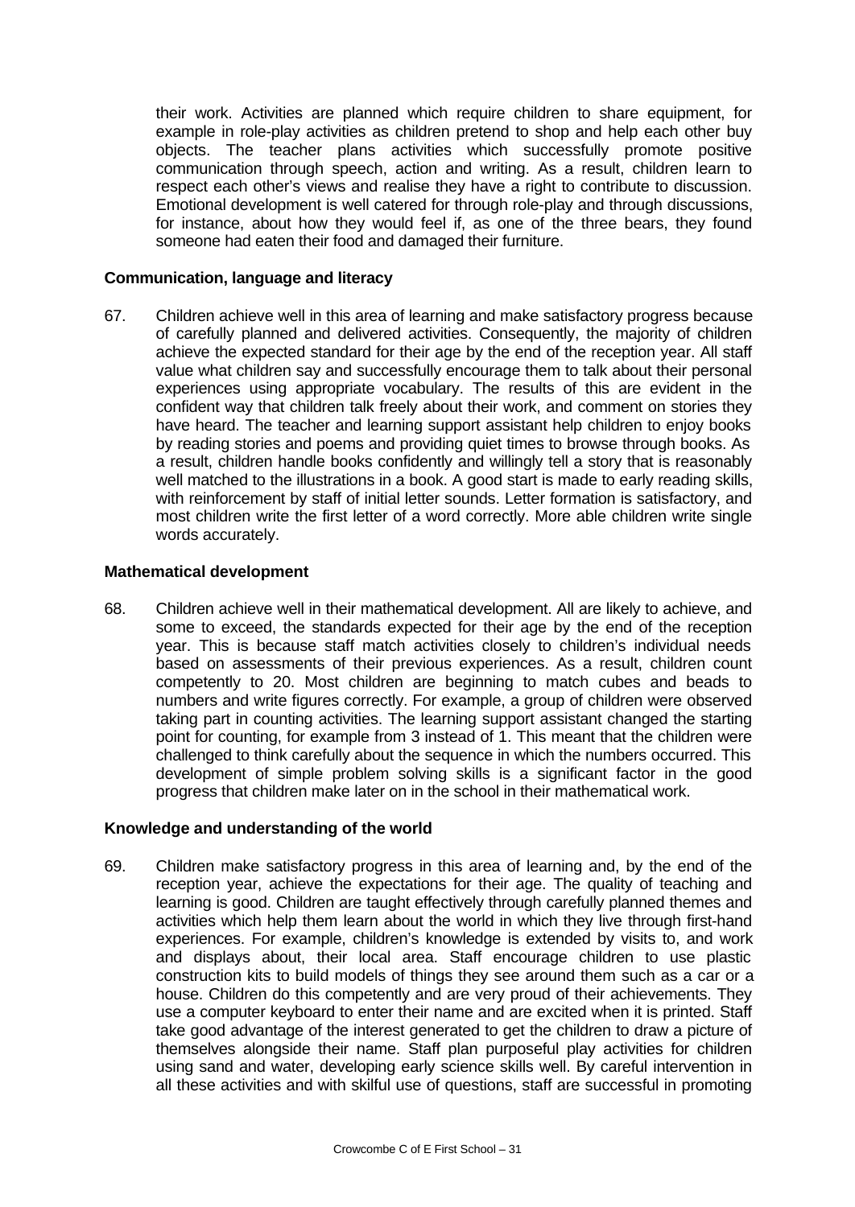their work. Activities are planned which require children to share equipment, for example in role-play activities as children pretend to shop and help each other buy objects. The teacher plans activities which successfully promote positive communication through speech, action and writing. As a result, children learn to respect each other's views and realise they have a right to contribute to discussion. Emotional development is well catered for through role-play and through discussions, for instance, about how they would feel if, as one of the three bears, they found someone had eaten their food and damaged their furniture.

**Communication, language and literacy**

67. Children achieve well in this area of learning and make satisfactory progress because of carefully planned and delivered activities. Consequently, the majority of children achieve the expected standard for their age by the end of the reception year. All staff value what children say and successfully encourage them to talk about their personal experiences using appropriate vocabulary. The results of this are evident in the confident way that children talk freely about their work, and comment on stories they have heard. The teacher and learning support assistant help children to enjoy books by reading stories and poems and providing quiet times to browse through books. As a result, children handle books confidently and willingly tell a story that is reasonably well matched to the illustrations in a book. A good start is made to early reading skills, with reinforcement by staff of initial letter sounds. Letter formation is satisfactory, and most children write the first letter of a word correctly. More able children write single words accurately.

**Mathematical development**

68. Children achieve well in their mathematical development. All are likely to achieve, and some to exceed, the standards expected for their age by the end of the reception year. This is because staff match activities closely to children's individual needs based on assessments of their previous experiences. As a result, children count competently to 20. Most children are beginning to match cubes and beads to numbers and write figures correctly. For example, a group of children were observed taking part in counting activities. The learning support assistant changed the starting point for counting, for example from 3 instead of 1. This meant that the children were challenged to think carefully about the sequence in which the numbers occurred. This development of simple problem solving skills is a significant factor in the good progress that children make later on in the school in their mathematical work.

**Knowledge and understanding of the world**

69. Children make satisfactory progress in this area of learning and, by the end of the reception year, achieve the expectations for their age. The quality of teaching and learning is good. Children are taught effectively through carefully planned themes and activities which help them learn about the world in which they live through first-hand experiences. For example, children's knowledge is extended by visits to, and work and displays about, their local area. Staff encourage children to use plastic construction kits to build models of things they see around them such as a car or a house. Children do this competently and are very proud of their achievements. They use a computer keyboard to enter their name and are excited when it is printed. Staff take good advantage of the interest generated to get the children to draw a picture of themselves alongside their name. Staff plan purposeful play activities for children using sand and water, developing early science skills well. By careful intervention in all these activities and with skilful use of questions, staff are successful in promoting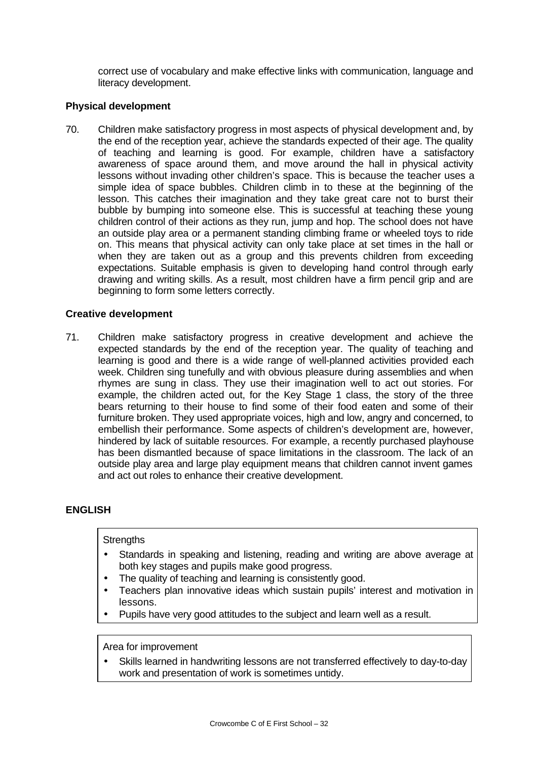correct use of vocabulary and make effective links with communication, language and literacy development.

**Physical development**

70. Children make satisfactory progress in most aspects of physical development and, by the end of the reception year, achieve the standards expected of their age. The quality of teaching and learning is good. For example, children have a satisfactory awareness of space around them, and move around the hall in physical activity lessons without invading other children's space. This is because the teacher uses a simple idea of space bubbles. Children climb in to these at the beginning of the lesson. This catches their imagination and they take great care not to burst their bubble by bumping into someone else. This is successful at teaching these young children control of their actions as they run, jump and hop. The school does not have an outside play area or a permanent standing climbing frame or wheeled toys to ride on. This means that physical activity can only take place at set times in the hall or when they are taken out as a group and this prevents children from exceeding expectations. Suitable emphasis is given to developing hand control through early drawing and writing skills. As a result, most children have a firm pencil grip and are beginning to form some letters correctly.

**Creative development**

71. Children make satisfactory progress in creative development and achieve the expected standards by the end of the reception year. The quality of teaching and learning is good and there is a wide range of well-planned activities provided each week. Children sing tunefully and with obvious pleasure during assemblies and when rhymes are sung in class. They use their imagination well to act out stories. For example, the children acted out, for the Key Stage 1 class, the story of the three bears returning to their house to find some of their food eaten and some of their furniture broken. They used appropriate voices, high and low, angry and concerned, to embellish their performance. Some aspects of children's development are, however, hindered by lack of suitable resources. For example, a recently purchased playhouse has been dismantled because of space limitations in the classroom. The lack of an outside play area and large play equipment means that children cannot invent games and act out roles to enhance their creative development.

## ENGLISH

Strengths

- Standards in speaking and listening, reading and writing are above average at both key stages and pupils make good progress.
- The quality of teaching and learning is consistently good.
- Teachers plan innovative ideas which sustain pupils' interest and motivation in lessons.
- Pupils have very good attitudes to the subject and learn well as a result.

Area for improvement

- Skills learned in handwriting lessons are not transferred effectively to day-to-day work and presentation of work is sometimes untidy.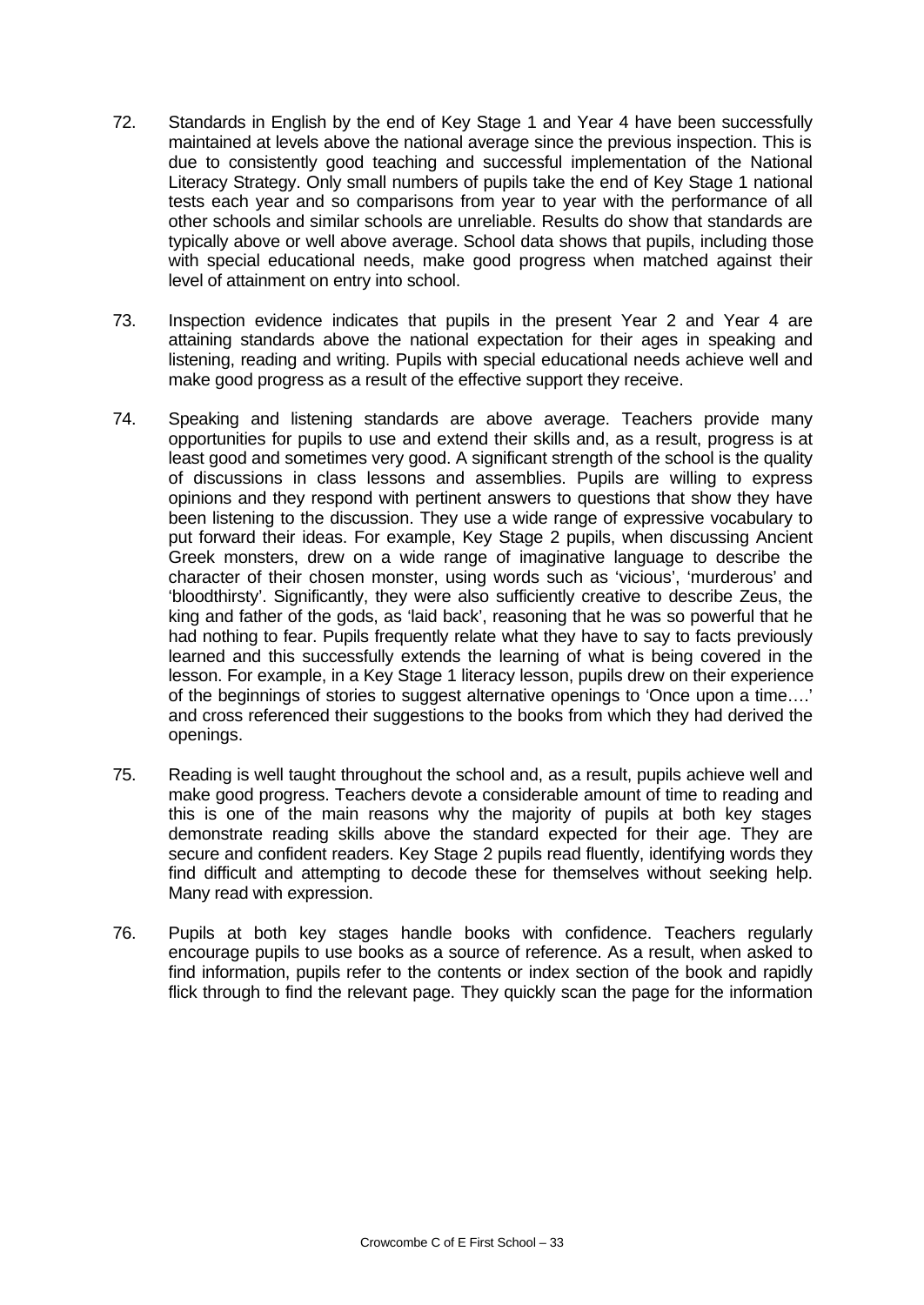72. Standards in English by the end of Key Stage 1 and Year 4 have been successfully maintained at levels above the national average since the previous inspection. This is due to consistently good teaching and successful implementation of the National Literacy Strategy. Only small numbers of pupils take the end of Key Stage 1 national tests each year and so comparisons from year to year with the performance of all other schools and similar schools are unreliable. Results do show that standards are typically above or well above average. School data shows that pupils, including those with special educational needs, make good progress when matched against their level of attainment on entry into school.

73. Inspection evidence indicates that pupils in the present Year 2 and Year 4 are attaining standards above the national expectation for their ages in speaking and listening, reading and writing. Pupils with special educational needs achieve well and make good progress as a result of the effective support they receive.

74. Speaking and listening standards are above average. Teachers provide many opportunities for pupils to use and extend their skills and, as a result, progress is at least good and sometimes very good. A significant strength of the school is the quality of discussions in class lessons and assemblies. Pupils are willing to express opinions and they respond with pertinent answers to questions that show they have been listening to the discussion. They use a wide range of expressive vocabulary to put forward their ideas. For example, Key Stage 2 pupils, when discussing Ancient Greek monsters, drew on a wide range of imaginative language to describe the character of their chosen monster, using words such as 'vicious', 'murderous' and 'bloodthirsty'. Significantly, they were also sufficiently creative to describe Zeus, the king and father of the gods, as 'laid back', reasoning that he was so powerful that he had nothing to fear. Pupils frequently relate what they have to say to facts previously learned and this successfully extends the learning of what is being covered in the lesson. For example, in a Key Stage 1 literacy lesson, pupils drew on their experience of the beginnings of stories to suggest alternative openings to 'Once upon a time….' and cross referenced their suggestions to the books from which they had derived the openings.

75. Reading is well taught throughout the school and, as a result, pupils achieve well and make good progress. Teachers devote a considerable amount of time to reading and this is one of the main reasons why the majority of pupils at both key stages demonstrate reading skills above the standard expected for their age. They are secure and confident readers. Key Stage 2 pupils read fluently, identifying words they find difficult and attempting to decode these for themselves without seeking help. Many read with expression.

76. Pupils at both key stages handle books with confidence. Teachers regularly encourage pupils to use books as a source of reference. As a result, when asked to find information, pupils refer to the contents or index section of the book and rapidly flick through to find the relevant page. They quickly scan the page for the information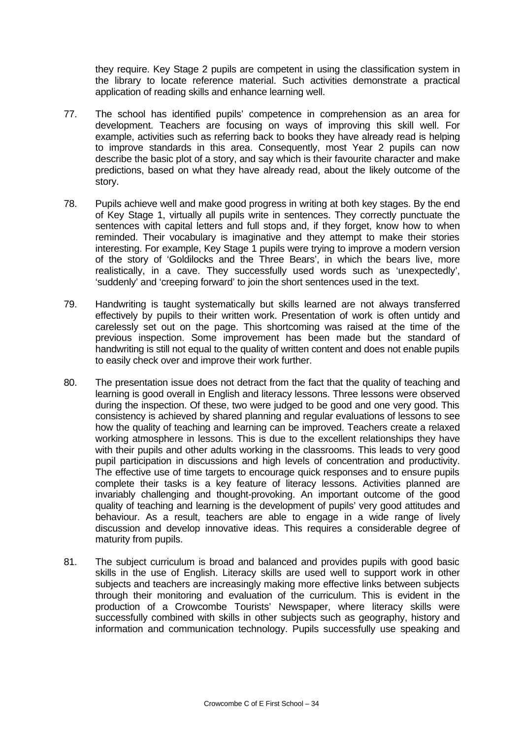they require. Key Stage 2 pupils are competent in using the classification system in the library to locate reference material. Such activities demonstrate a practical application of reading skills and enhance learning well.

77. The school has identified pupils' competence in comprehension as an area for development. Teachers are focusing on ways of improving this skill well. For example, activities such as referring back to books they have already read is helping to improve standards in this area. Consequently, most Year 2 pupils can now describe the basic plot of a story, and say which is their favourite character and make predictions, based on what they have already read, about the likely outcome of the story.

78. Pupils achieve well and make good progress in writing at both key stages. By the end of Key Stage 1, virtually all pupils write in sentences. They correctly punctuate the sentences with capital letters and full stops and, if they forget, know how to when reminded. Their vocabulary is imaginative and they attempt to make their stories interesting. For example, Key Stage 1 pupils were trying to improve a modern version of the story of 'Goldilocks and the Three Bears', in which the bears live, more realistically, in a cave. They successfully used words such as 'unexpectedly', 'suddenly' and 'creeping forward' to join the short sentences used in the text.

79. Handwriting is taught systematically but skills learned are not always transferred effectively by pupils to their written work. Presentation of work is often untidy and carelessly set out on the page. This shortcoming was raised at the time of the previous inspection. Some improvement has been made but the standard of handwriting is still not equal to the quality of written content and does not enable pupils to easily check over and improve their work further.

80. The presentation issue does not detract from the fact that the quality of teaching and learning is good overall in English and literacy lessons. Three lessons were observed during the inspection. Of these, two were judged to be good and one very good. This consistency is achieved by shared planning and regular evaluations of lessons to see how the quality of teaching and learning can be improved. Teachers create a relaxed working atmosphere in lessons. This is due to the excellent relationships they have with their pupils and other adults working in the classrooms. This leads to very good pupil participation in discussions and high levels of concentration and productivity. The effective use of time targets to encourage quick responses and to ensure pupils complete their tasks is a key feature of literacy lessons. Activities planned are invariably challenging and thought-provoking. An important outcome of the good quality of teaching and learning is the development of pupils' very good attitudes and behaviour. As a result, teachers are able to engage in a wide range of lively discussion and develop innovative ideas. This requires a considerable degree of maturity from pupils.

81. The subject curriculum is broad and balanced and provides pupils with good basic skills in the use of English. Literacy skills are used well to support work in other subjects and teachers are increasingly making more effective links between subjects through their monitoring and evaluation of the curriculum. This is evident in the production of a Crowcombe Tourists' Newspaper, where literacy skills were successfully combined with skills in other subjects such as geography, history and information and communication technology. Pupils successfully use speaking and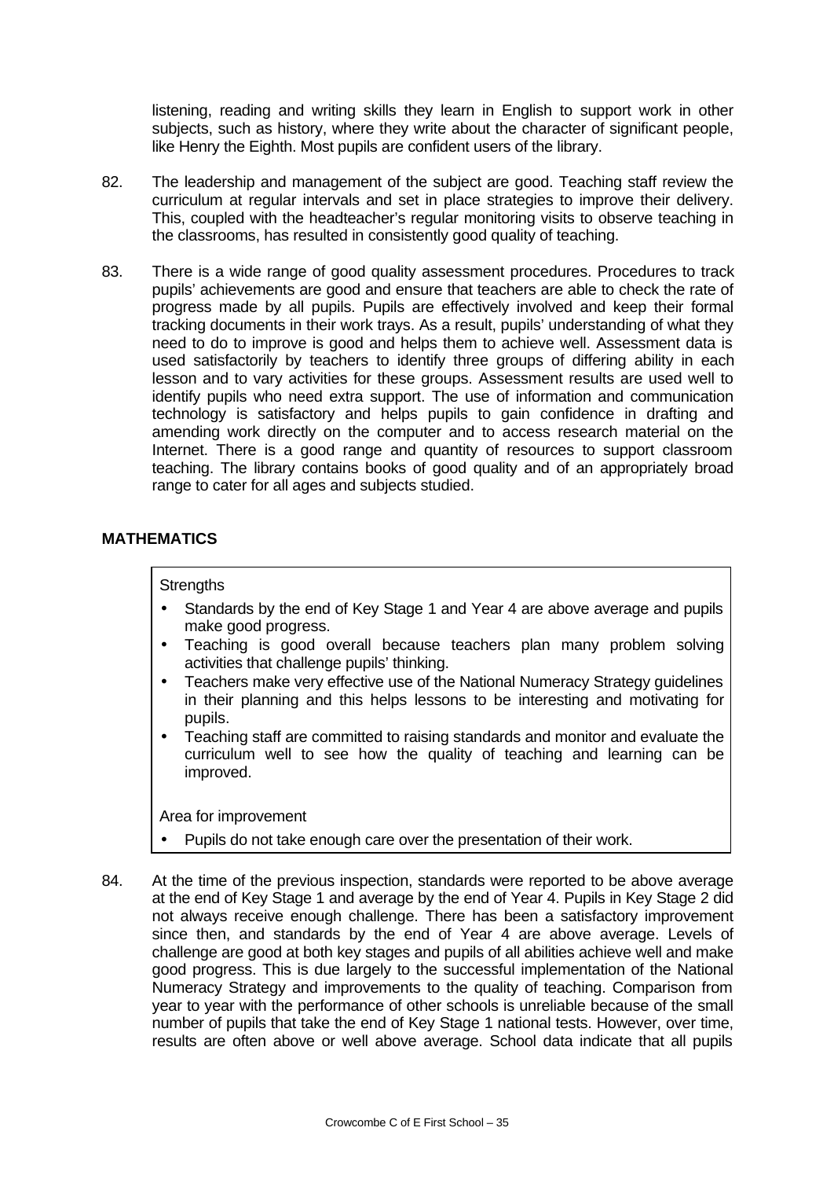listening, reading and writing skills they learn in English to support work in other subjects, such as history, where they write about the character of significant people, like Henry the Eighth. Most pupils are confident users of the library.

82. The leadership and management of the subject are good. Teaching staff review the curriculum at regular intervals and set in place strategies to improve their delivery. This, coupled with the headteacher's regular monitoring visits to observe teaching in the classrooms, has resulted in consistently good quality of teaching.

83. There is a wide range of good quality assessment procedures. Procedures to track pupils' achievements are good and ensure that teachers are able to check the rate of progress made by all pupils. Pupils are effectively involved and keep their formal tracking documents in their work trays. As a result, pupils' understanding of what they need to do to improve is good and helps them to achieve well. Assessment data is used satisfactorily by teachers to identify three groups of differing ability in each lesson and to vary activities for these groups. Assessment results are used well to identify pupils who need extra support. The use of information and communication technology is satisfactory and helps pupils to gain confidence in drafting and amending work directly on the computer and to access research material on the Internet. There is a good range and quantity of resources to support classroom teaching. The library contains books of good quality and of an appropriately broad range to cater for all ages and subjects studied.

## MATHEMATICS

Strengths

- Standards by the end of Key Stage 1 and Year 4 are above average and pupils make good progress.
- Teaching is good overall because teachers plan many problem solving activities that challenge pupils' thinking.
- Teachers make very effective use of the National Numeracy Strategy guidelines in their planning and this helps lessons to be interesting and motivating for pupils.
- Teaching staff are committed to raising standards and monitor and evaluate the curriculum well to see how the quality of teaching and learning can be improved.

Area for improvement

- Pupils do not take enough care over the presentation of their work.

84. At the time of the previous inspection, standards were reported to be above average at the end of Key Stage 1 and average by the end of Year 4. Pupils in Key Stage 2 did not always receive enough challenge. There has been a satisfactory improvement since then, and standards by the end of Year 4 are above average. Levels of challenge are good at both key stages and pupils of all abilities achieve well and make good progress. This is due largely to the successful implementation of the National Numeracy Strategy and improvements to the quality of teaching. Comparison from year to year with the performance of other schools is unreliable because of the small number of pupils that take the end of Key Stage 1 national tests. However, over time, results are often above or well above average. School data indicate that all pupils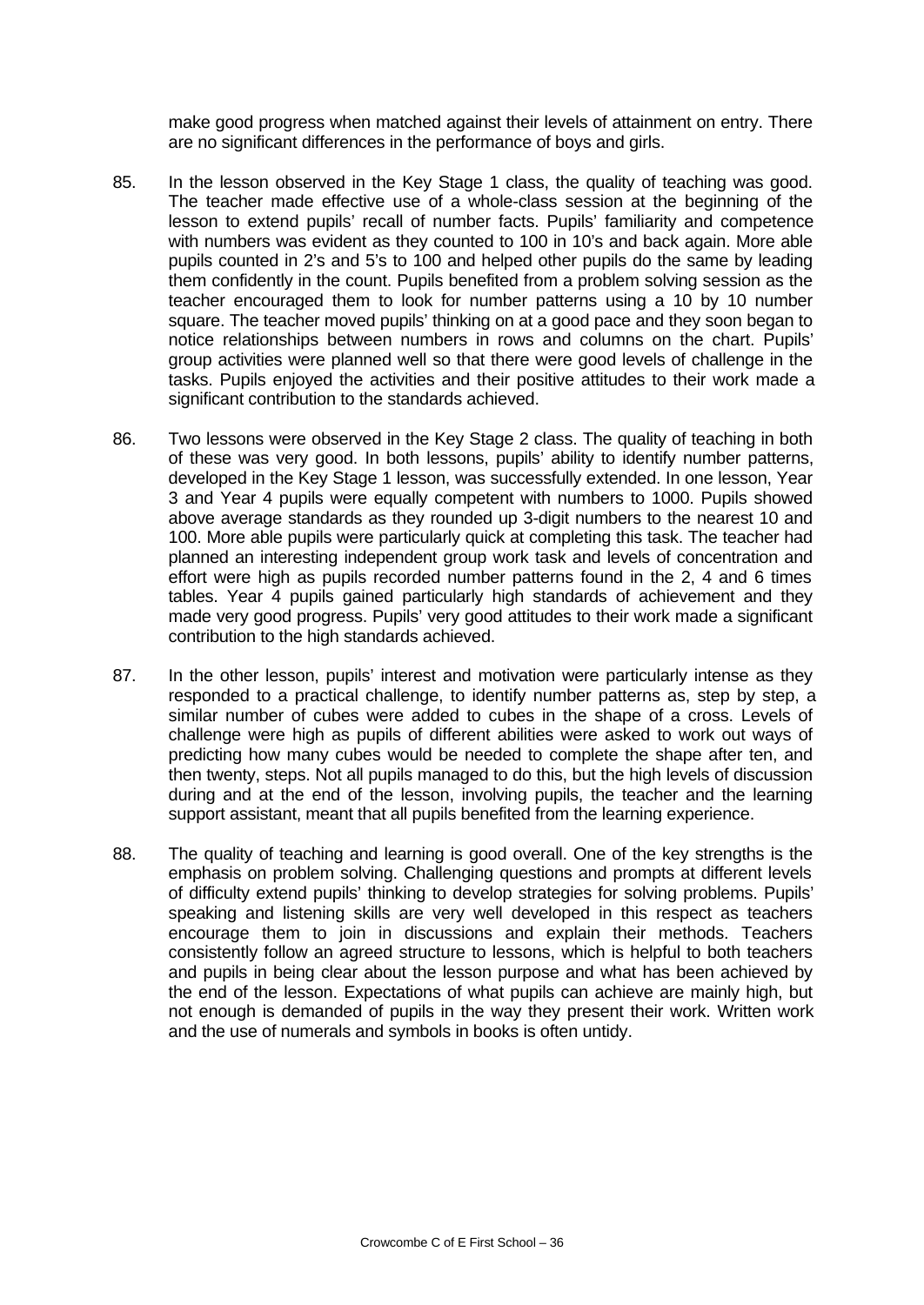make good progress when matched against their levels of attainment on entry. There are no significant differences in the performance of boys and girls.

85. In the lesson observed in the Key Stage 1 class, the quality of teaching was good. The teacher made effective use of a whole-class session at the beginning of the lesson to extend pupils' recall of number facts. Pupils' familiarity and competence with numbers was evident as they counted to 100 in 10's and back again. More able pupils counted in 2's and 5's to 100 and helped other pupils do the same by leading them confidently in the count. Pupils benefited from a problem solving session as the teacher encouraged them to look for number patterns using a 10 by 10 number square. The teacher moved pupils' thinking on at a good pace and they soon began to notice relationships between numbers in rows and columns on the chart. Pupils' group activities were planned well so that there were good levels of challenge in the tasks. Pupils enjoyed the activities and their positive attitudes to their work made a significant contribution to the standards achieved.

86. Two lessons were observed in the Key Stage 2 class. The quality of teaching in both of these was very good. In both lessons, pupils' ability to identify number patterns, developed in the Key Stage 1 lesson, was successfully extended. In one lesson, Year 3 and Year 4 pupils were equally competent with numbers to 1000. Pupils showed above average standards as they rounded up 3-digit numbers to the nearest 10 and 100. More able pupils were particularly quick at completing this task. The teacher had planned an interesting independent group work task and levels of concentration and effort were high as pupils recorded number patterns found in the 2, 4 and 6 times tables. Year 4 pupils gained particularly high standards of achievement and they made very good progress. Pupils' very good attitudes to their work made a significant contribution to the high standards achieved.

87. In the other lesson, pupils' interest and motivation were particularly intense as they responded to a practical challenge, to identify number patterns as, step by step, a similar number of cubes were added to cubes in the shape of a cross. Levels of challenge were high as pupils of different abilities were asked to work out ways of predicting how many cubes would be needed to complete the shape after ten, and then twenty, steps. Not all pupils managed to do this, but the high levels of discussion during and at the end of the lesson, involving pupils, the teacher and the learning support assistant, meant that all pupils benefited from the learning experience.

88. The quality of teaching and learning is good overall. One of the key strengths is the emphasis on problem solving. Challenging questions and prompts at different levels of difficulty extend pupils' thinking to develop strategies for solving problems. Pupils' speaking and listening skills are very well developed in this respect as teachers encourage them to join in discussions and explain their methods. Teachers consistently follow an agreed structure to lessons, which is helpful to both teachers and pupils in being clear about the lesson purpose and what has been achieved by the end of the lesson. Expectations of what pupils can achieve are mainly high, but not enough is demanded of pupils in the way they present their work. Written work and the use of numerals and symbols in books is often untidy.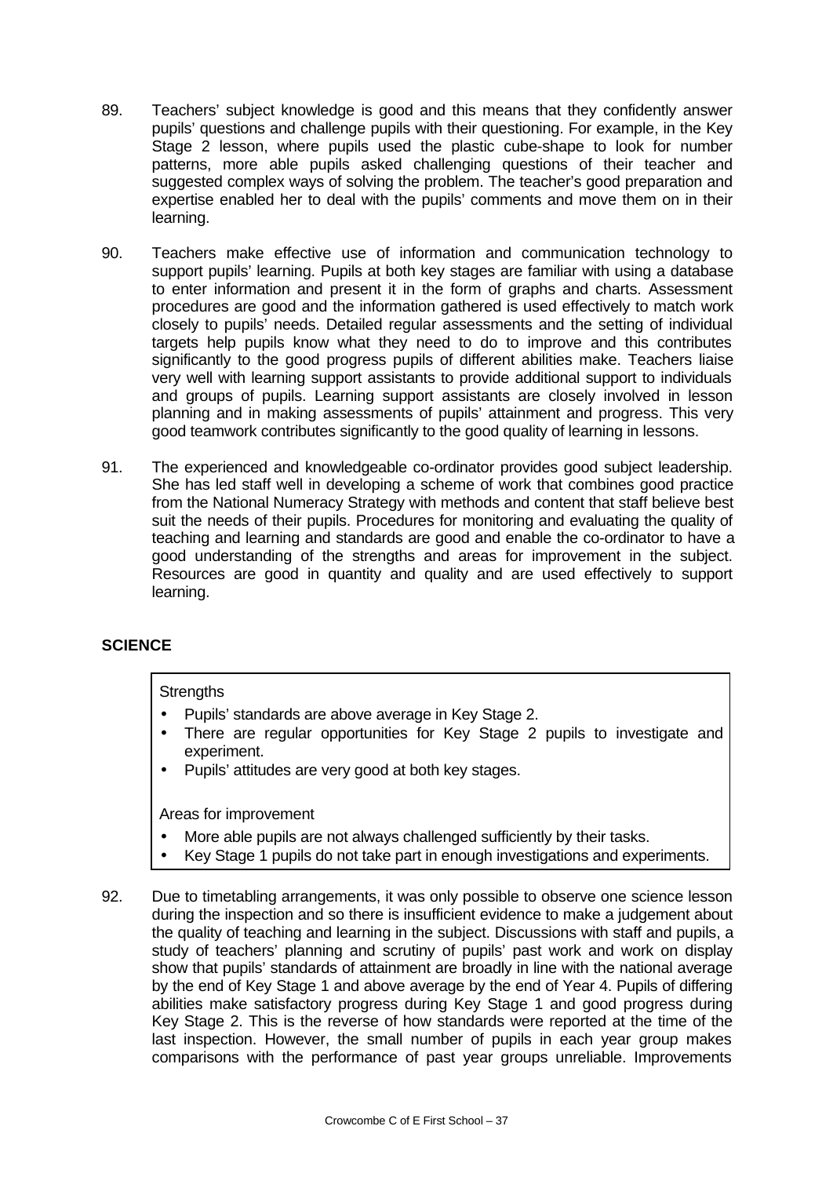89. Teachers' subject knowledge is good and this means that they confidently answer pupils' questions and challenge pupils with their questioning. For example, in the Key Stage 2 lesson, where pupils used the plastic cube-shape to look for number patterns, more able pupils asked challenging questions of their teacher and suggested complex ways of solving the problem. The teacher's good preparation and expertise enabled her to deal with the pupils' comments and move them on in their learning.

90. Teachers make effective use of information and communication technology to support pupils' learning. Pupils at both key stages are familiar with using a database to enter information and present it in the form of graphs and charts. Assessment procedures are good and the information gathered is used effectively to match work closely to pupils' needs. Detailed regular assessments and the setting of individual targets help pupils know what they need to do to improve and this contributes significantly to the good progress pupils of different abilities make. Teachers liaise very well with learning support assistants to provide additional support to individuals and groups of pupils. Learning support assistants are closely involved in lesson planning and in making assessments of pupils' attainment and progress. This very good teamwork contributes significantly to the good quality of learning in lessons.

91. The experienced and knowledgeable co-ordinator provides good subject leadership. She has led staff well in developing a scheme of work that combines good practice from the National Numeracy Strategy with methods and content that staff believe best suit the needs of their pupils. Procedures for monitoring and evaluating the quality of teaching and learning and standards are good and enable the co-ordinator to have a good understanding of the strengths and areas for improvement in the subject. Resources are good in quantity and quality and are used effectively to support learning.

**SCIENCE**

Strengths

- Pupils' standards are above average in Key Stage 2.
- There are regular opportunities for Key Stage 2 pupils to investigate and experiment.
- Pupils' attitudes are very good at both key stages.

Areas for improvement

- More able pupils are not always challenged sufficiently by their tasks.
- Key Stage 1 pupils do not take part in enough investigations and experiments.

92. Due to timetabling arrangements, it was only possible to observe one science lesson during the inspection and so there is insufficient evidence to make a judgement about the quality of teaching and learning in the subject. Discussions with staff and pupils, a study of teachers' planning and scrutiny of pupils' past work and work on display show that pupils' standards of attainment are broadly in line with the national average by the end of Key Stage 1 and above average by the end of Year 4. Pupils of differing abilities make satisfactory progress during Key Stage 1 and good progress during Key Stage 2. This is the reverse of how standards were reported at the time of the last inspection. However, the small number of pupils in each year group makes comparisons with the performance of past year groups unreliable. Improvements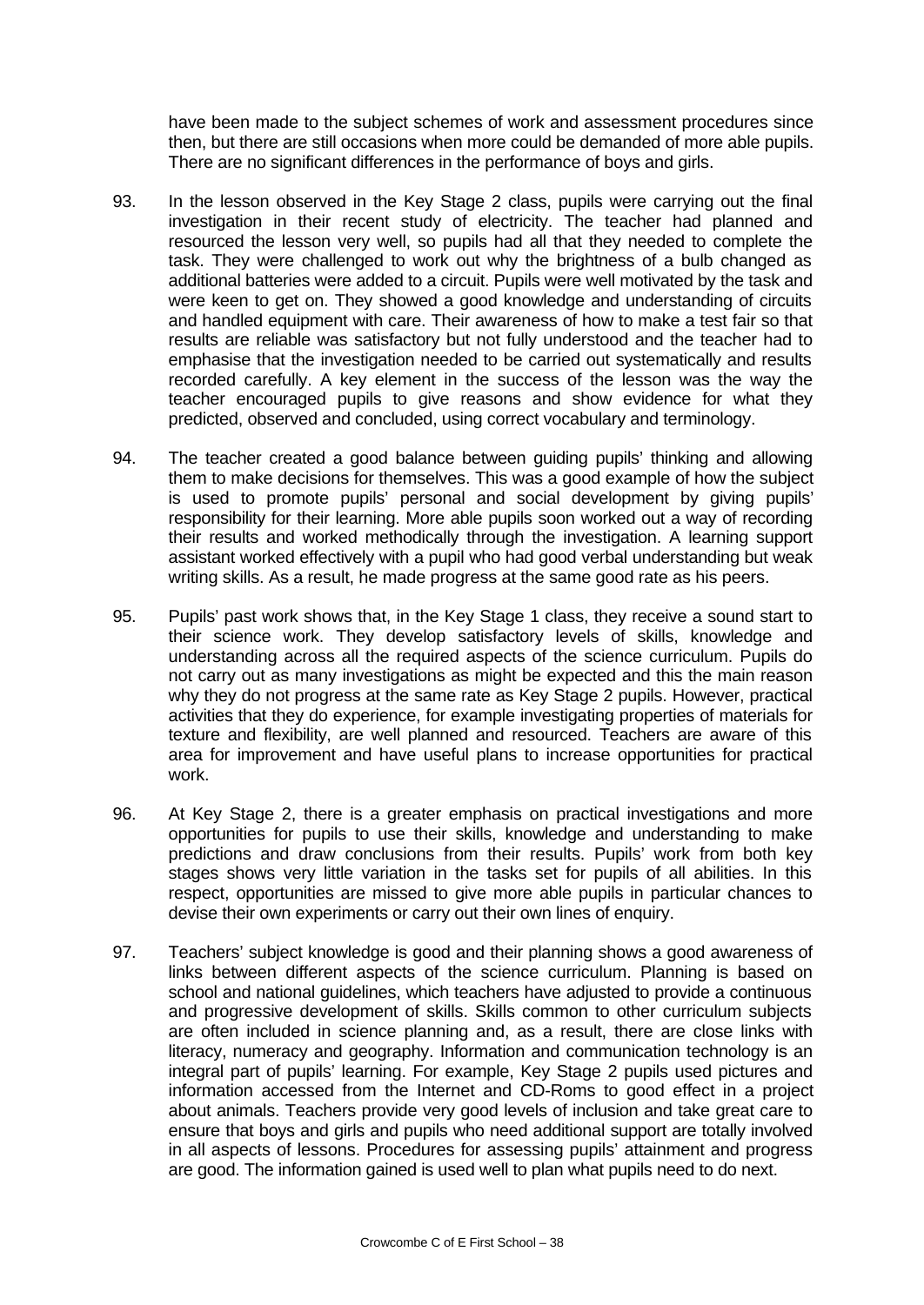have been made to the subject schemes of work and assessment procedures since then, but there are still occasions when more could be demanded of more able pupils. There are no significant differences in the performance of boys and girls.

93. In the lesson observed in the Key Stage 2 class, pupils were carrying out the final investigation in their recent study of electricity. The teacher had planned and resourced the lesson very well, so pupils had all that they needed to complete the task. They were challenged to work out why the brightness of a bulb changed as additional batteries were added to a circuit. Pupils were well motivated by the task and were keen to get on. They showed a good knowledge and understanding of circuits and handled equipment with care. Their awareness of how to make a test fair so that results are reliable was satisfactory but not fully understood and the teacher had to emphasise that the investigation needed to be carried out systematically and results recorded carefully. A key element in the success of the lesson was the way the teacher encouraged pupils to give reasons and show evidence for what they predicted, observed and concluded, using correct vocabulary and terminology.

94. The teacher created a good balance between guiding pupils' thinking and allowing them to make decisions for themselves. This was a good example of how the subject is used to promote pupils' personal and social development by giving pupils' responsibility for their learning. More able pupils soon worked out a way of recording their results and worked methodically through the investigation. A learning support assistant worked effectively with a pupil who had good verbal understanding but weak writing skills. As a result, he made progress at the same good rate as his peers.

95. Pupils' past work shows that, in the Key Stage 1 class, they receive a sound start to their science work. They develop satisfactory levels of skills, knowledge and understanding across all the required aspects of the science curriculum. Pupils do not carry out as many investigations as might be expected and this the main reason why they do not progress at the same rate as Key Stage 2 pupils. However, practical activities that they do experience, for example investigating properties of materials for texture and flexibility, are well planned and resourced. Teachers are aware of this area for improvement and have useful plans to increase opportunities for practical work.

96. At Key Stage 2, there is a greater emphasis on practical investigations and more opportunities for pupils to use their skills, knowledge and understanding to make predictions and draw conclusions from their results. Pupils' work from both key stages shows very little variation in the tasks set for pupils of all abilities. In this respect, opportunities are missed to give more able pupils in particular chances to devise their own experiments or carry out their own lines of enquiry.

97. Teachers' subject knowledge is good and their planning shows a good awareness of links between different aspects of the science curriculum. Planning is based on school and national guidelines, which teachers have adjusted to provide a continuous and progressive development of skills. Skills common to other curriculum subjects are often included in science planning and, as a result, there are close links with literacy, numeracy and geography. Information and communication technology is an integral part of pupils' learning. For example, Key Stage 2 pupils used pictures and information accessed from the Internet and CD-Roms to good effect in a project about animals. Teachers provide very good levels of inclusion and take great care to ensure that boys and girls and pupils who need additional support are totally involved in all aspects of lessons. Procedures for assessing pupils' attainment and progress are good. The information gained is used well to plan what pupils need to do next.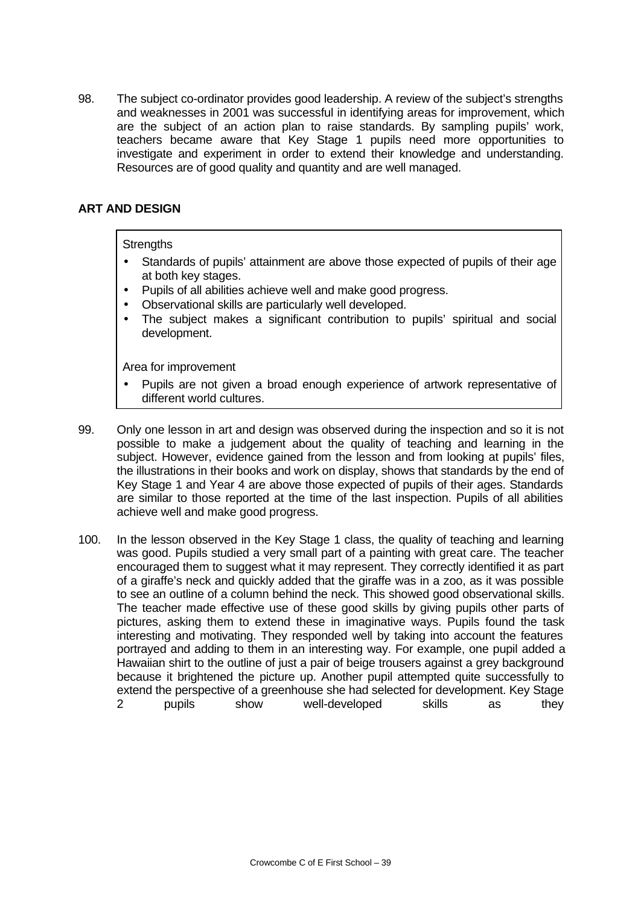98. The subject co-ordinator provides good leadership. A review of the subject's strengths and weaknesses in 2001 was successful in identifying areas for improvement, which are the subject of an action plan to raise standards. By sampling pupils' work, teachers became aware that Key Stage 1 pupils need more opportunities to investigate and experiment in order to extend their knowledge and understanding. Resources are of good quality and quantity and are well managed.

## ART AND DESIGN

Strengths

- Standards of pupils' attainment are above those expected of pupils of their age at both key stages.
- Pupils of all abilities achieve well and make good progress.
- Observational skills are particularly well developed.
- The subject makes a significant contribution to pupils' spiritual and social development.

Area for improvement

- Pupils are not given a broad enough experience of artwork representative of different world cultures.

99. Only one lesson in art and design was observed during the inspection and so it is not possible to make a judgement about the quality of teaching and learning in the subject. However, evidence gained from the lesson and from looking at pupils' files, the illustrations in their books and work on display, shows that standards by the end of Key Stage 1 and Year 4 are above those expected of pupils of their ages. Standards are similar to those reported at the time of the last inspection. Pupils of all abilities achieve well and make good progress.

100. In the lesson observed in the Key Stage 1 class, the quality of teaching and learning was good. Pupils studied a very small part of a painting with great care. The teacher encouraged them to suggest what it may represent. They correctly identified it as part of a giraffe's neck and quickly added that the giraffe was in a zoo, as it was possible to see an outline of a column behind the neck. This showed good observational skills. The teacher made effective use of these good skills by giving pupils other parts of pictures, asking them to extend these in imaginative ways. Pupils found the task interesting and motivating. They responded well by taking into account the features portrayed and adding to them in an interesting way. For example, one pupil added a Hawaiian shirt to the outline of just a pair of beige trousers against a grey background because it brightened the picture up. Another pupil attempted quite successfully to extend the perspective of a greenhouse she had selected for development. Key Stage 2 pupils show well-developed skills as they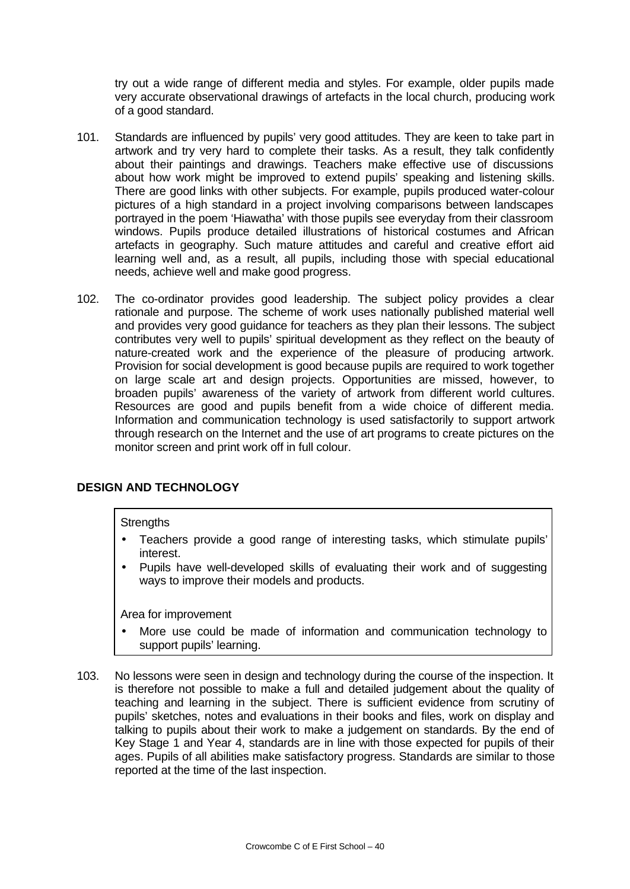try out a wide range of different media and styles. For example, older pupils made very accurate observational drawings of artefacts in the local church, producing work of a good standard.

101. Standards are influenced by pupils' very good attitudes. They are keen to take part in artwork and try very hard to complete their tasks. As a result, they talk confidently about their paintings and drawings. Teachers make effective use of discussions about how work might be improved to extend pupils' speaking and listening skills. There are good links with other subjects. For example, pupils produced water-colour pictures of a high standard in a project involving comparisons between landscapes portrayed in the poem 'Hiawatha' with those pupils see everyday from their classroom windows. Pupils produce detailed illustrations of historical costumes and African artefacts in geography. Such mature attitudes and careful and creative effort aid learning well and, as a result, all pupils, including those with special educational needs, achieve well and make good progress.

102. The co-ordinator provides good leadership. The subject policy provides a clear rationale and purpose. The scheme of work uses nationally published material well and provides very good guidance for teachers as they plan their lessons. The subject contributes very well to pupils' spiritual development as they reflect on the beauty of nature-created work and the experience of the pleasure of producing artwork. Provision for social development is good because pupils are required to work together on large scale art and design projects. Opportunities are missed, however, to broaden pupils' awareness of the variety of artwork from different world cultures. Resources are good and pupils benefit from a wide choice of different media. Information and communication technology is used satisfactorily to support artwork through research on the Internet and the use of art programs to create pictures on the monitor screen and print work off in full colour.

## DESIGN AND TECHNOLOGY

Strengths

- Teachers provide a good range of interesting tasks, which stimulate pupils' interest.
- Pupils have well-developed skills of evaluating their work and of suggesting ways to improve their models and products.

Area for improvement

- More use could be made of information and communication technology to support pupils' learning.

103. No lessons were seen in design and technology during the course of the inspection. It is therefore not possible to make a full and detailed judgement about the quality of teaching and learning in the subject. There is sufficient evidence from scrutiny of pupils' sketches, notes and evaluations in their books and files, work on display and talking to pupils about their work to make a judgement on standards. By the end of Key Stage 1 and Year 4, standards are in line with those expected for pupils of their ages. Pupils of all abilities make satisfactory progress. Standards are similar to those reported at the time of the last inspection.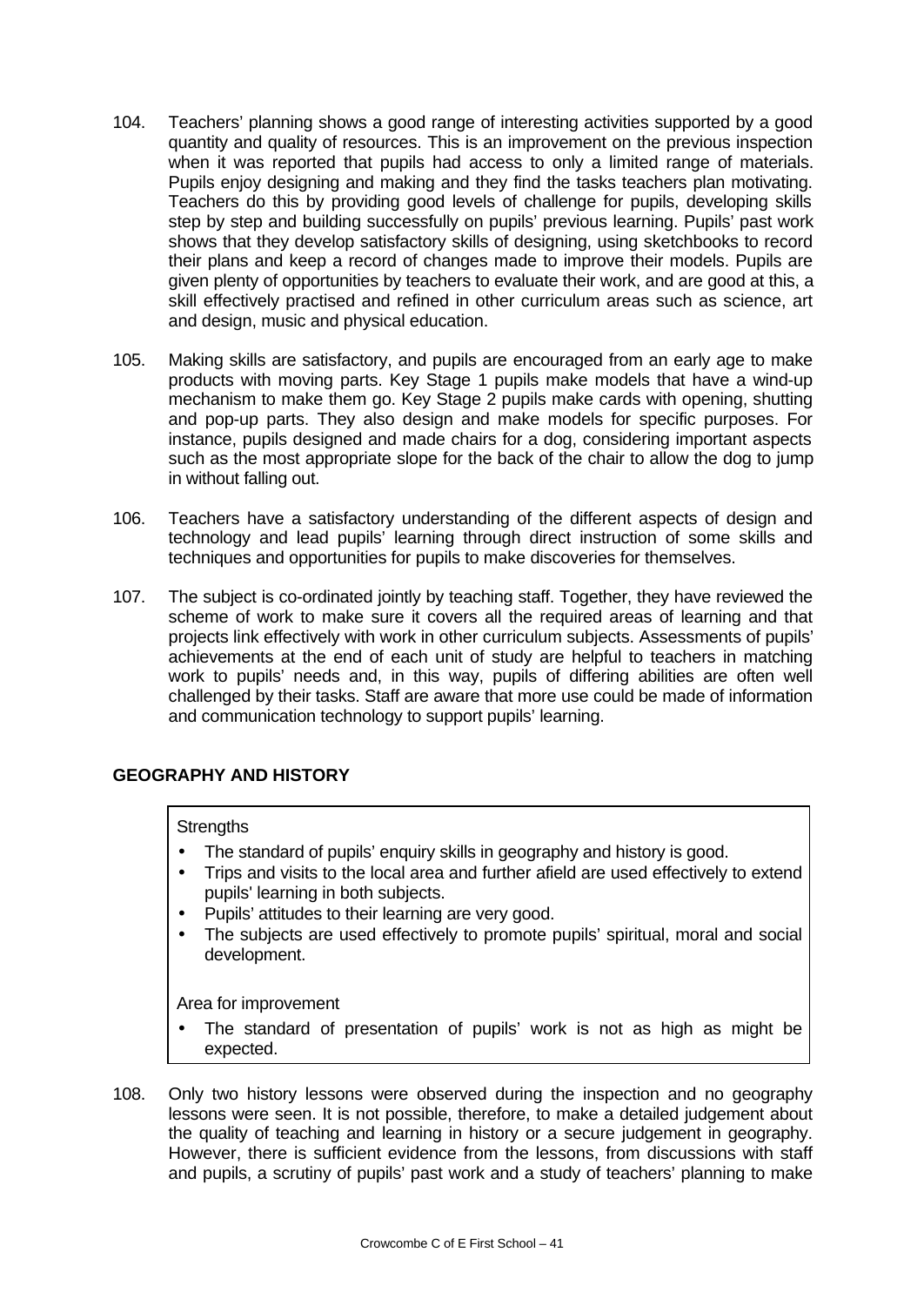104. Teachers' planning shows a good range of interesting activities supported by a good quantity and quality of resources. This is an improvement on the previous inspection when it was reported that pupils had access to only a limited range of materials. Pupils enjoy designing and making and they find the tasks teachers plan motivating. Teachers do this by providing good levels of challenge for pupils, developing skills step by step and building successfully on pupils' previous learning. Pupils' past work shows that they develop satisfactory skills of designing, using sketchbooks to record their plans and keep a record of changes made to improve their models. Pupils are given plenty of opportunities by teachers to evaluate their work, and are good at this, a skill effectively practised and refined in other curriculum areas such as science, art and design, music and physical education.

105. Making skills are satisfactory, and pupils are encouraged from an early age to make products with moving parts. Key Stage 1 pupils make models that have a wind-up mechanism to make them go. Key Stage 2 pupils make cards with opening, shutting and pop-up parts. They also design and make models for specific purposes. For instance, pupils designed and made chairs for a dog, considering important aspects such as the most appropriate slope for the back of the chair to allow the dog to jump in without falling out.

106. Teachers have a satisfactory understanding of the different aspects of design and technology and lead pupils' learning through direct instruction of some skills and techniques and opportunities for pupils to make discoveries for themselves.

107. The subject is co-ordinated jointly by teaching staff. Together, they have reviewed the scheme of work to make sure it covers all the required areas of learning and that projects link effectively with work in other curriculum subjects. Assessments of pupils' achievements at the end of each unit of study are helpful to teachers in matching work to pupils' needs and, in this way, pupils of differing abilities are often well challenged by their tasks. Staff are aware that more use could be made of information and communication technology to support pupils' learning.

## GEOGRAPHY AND HISTORY

Strengths

- The standard of pupils' enquiry skills in geography and history is good.
- Trips and visits to the local area and further afield are used effectively to extend pupils' learning in both subjects.
- Pupils' attitudes to their learning are very good.
- The subjects are used effectively to promote pupils' spiritual, moral and social development.

Area for improvement

- The standard of presentation of pupils' work is not as high as might be expected.

108. Only two history lessons were observed during the inspection and no geography lessons were seen. It is not possible, therefore, to make a detailed judgement about the quality of teaching and learning in history or a secure judgement in geography. However, there is sufficient evidence from the lessons, from discussions with staff and pupils, a scrutiny of pupils' past work and a study of teachers' planning to make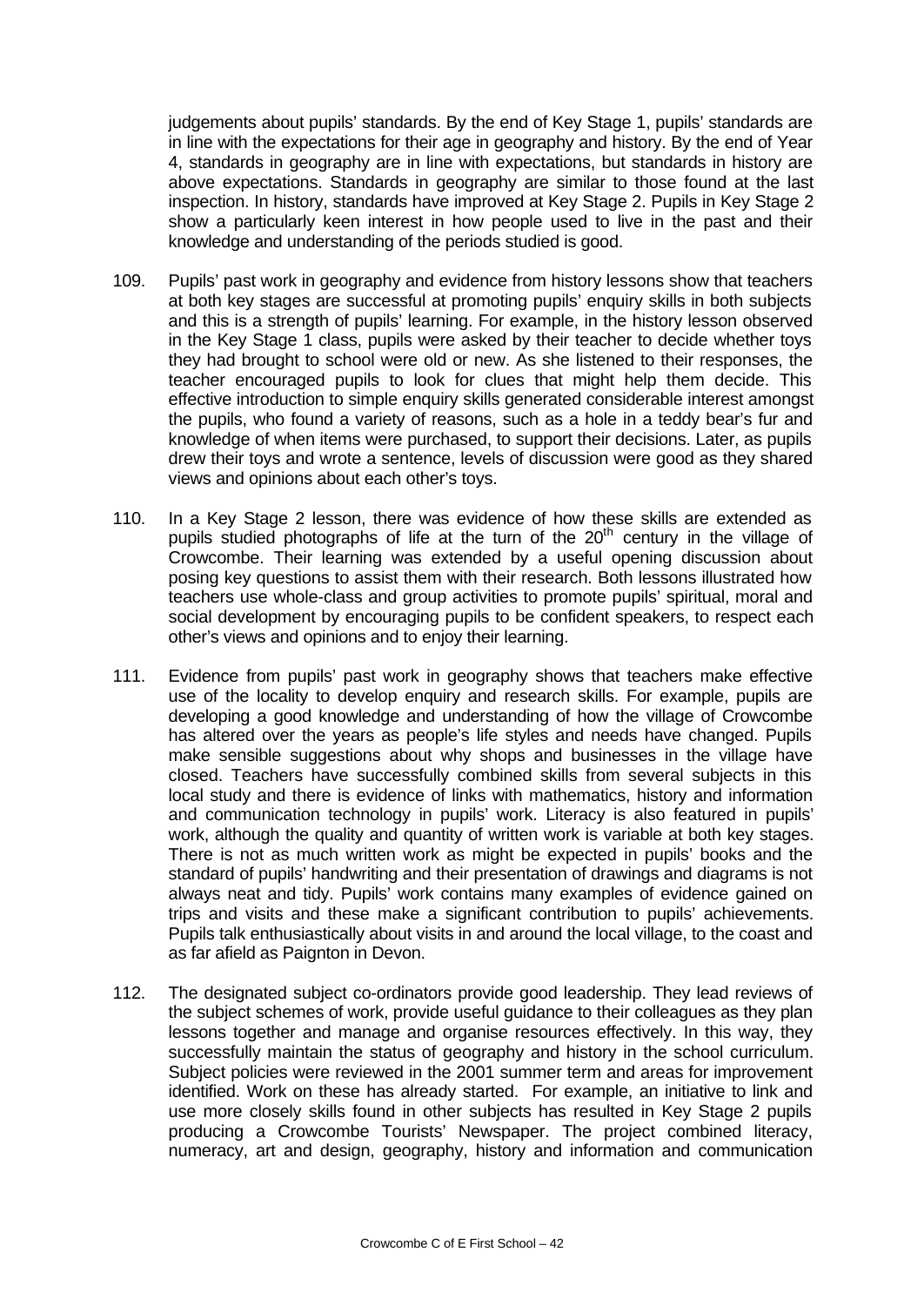judgements about pupils' standards. By the end of Key Stage 1, pupils' standards are in line with the expectations for their age in geography and history. By the end of Year 4, standards in geography are in line with expectations, but standards in history are above expectations. Standards in geography are similar to those found at the last inspection. In history, standards have improved at Key Stage 2. Pupils in Key Stage 2 show a particularly keen interest in how people used to live in the past and their knowledge and understanding of the periods studied is good.

109. Pupils' past work in geography and evidence from history lessons show that teachers at both key stages are successful at promoting pupils' enquiry skills in both subjects and this is a strength of pupils' learning. For example, in the history lesson observed in the Key Stage 1 class, pupils were asked by their teacher to decide whether toys they had brought to school were old or new. As she listened to their responses, the teacher encouraged pupils to look for clues that might help them decide. This effective introduction to simple enquiry skills generated considerable interest amongst the pupils, who found a variety of reasons, such as a hole in a teddy bear's fur and knowledge of when items were purchased, to support their decisions. Later, as pupils drew their toys and wrote a sentence, levels of discussion were good as they shared views and opinions about each other's toys.

110. In a Key Stage 2 lesson, there was evidence of how these skills are extended as pupils studied photographs of life at the turn of the 20th century in the village of Crowcombe. Their learning was extended by a useful opening discussion about posing key questions to assist them with their research. Both lessons illustrated how teachers use whole-class and group activities to promote pupils' spiritual, moral and social development by encouraging pupils to be confident speakers, to respect each other's views and opinions and to enjoy their learning.

111. Evidence from pupils' past work in geography shows that teachers make effective use of the locality to develop enquiry and research skills. For example, pupils are developing a good knowledge and understanding of how the village of Crowcombe has altered over the years as people's life styles and needs have changed. Pupils make sensible suggestions about why shops and businesses in the village have closed. Teachers have successfully combined skills from several subjects in this local study and there is evidence of links with mathematics, history and information and communication technology in pupils' work. Literacy is also featured in pupils' work, although the quality and quantity of written work is variable at both key stages. There is not as much written work as might be expected in pupils' books and the standard of pupils' handwriting and their presentation of drawings and diagrams is not always neat and tidy. Pupils' work contains many examples of evidence gained on trips and visits and these make a significant contribution to pupils' achievements. Pupils talk enthusiastically about visits in and around the local village, to the coast and as far afield as Paignton in Devon.

112. The designated subject co-ordinators provide good leadership. They lead reviews of the subject schemes of work, provide useful guidance to their colleagues as they plan lessons together and manage and organise resources effectively. In this way, they successfully maintain the status of geography and history in the school curriculum. Subject policies were reviewed in the 2001 summer term and areas for improvement identified. Work on these has already started. For example, an initiative to link and use more closely skills found in other subjects has resulted in Key Stage 2 pupils producing a Crowcombe Tourists' Newspaper. The project combined literacy, numeracy, art and design, geography, history and information and communication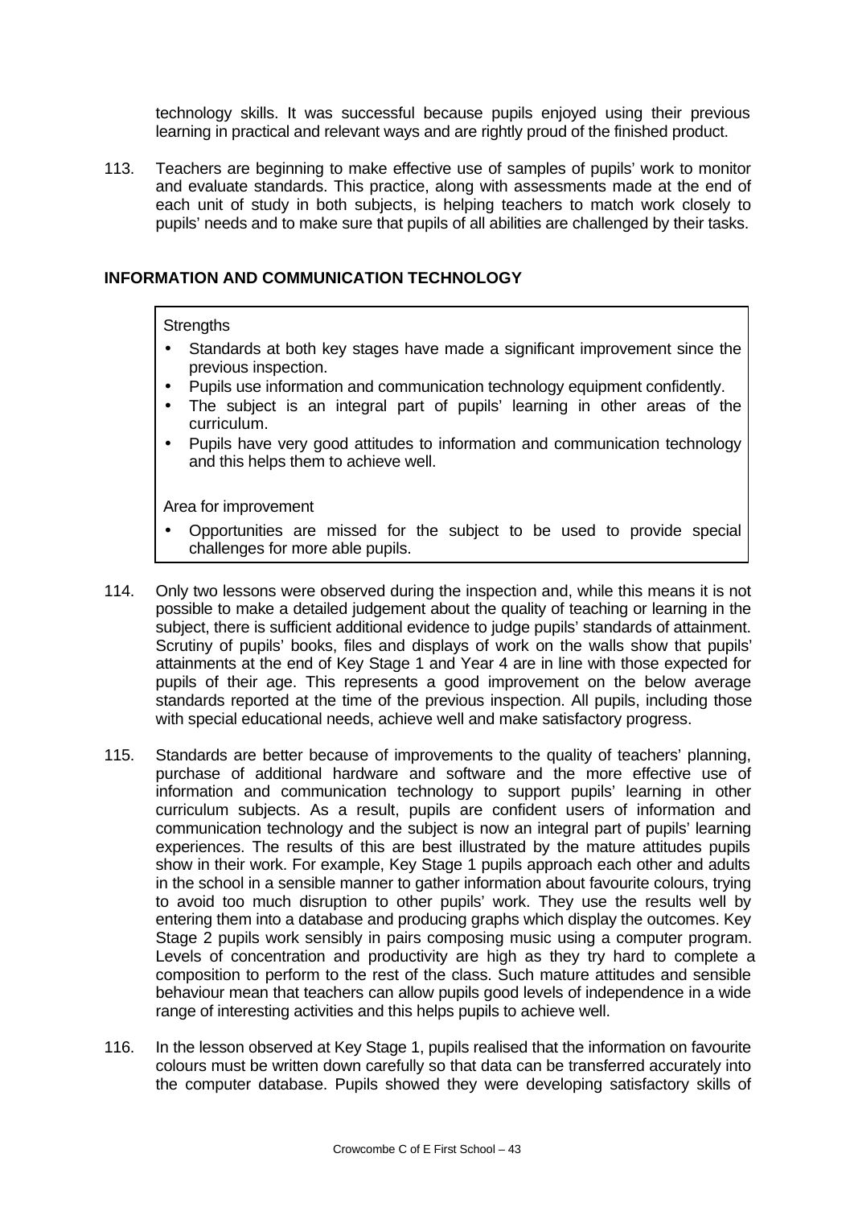technology skills. It was successful because pupils enjoyed using their previous learning in practical and relevant ways and are rightly proud of the finished product.

113. Teachers are beginning to make effective use of samples of pupils' work to monitor and evaluate standards. This practice, along with assessments made at the end of each unit of study in both subjects, is helping teachers to match work closely to pupils' needs and to make sure that pupils of all abilities are challenged by their tasks.

## INFORMATION AND COMMUNICATION TECHNOLOGY

Strengths

- Standards at both key stages have made a significant improvement since the previous inspection.
- Pupils use information and communication technology equipment confidently.
- The subject is an integral part of pupils' learning in other areas of the curriculum.
- Pupils have very good attitudes to information and communication technology and this helps them to achieve well.

Area for improvement

- Opportunities are missed for the subject to be used to provide special challenges for more able pupils.

114. Only two lessons were observed during the inspection and, while this means it is not possible to make a detailed judgement about the quality of teaching or learning in the subject, there is sufficient additional evidence to judge pupils' standards of attainment. Scrutiny of pupils' books, files and displays of work on the walls show that pupils' attainments at the end of Key Stage 1 and Year 4 are in line with those expected for pupils of their age. This represents a good improvement on the below average standards reported at the time of the previous inspection. All pupils, including those with special educational needs, achieve well and make satisfactory progress.

115. Standards are better because of improvements to the quality of teachers' planning, purchase of additional hardware and software and the more effective use of information and communication technology to support pupils' learning in other curriculum subjects. As a result, pupils are confident users of information and communication technology and the subject is now an integral part of pupils' learning experiences. The results of this are best illustrated by the mature attitudes pupils show in their work. For example, Key Stage 1 pupils approach each other and adults in the school in a sensible manner to gather information about favourite colours, trying to avoid too much disruption to other pupils' work. They use the results well by entering them into a database and producing graphs which display the outcomes. Key Stage 2 pupils work sensibly in pairs composing music using a computer program. Levels of concentration and productivity are high as they try hard to complete a composition to perform to the rest of the class. Such mature attitudes and sensible behaviour mean that teachers can allow pupils good levels of independence in a wide range of interesting activities and this helps pupils to achieve well.

116. In the lesson observed at Key Stage 1, pupils realised that the information on favourite colours must be written down carefully so that data can be transferred accurately into the computer database. Pupils showed they were developing satisfactory skills of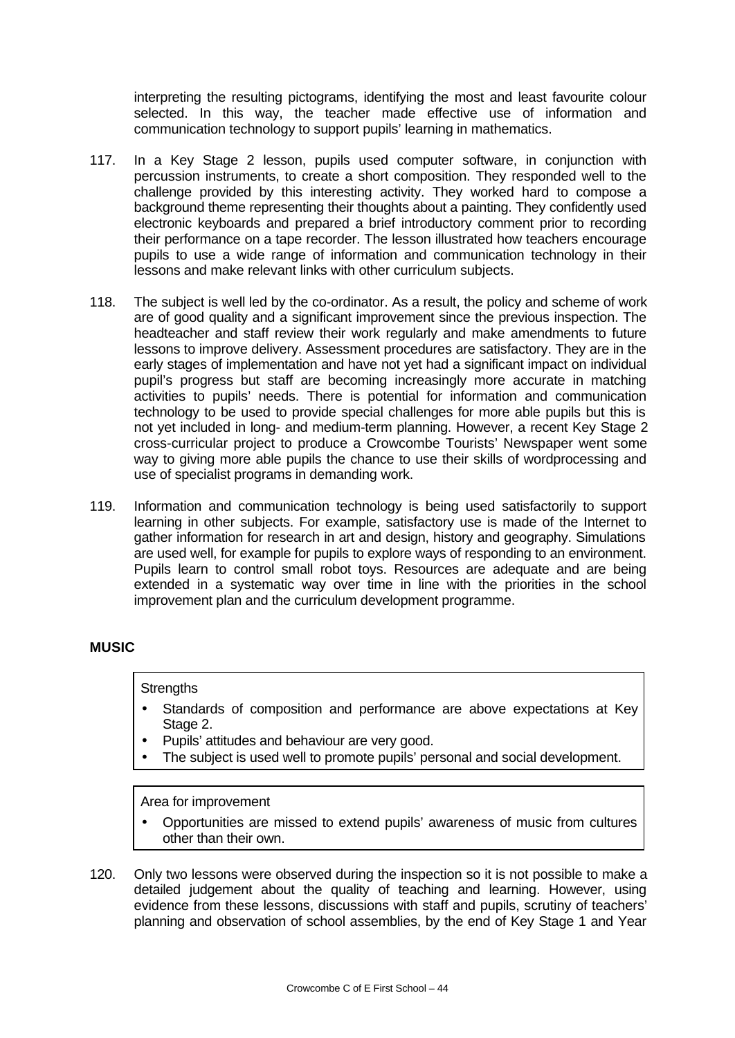interpreting the resulting pictograms, identifying the most and least favourite colour selected. In this way, the teacher made effective use of information and communication technology to support pupils' learning in mathematics.

117. In a Key Stage 2 lesson, pupils used computer software, in conjunction with percussion instruments, to create a short composition. They responded well to the challenge provided by this interesting activity. They worked hard to compose a background theme representing their thoughts about a painting. They confidently used electronic keyboards and prepared a brief introductory comment prior to recording their performance on a tape recorder. The lesson illustrated how teachers encourage pupils to use a wide range of information and communication technology in their lessons and make relevant links with other curriculum subjects.

118. The subject is well led by the co-ordinator. As a result, the policy and scheme of work are of good quality and a significant improvement since the previous inspection. The headteacher and staff review their work regularly and make amendments to future lessons to improve delivery. Assessment procedures are satisfactory. They are in the early stages of implementation and have not yet had a significant impact on individual pupil's progress but staff are becoming increasingly more accurate in matching activities to pupils' needs. There is potential for information and communication technology to be used to provide special challenges for more able pupils but this is not yet included in long- and medium-term planning. However, a recent Key Stage 2 cross-curricular project to produce a Crowcombe Tourists' Newspaper went some way to giving more able pupils the chance to use their skills of wordprocessing and use of specialist programs in demanding work.

119. Information and communication technology is being used satisfactorily to support learning in other subjects. For example, satisfactory use is made of the Internet to gather information for research in art and design, history and geography. Simulations are used well, for example for pupils to explore ways of responding to an environment. Pupils learn to control small robot toys. Resources are adequate and are being extended in a systematic way over time in line with the priorities in the school improvement plan and the curriculum development programme.

## MUSIC

Strengths

- Standards of composition and performance are above expectations at Key Stage 2.
- Pupils' attitudes and behaviour are very good.
- The subject is used well to promote pupils' personal and social development.

Area for improvement

- Opportunities are missed to extend pupils' awareness of music from cultures other than their own.

120. Only two lessons were observed during the inspection so it is not possible to make a detailed judgement about the quality of teaching and learning. However, using evidence from these lessons, discussions with staff and pupils, scrutiny of teachers' planning and observation of school assemblies, by the end of Key Stage 1 and Year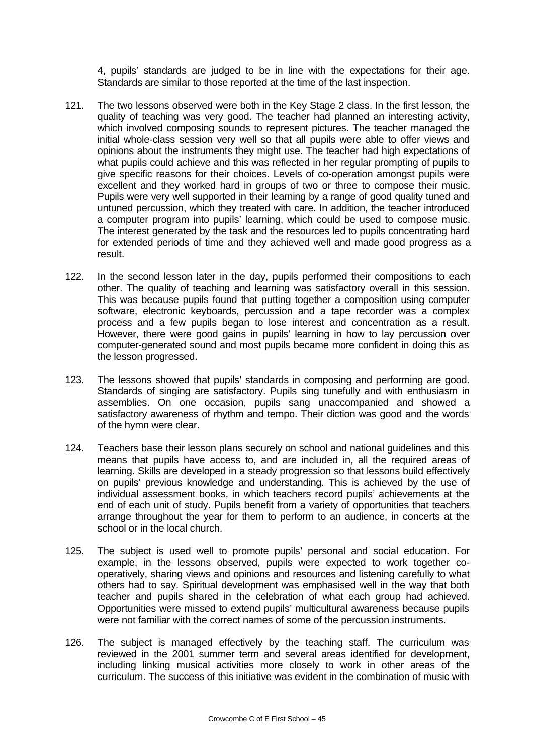4, pupils' standards are judged to be in line with the expectations for their age. Standards are similar to those reported at the time of the last inspection.

121. The two lessons observed were both in the Key Stage 2 class. In the first lesson, the quality of teaching was very good. The teacher had planned an interesting activity, which involved composing sounds to represent pictures. The teacher managed the initial whole-class session very well so that all pupils were able to offer views and opinions about the instruments they might use. The teacher had high expectations of what pupils could achieve and this was reflected in her regular prompting of pupils to give specific reasons for their choices. Levels of co-operation amongst pupils were excellent and they worked hard in groups of two or three to compose their music. Pupils were very well supported in their learning by a range of good quality tuned and untuned percussion, which they treated with care. In addition, the teacher introduced a computer program into pupils' learning, which could be used to compose music. The interest generated by the task and the resources led to pupils concentrating hard for extended periods of time and they achieved well and made good progress as a result.

122. In the second lesson later in the day, pupils performed their compositions to each other. The quality of teaching and learning was satisfactory overall in this session. This was because pupils found that putting together a composition using computer software, electronic keyboards, percussion and a tape recorder was a complex process and a few pupils began to lose interest and concentration as a result. However, there were good gains in pupils' learning in how to lay percussion over computer-generated sound and most pupils became more confident in doing this as the lesson progressed.

123. The lessons showed that pupils' standards in composing and performing are good. Standards of singing are satisfactory. Pupils sing tunefully and with enthusiasm in assemblies. On one occasion, pupils sang unaccompanied and showed a satisfactory awareness of rhythm and tempo. Their diction was good and the words of the hymn were clear.

124. Teachers base their lesson plans securely on school and national guidelines and this means that pupils have access to, and are included in, all the required areas of learning. Skills are developed in a steady progression so that lessons build effectively on pupils' previous knowledge and understanding. This is achieved by the use of individual assessment books, in which teachers record pupils' achievements at the end of each unit of study. Pupils benefit from a variety of opportunities that teachers arrange throughout the year for them to perform to an audience, in concerts at the school or in the local church.

125. The subject is used well to promote pupils' personal and social education. For example, in the lessons observed, pupils were expected to work together co-operatively, sharing views and opinions and resources and listening carefully to what others had to say. Spiritual development was emphasised well in the way that both teacher and pupils shared in the celebration of what each group had achieved. Opportunities were missed to extend pupils' multicultural awareness because pupils were not familiar with the correct names of some of the percussion instruments.

126. The subject is managed effectively by the teaching staff. The curriculum was reviewed in the 2001 summer term and several areas identified for development, including linking musical activities more closely to work in other areas of the curriculum. The success of this initiative was evident in the combination of music with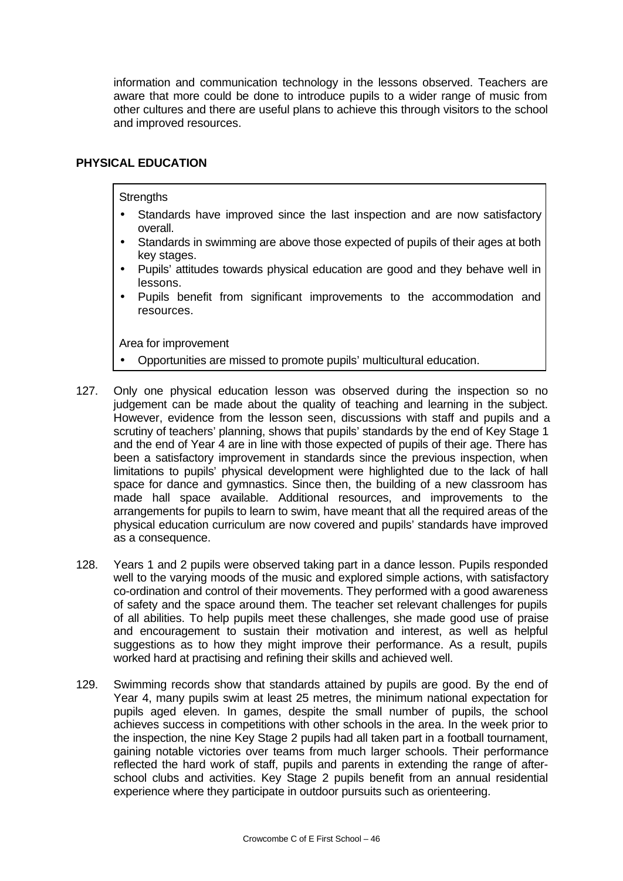information and communication technology in the lessons observed. Teachers are aware that more could be done to introduce pupils to a wider range of music from other cultures and there are useful plans to achieve this through visitors to the school and improved resources.

## PHYSICAL EDUCATION

Strengths

- Standards have improved since the last inspection and are now satisfactory overall.
- Standards in swimming are above those expected of pupils of their ages at both key stages.
- Pupils' attitudes towards physical education are good and they behave well in lessons.
- Pupils benefit from significant improvements to the accommodation and resources.

Area for improvement

- Opportunities are missed to promote pupils' multicultural education.

127. Only one physical education lesson was observed during the inspection so no judgement can be made about the quality of teaching and learning in the subject. However, evidence from the lesson seen, discussions with staff and pupils and a scrutiny of teachers' planning, shows that pupils' standards by the end of Key Stage 1 and the end of Year 4 are in line with those expected of pupils of their age. There has been a satisfactory improvement in standards since the previous inspection, when limitations to pupils' physical development were highlighted due to the lack of hall space for dance and gymnastics. Since then, the building of a new classroom has made hall space available. Additional resources, and improvements to the arrangements for pupils to learn to swim, have meant that all the required areas of the physical education curriculum are now covered and pupils' standards have improved as a consequence.

128. Years 1 and 2 pupils were observed taking part in a dance lesson. Pupils responded well to the varying moods of the music and explored simple actions, with satisfactory co-ordination and control of their movements. They performed with a good awareness of safety and the space around them. The teacher set relevant challenges for pupils of all abilities. To help pupils meet these challenges, she made good use of praise and encouragement to sustain their motivation and interest, as well as helpful suggestions as to how they might improve their performance. As a result, pupils worked hard at practising and refining their skills and achieved well.

129. Swimming records show that standards attained by pupils are good. By the end of Year 4, many pupils swim at least 25 metres, the minimum national expectation for pupils aged eleven. In games, despite the small number of pupils, the school achieves success in competitions with other schools in the area. In the week prior to the inspection, the nine Key Stage 2 pupils had all taken part in a football tournament, gaining notable victories over teams from much larger schools. Their performance reflected the hard work of staff, pupils and parents in extending the range of after-school clubs and activities. Key Stage 2 pupils benefit from an annual residential experience where they participate in outdoor pursuits such as orienteering.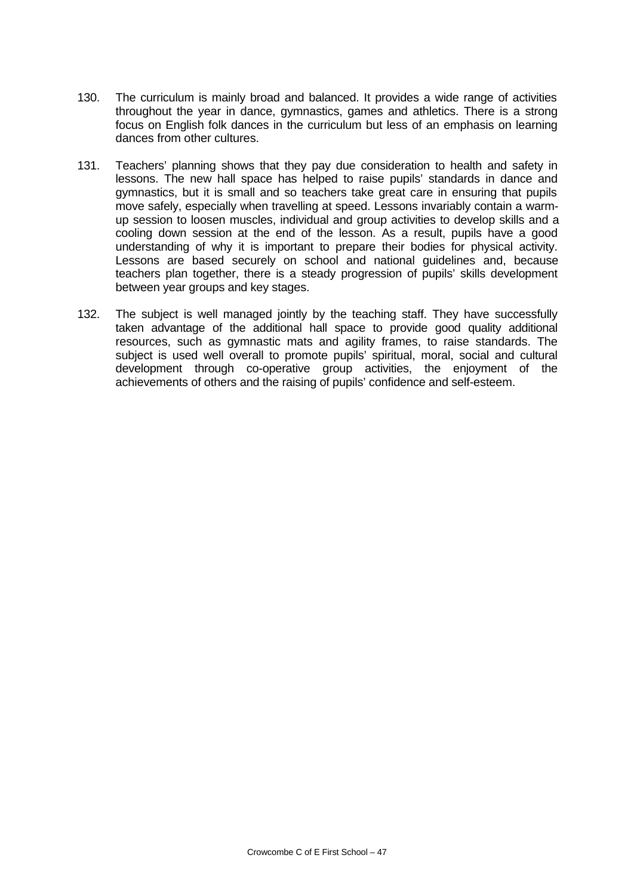130. The curriculum is mainly broad and balanced. It provides a wide range of activities throughout the year in dance, gymnastics, games and athletics. There is a strong focus on English folk dances in the curriculum but less of an emphasis on learning dances from other cultures.

131. Teachers' planning shows that they pay due consideration to health and safety in lessons. The new hall space has helped to raise pupils' standards in dance and gymnastics, but it is small and so teachers take great care in ensuring that pupils move safely, especially when travelling at speed. Lessons invariably contain a warm-up session to loosen muscles, individual and group activities to develop skills and a cooling down session at the end of the lesson. As a result, pupils have a good understanding of why it is important to prepare their bodies for physical activity. Lessons are based securely on school and national guidelines and, because teachers plan together, there is a steady progression of pupils' skills development between year groups and key stages.

132. The subject is well managed jointly by the teaching staff. They have successfully taken advantage of the additional hall space to provide good quality additional resources, such as gymnastic mats and agility frames, to raise standards. The subject is used well overall to promote pupils' spiritual, moral, social and cultural development through co-operative group activities, the enjoyment of the achievements of others and the raising of pupils' confidence and self-esteem.